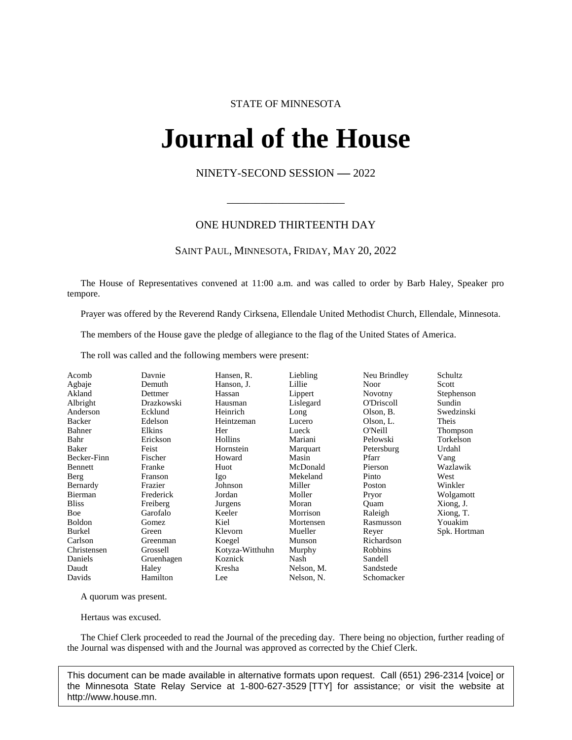STATE OF MINNESOTA

# Journal of the House

NINETY-SECOND SESSION — 2022

---

ONE HUNDRED THIRTEENTH DAY

SAINT PAUL, MINNESOTA, FRIDAY, MAY 20, 2022

The House of Representatives convened at 11:00 a.m. and was called to order by Barb Haley, Speaker pro tempore.

Prayer was offered by the Reverend Randy Cirksena, Ellendale United Methodist Church, Ellendale, Minnesota.

The members of the House gave the pledge of allegiance to the flag of the United States of America.

The roll was called and the following members were present:

| | | | | | |
|---|---|---|---|---|---|
| Acomb | Davnie | Hansen, R. | Liebling | Neu Brindley | Schultz |
| Agbaje | Demuth | Hanson, J. | Lillie | Noor | Scott |
| Akland | Dettmer | Hassan | Lippert | Novotny | Stephenson |
| Albright | Drazkowski | Hausman | Lislegard | O'Driscoll | Sundin |
| Anderson | Ecklund | Heinrich | Long | Olson, B. | Swedzinski |
| Backer | Edelson | Heintzeman | Lucero | Olson, L. | Theis |
| Bahner | Elkins | Her | Lueck | O'Neill | Thompson |
| Bahr | Erickson | Hollins | Mariani | Pelowski | Torkelson |
| Baker | Feist | Hornstein | Marquart | Petersburg | Urdahl |
| Becker-Finn | Fischer | Howard | Masin | Pfarr | Vang |
| Bennett | Franke | Huot | McDonald | Pierson | Wazlawik |
| Berg | Franson | Igo | Mekeland | Pinto | West |
| Bernardy | Frazier | Johnson | Miller | Poston | Winkler |
| Bierman | Frederick | Jordan | Moller | Pryor | Wolgamott |
| Bliss | Freiberg | Jurgens | Moran | Quam | Xiong, J. |
| Boe | Garofalo | Keeler | Morrison | Raleigh | Xiong, T. |
| Boldon | Gomez | Kiel | Mortensen | Rasmusson | Youakim |
| Burkel | Green | Klevorn | Mueller | Reyer | Spk. Hortman |
| Carlson | Greenman | Koegel | Munson | Richardson | |
| Christensen | Grossell | Kotyza-Witthuhn | Murphy | Robbins | |
| Daniels | Gruenhagen | Koznick | Nash | Sandell | |
| Daudt | Haley | Kresha | Nelson, M. | Sandstede | |
| Davids | Hamilton | Lee | Nelson, N. | Schomacker | |

A quorum was present.

Hertaus was excused.

The Chief Clerk proceeded to read the Journal of the preceding day. There being no objection, further reading of the Journal was dispensed with and the Journal was approved as corrected by the Chief Clerk.

This document can be made available in alternative formats upon request. Call (651) 296-2314 [voice] or the Minnesota State Relay Service at 1-800-627-3529 [TTY] for assistance; or visit the website at http://www.house.mn.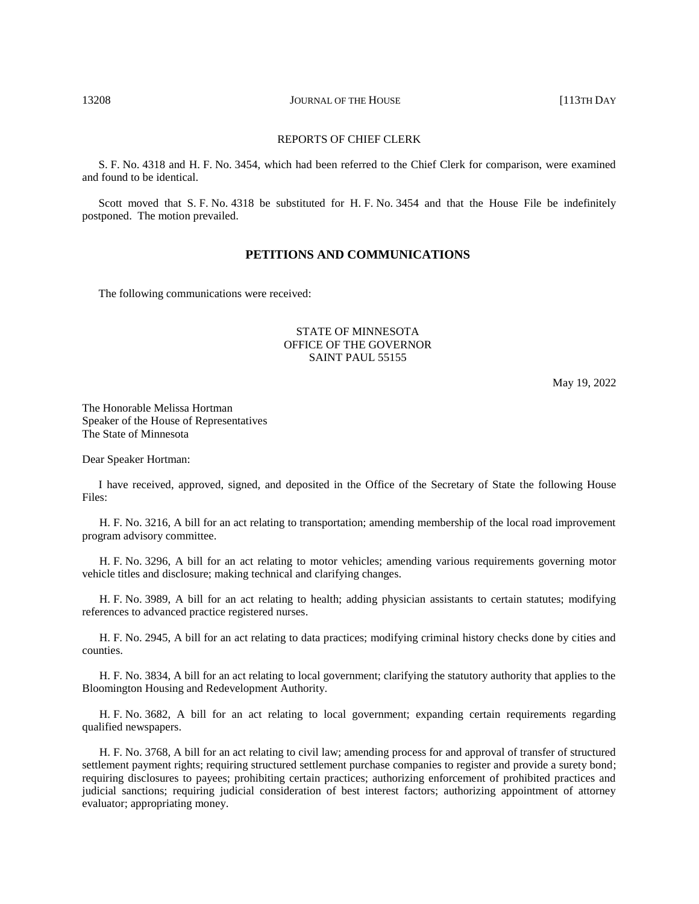REPORTS OF CHIEF CLERK

S. F. No. 4318 and H. F. No. 3454, which had been referred to the Chief Clerk for comparison, were examined and found to be identical.

Scott moved that S. F. No. 4318 be substituted for H. F. No. 3454 and that the House File be indefinitely postponed. The motion prevailed.

## PETITIONS AND COMMUNICATIONS

The following communications were received:

STATE OF MINNESOTA
OFFICE OF THE GOVERNOR
SAINT PAUL 55155

May 19, 2022

The Honorable Melissa Hortman
Speaker of the House of Representatives
The State of Minnesota

Dear Speaker Hortman:

I have received, approved, signed, and deposited in the Office of the Secretary of State the following House Files:

H. F. No. 3216, A bill for an act relating to transportation; amending membership of the local road improvement program advisory committee.

H. F. No. 3296, A bill for an act relating to motor vehicles; amending various requirements governing motor vehicle titles and disclosure; making technical and clarifying changes.

H. F. No. 3989, A bill for an act relating to health; adding physician assistants to certain statutes; modifying references to advanced practice registered nurses.

H. F. No. 2945, A bill for an act relating to data practices; modifying criminal history checks done by cities and counties.

H. F. No. 3834, A bill for an act relating to local government; clarifying the statutory authority that applies to the Bloomington Housing and Redevelopment Authority.

H. F. No. 3682, A bill for an act relating to local government; expanding certain requirements regarding qualified newspapers.

H. F. No. 3768, A bill for an act relating to civil law; amending process for and approval of transfer of structured settlement payment rights; requiring structured settlement purchase companies to register and provide a surety bond; requiring disclosures to payees; prohibiting certain practices; authorizing enforcement of prohibited practices and judicial sanctions; requiring judicial consideration of best interest factors; authorizing appointment of attorney evaluator; appropriating money.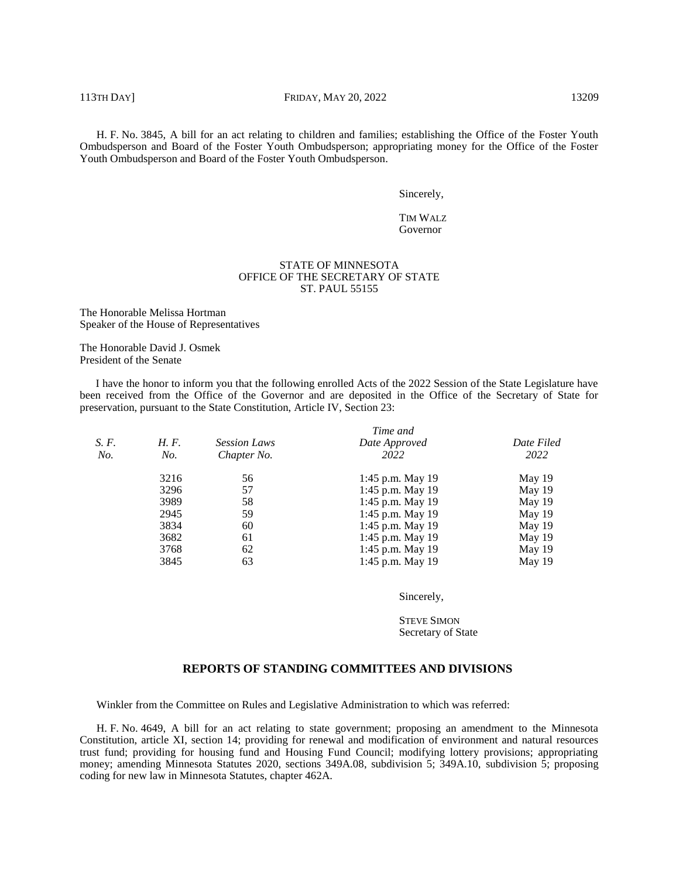H. F. No. 3845, A bill for an act relating to children and families; establishing the Office of the Foster Youth Ombudsperson and Board of the Foster Youth Ombudsperson; appropriating money for the Office of the Foster Youth Ombudsperson and Board of the Foster Youth Ombudsperson.

Sincerely,

TIM WALZ
Governor

STATE OF MINNESOTA
OFFICE OF THE SECRETARY OF STATE
ST. PAUL 55155

The Honorable Melissa Hortman
Speaker of the House of Representatives

The Honorable David J. Osmek
President of the Senate

I have the honor to inform you that the following enrolled Acts of the 2022 Session of the State Legislature have been received from the Office of the Governor and are deposited in the Office of the Secretary of State for preservation, pursuant to the State Constitution, Article IV, Section 23:

| *S. F. No.* | *H. F. No.* | *Session Laws Chapter No.* | *Time and Date Approved 2022* | *Date Filed 2022* |
|---|---|---|---|---|
| | 3216 | 56 | 1:45 p.m. May 19 | May 19 |
| | 3296 | 57 | 1:45 p.m. May 19 | May 19 |
| | 3989 | 58 | 1:45 p.m. May 19 | May 19 |
| | 2945 | 59 | 1:45 p.m. May 19 | May 19 |
| | 3834 | 60 | 1:45 p.m. May 19 | May 19 |
| | 3682 | 61 | 1:45 p.m. May 19 | May 19 |
| | 3768 | 62 | 1:45 p.m. May 19 | May 19 |
| | 3845 | 63 | 1:45 p.m. May 19 | May 19 |

Sincerely,

STEVE SIMON
Secretary of State

## REPORTS OF STANDING COMMITTEES AND DIVISIONS

Winkler from the Committee on Rules and Legislative Administration to which was referred:

H. F. No. 4649, A bill for an act relating to state government; proposing an amendment to the Minnesota Constitution, article XI, section 14; providing for renewal and modification of environment and natural resources trust fund; providing for housing fund and Housing Fund Council; modifying lottery provisions; appropriating money; amending Minnesota Statutes 2020, sections 349A.08, subdivision 5; 349A.10, subdivision 5; proposing coding for new law in Minnesota Statutes, chapter 462A.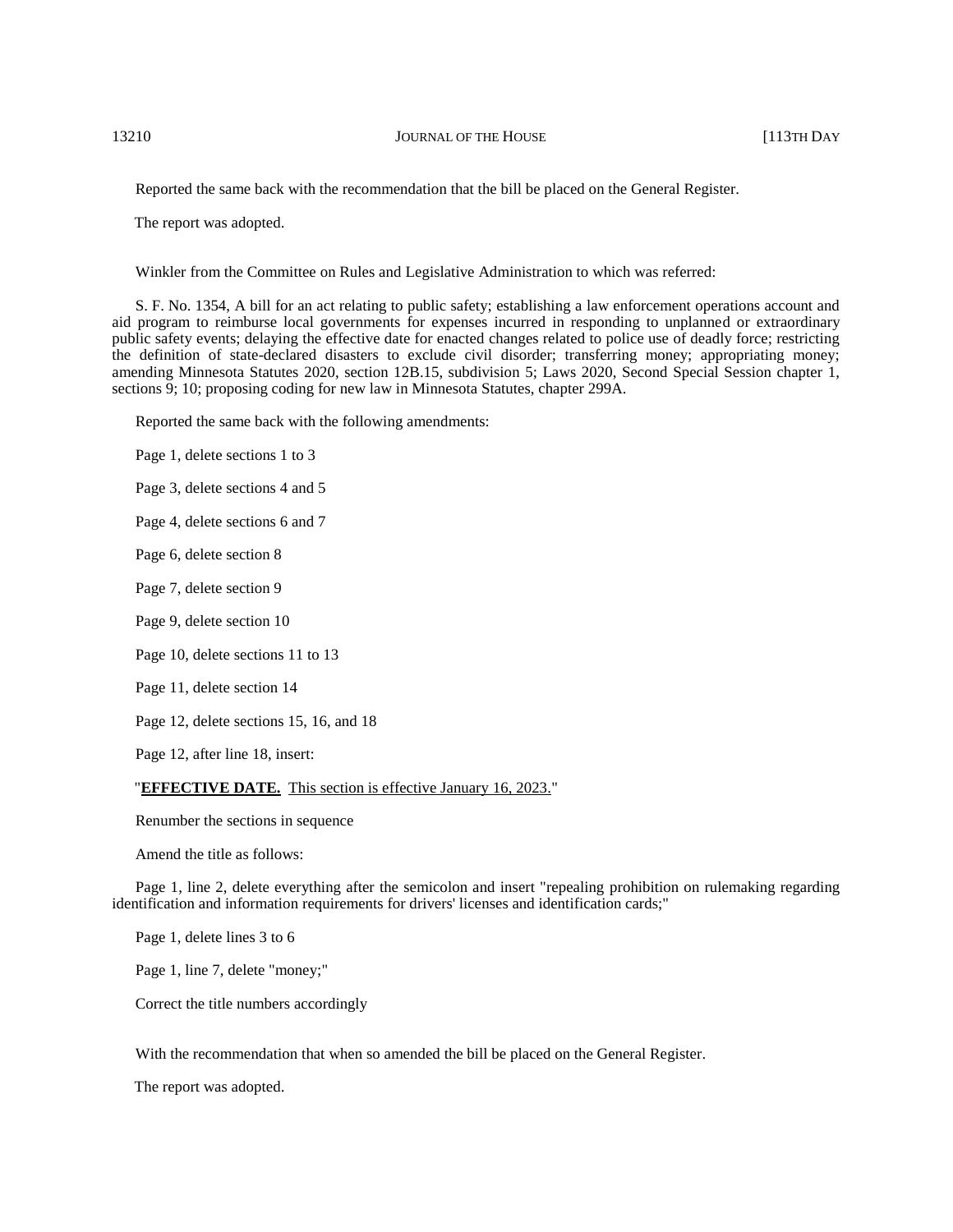Reported the same back with the recommendation that the bill be placed on the General Register.

The report was adopted.

Winkler from the Committee on Rules and Legislative Administration to which was referred:

S. F. No. 1354, A bill for an act relating to public safety; establishing a law enforcement operations account and aid program to reimburse local governments for expenses incurred in responding to unplanned or extraordinary public safety events; delaying the effective date for enacted changes related to police use of deadly force; restricting the definition of state-declared disasters to exclude civil disorder; transferring money; appropriating money; amending Minnesota Statutes 2020, section 12B.15, subdivision 5; Laws 2020, Second Special Session chapter 1, sections 9; 10; proposing coding for new law in Minnesota Statutes, chapter 299A.

Reported the same back with the following amendments:

Page 1, delete sections 1 to 3

Page 3, delete sections 4 and 5

Page 4, delete sections 6 and 7

Page 6, delete section 8

Page 7, delete section 9

Page 9, delete section 10

Page 10, delete sections 11 to 13

Page 11, delete section 14

Page 12, delete sections 15, 16, and 18

Page 12, after line 18, insert:

"**EFFECTIVE DATE.** This section is effective January 16, 2023."

Renumber the sections in sequence

Amend the title as follows:

Page 1, line 2, delete everything after the semicolon and insert "repealing prohibition on rulemaking regarding identification and information requirements for drivers' licenses and identification cards;"

Page 1, delete lines 3 to 6

Page 1, line 7, delete "money;"

Correct the title numbers accordingly

With the recommendation that when so amended the bill be placed on the General Register.

The report was adopted.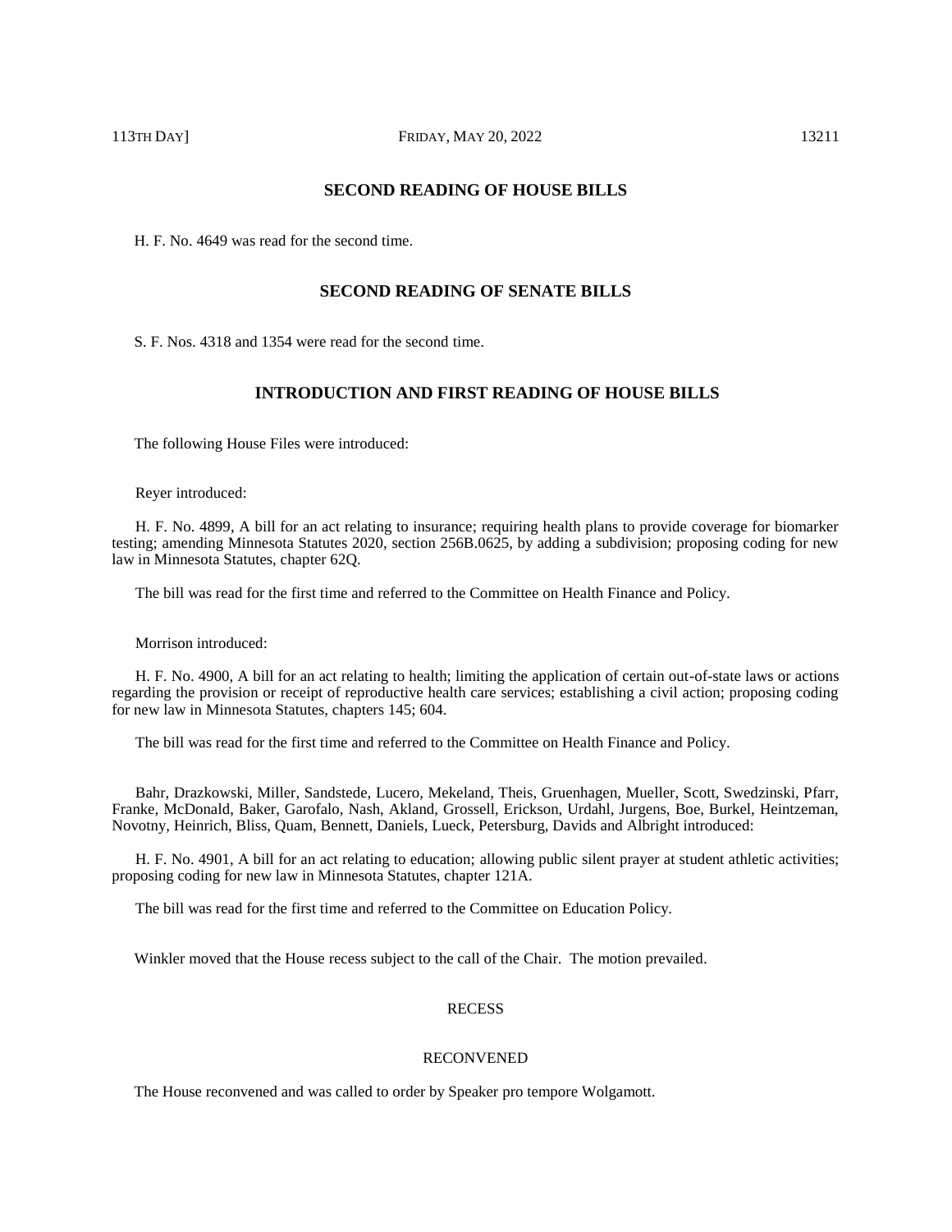## SECOND READING OF HOUSE BILLS

H. F. No. 4649 was read for the second time.

## SECOND READING OF SENATE BILLS

S. F. Nos. 4318 and 1354 were read for the second time.

## INTRODUCTION AND FIRST READING OF HOUSE BILLS

The following House Files were introduced:

Reyer introduced:

H. F. No. 4899, A bill for an act relating to insurance; requiring health plans to provide coverage for biomarker testing; amending Minnesota Statutes 2020, section 256B.0625, by adding a subdivision; proposing coding for new law in Minnesota Statutes, chapter 62Q.

The bill was read for the first time and referred to the Committee on Health Finance and Policy.

Morrison introduced:

H. F. No. 4900, A bill for an act relating to health; limiting the application of certain out-of-state laws or actions regarding the provision or receipt of reproductive health care services; establishing a civil action; proposing coding for new law in Minnesota Statutes, chapters 145; 604.

The bill was read for the first time and referred to the Committee on Health Finance and Policy.

Bahr, Drazkowski, Miller, Sandstede, Lucero, Mekeland, Theis, Gruenhagen, Mueller, Scott, Swedzinski, Pfarr, Franke, McDonald, Baker, Garofalo, Nash, Akland, Grossell, Erickson, Urdahl, Jurgens, Boe, Burkel, Heintzeman, Novotny, Heinrich, Bliss, Quam, Bennett, Daniels, Lueck, Petersburg, Davids and Albright introduced:

H. F. No. 4901, A bill for an act relating to education; allowing public silent prayer at student athletic activities; proposing coding for new law in Minnesota Statutes, chapter 121A.

The bill was read for the first time and referred to the Committee on Education Policy.

Winkler moved that the House recess subject to the call of the Chair. The motion prevailed.

RECESS

RECONVENED

The House reconvened and was called to order by Speaker pro tempore Wolgamott.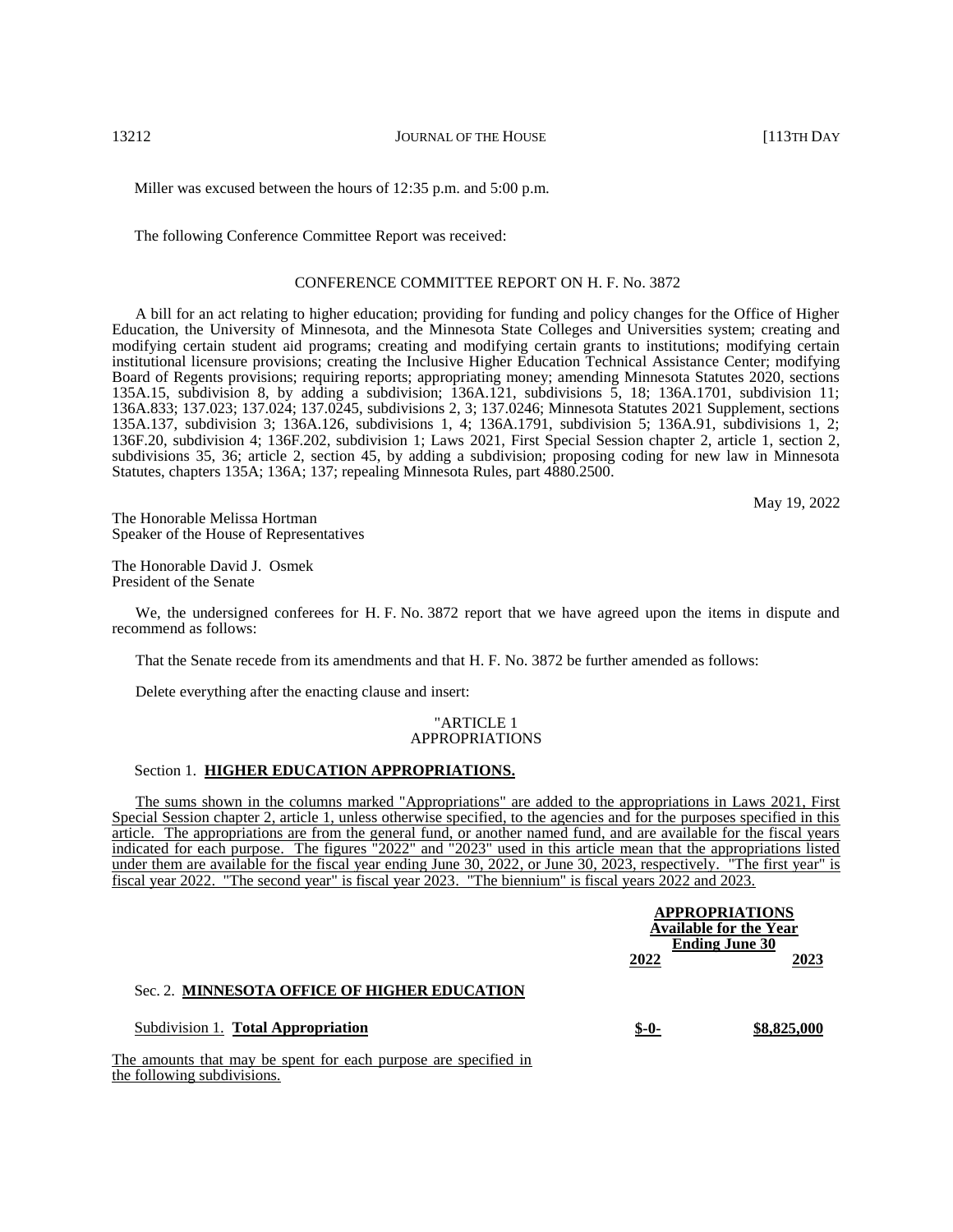Miller was excused between the hours of 12:35 p.m. and 5:00 p.m.

The following Conference Committee Report was received:

CONFERENCE COMMITTEE REPORT ON H. F. No. 3872

A bill for an act relating to higher education; providing for funding and policy changes for the Office of Higher Education, the University of Minnesota, and the Minnesota State Colleges and Universities system; creating and modifying certain student aid programs; creating and modifying certain grants to institutions; modifying certain institutional licensure provisions; creating the Inclusive Higher Education Technical Assistance Center; modifying Board of Regents provisions; requiring reports; appropriating money; amending Minnesota Statutes 2020, sections 135A.15, subdivision 8, by adding a subdivision; 136A.121, subdivisions 5, 18; 136A.1701, subdivision 11; 136A.833; 137.023; 137.024; 137.0245, subdivisions 2, 3; 137.0246; Minnesota Statutes 2021 Supplement, sections 135A.137, subdivision 3; 136A.126, subdivisions 1, 4; 136A.1791, subdivision 5; 136A.91, subdivisions 1, 2; 136F.20, subdivision 4; 136F.202, subdivision 1; Laws 2021, First Special Session chapter 2, article 1, section 2, subdivisions 35, 36; article 2, section 45, by adding a subdivision; proposing coding for new law in Minnesota Statutes, chapters 135A; 136A; 137; repealing Minnesota Rules, part 4880.2500.

May 19, 2022

The Honorable Melissa Hortman
Speaker of the House of Representatives

The Honorable David J. Osmek
President of the Senate

We, the undersigned conferees for H. F. No. 3872 report that we have agreed upon the items in dispute and recommend as follows:

That the Senate recede from its amendments and that H. F. No. 3872 be further amended as follows:

Delete everything after the enacting clause and insert:

"ARTICLE 1
APPROPRIATIONS

Section 1. **HIGHER EDUCATION APPROPRIATIONS.**

The sums shown in the columns marked "Appropriations" are added to the appropriations in Laws 2021, First Special Session chapter 2, article 1, unless otherwise specified, to the agencies and for the purposes specified in this article. The appropriations are from the general fund, or another named fund, and are available for the fiscal years indicated for each purpose. The figures "2022" and "2023" used in this article mean that the appropriations listed under them are available for the fiscal year ending June 30, 2022, or June 30, 2023, respectively. "The first year" is fiscal year 2022. "The second year" is fiscal year 2023. "The biennium" is fiscal years 2022 and 2023.

| | APPROPRIATIONS Available for the Year Ending June 30 | |
|---|---|---|
| | 2022 | 2023 |
| Sec. 2. **MINNESOTA OFFICE OF HIGHER EDUCATION** | | |
| Subdivision 1. **Total Appropriation** | **$-0-** | **$8,825,000** |

The amounts that may be spent for each purpose are specified in the following subdivisions.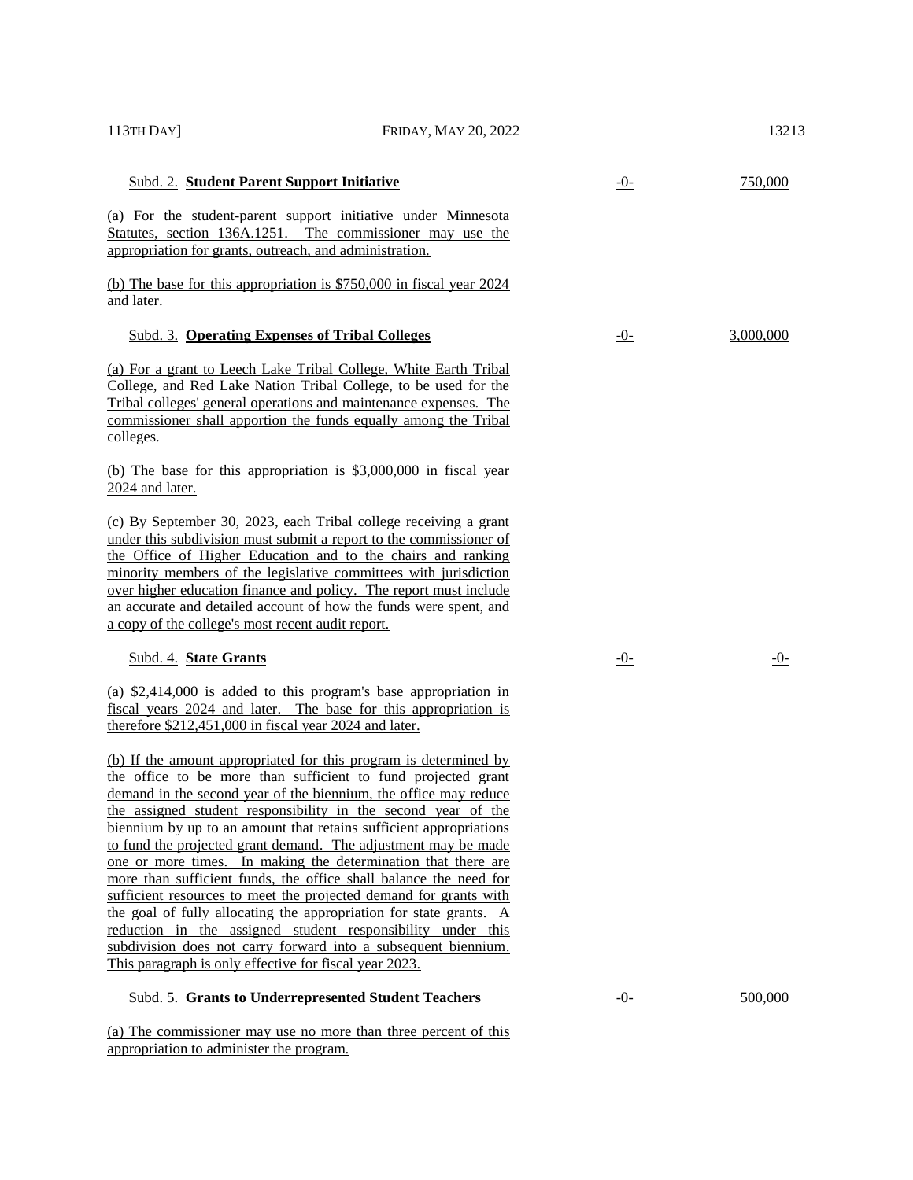| | | |
|---|---|---|
| Subd. 2. **Student Parent Support Initiative** | -0- | 750,000 |

(a) For the student-parent support initiative under Minnesota Statutes, section 136A.1251. The commissioner may use the appropriation for grants, outreach, and administration.

(b) The base for this appropriation is $750,000 in fiscal year 2024 and later.

| | | |
|---|---|---|
| Subd. 3. **Operating Expenses of Tribal Colleges** | -0- | 3,000,000 |

(a) For a grant to Leech Lake Tribal College, White Earth Tribal College, and Red Lake Nation Tribal College, to be used for the Tribal colleges' general operations and maintenance expenses. The commissioner shall apportion the funds equally among the Tribal colleges.

(b) The base for this appropriation is $3,000,000 in fiscal year 2024 and later.

(c) By September 30, 2023, each Tribal college receiving a grant under this subdivision must submit a report to the commissioner of the Office of Higher Education and to the chairs and ranking minority members of the legislative committees with jurisdiction over higher education finance and policy. The report must include an accurate and detailed account of how the funds were spent, and a copy of the college's most recent audit report.

| | | |
|---|---|---|
| Subd. 4. **State Grants** | -0- | -0- |

(a) $2,414,000 is added to this program's base appropriation in fiscal years 2024 and later. The base for this appropriation is therefore $212,451,000 in fiscal year 2024 and later.

(b) If the amount appropriated for this program is determined by the office to be more than sufficient to fund projected grant demand in the second year of the biennium, the office may reduce the assigned student responsibility in the second year of the biennium by up to an amount that retains sufficient appropriations to fund the projected grant demand. The adjustment may be made one or more times. In making the determination that there are more than sufficient funds, the office shall balance the need for sufficient resources to meet the projected demand for grants with the goal of fully allocating the appropriation for state grants. A reduction in the assigned student responsibility under this subdivision does not carry forward into a subsequent biennium. This paragraph is only effective for fiscal year 2023.

| | | |
|---|---|---|
| Subd. 5. **Grants to Underrepresented Student Teachers** | -0- | 500,000 |

(a) The commissioner may use no more than three percent of this appropriation to administer the program.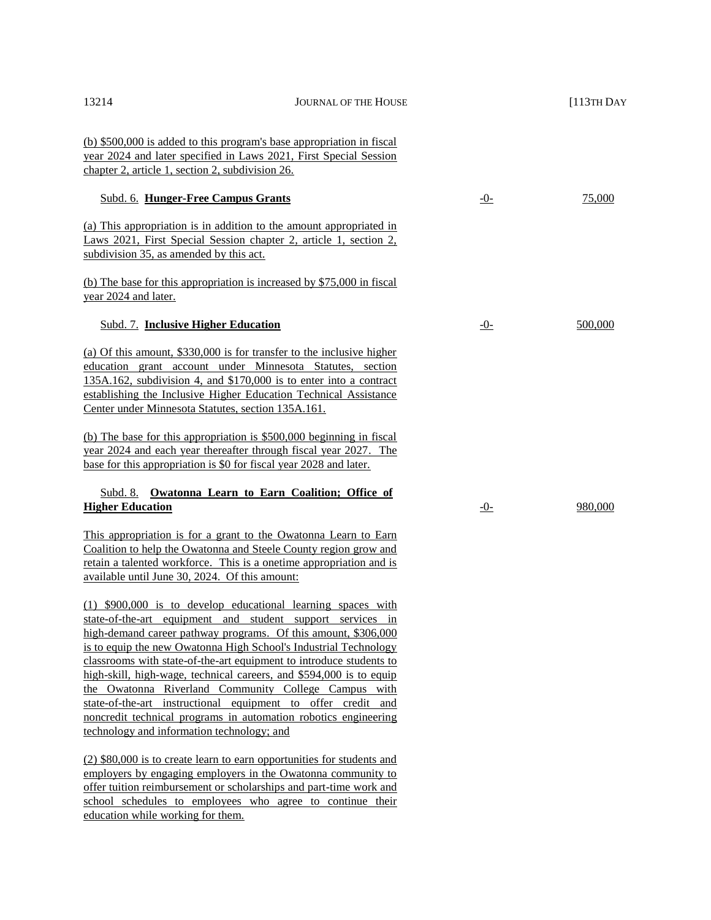(b) $500,000 is added to this program's base appropriation in fiscal year 2024 and later specified in Laws 2021, First Special Session chapter 2, article 1, section 2, subdivision 26.

| | | |
|---|---|---|
| Subd. 6. **Hunger-Free Campus Grants** | -0- | 75,000 |

(a) This appropriation is in addition to the amount appropriated in Laws 2021, First Special Session chapter 2, article 1, section 2, subdivision 35, as amended by this act.

(b) The base for this appropriation is increased by $75,000 in fiscal year 2024 and later.

| | | |
|---|---|---|
| Subd. 7. **Inclusive Higher Education** | -0- | 500,000 |

(a) Of this amount, $330,000 is for transfer to the inclusive higher education grant account under Minnesota Statutes, section 135A.162, subdivision 4, and $170,000 is to enter into a contract establishing the Inclusive Higher Education Technical Assistance Center under Minnesota Statutes, section 135A.161.

(b) The base for this appropriation is $500,000 beginning in fiscal year 2024 and each year thereafter through fiscal year 2027. The base for this appropriation is $0 for fiscal year 2028 and later.

| | | |
|---|---|---|
| Subd. 8. **Owatonna Learn to Earn Coalition; Office of Higher Education** | -0- | 980,000 |

This appropriation is for a grant to the Owatonna Learn to Earn Coalition to help the Owatonna and Steele County region grow and retain a talented workforce. This is a onetime appropriation and is available until June 30, 2024. Of this amount:

(1) $900,000 is to develop educational learning spaces with state-of-the-art equipment and student support services in high-demand career pathway programs. Of this amount, $306,000 is to equip the new Owatonna High School's Industrial Technology classrooms with state-of-the-art equipment to introduce students to high-skill, high-wage, technical careers, and $594,000 is to equip the Owatonna Riverland Community College Campus with state-of-the-art instructional equipment to offer credit and noncredit technical programs in automation robotics engineering technology and information technology; and

(2) $80,000 is to create learn to earn opportunities for students and employers by engaging employers in the Owatonna community to offer tuition reimbursement or scholarships and part-time work and school schedules to employees who agree to continue their education while working for them.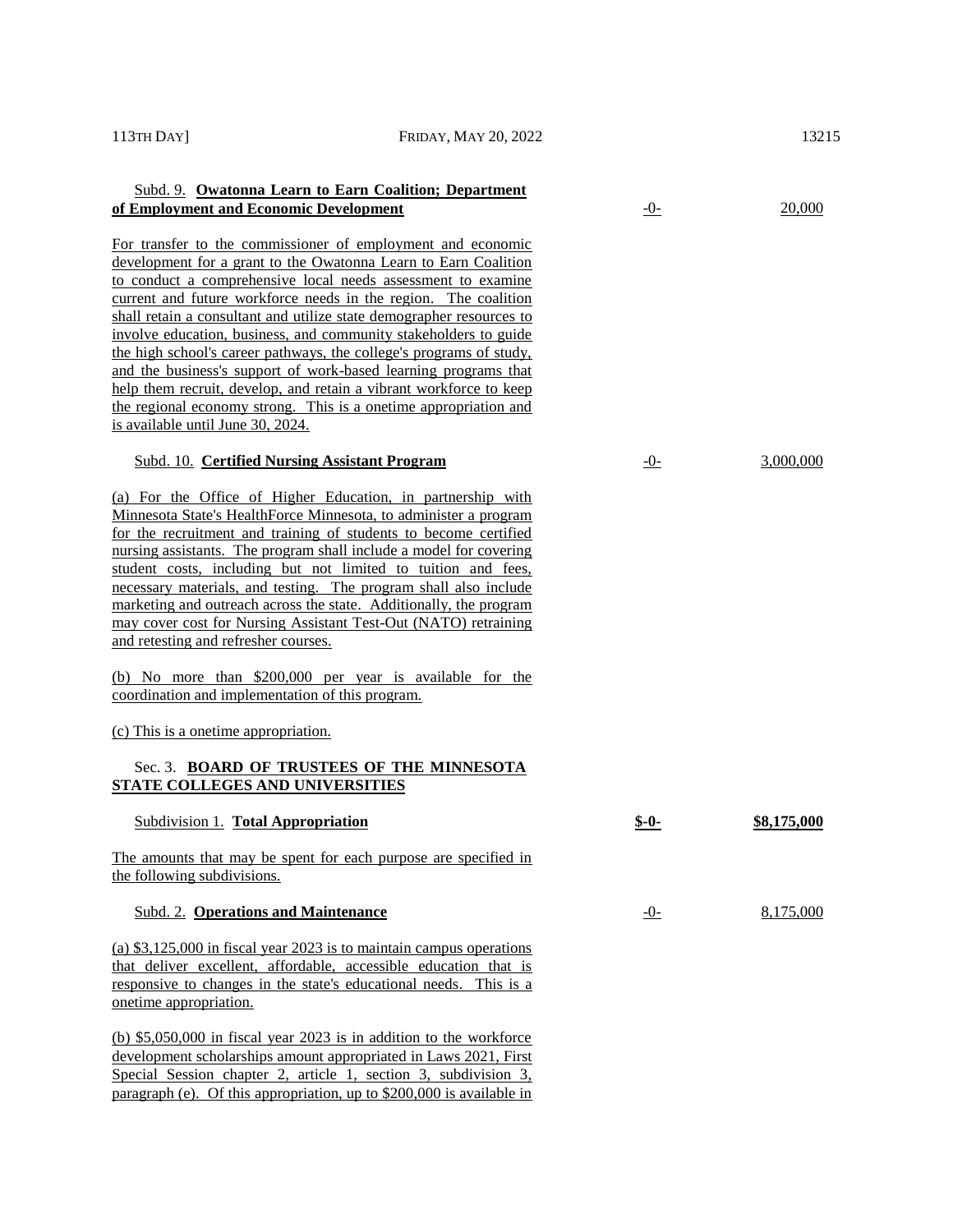Subd. 9. **Owatonna Learn to Earn Coalition; Department of Employment and Economic Development** -0- 20,000

For transfer to the commissioner of employment and economic development for a grant to the Owatonna Learn to Earn Coalition to conduct a comprehensive local needs assessment to examine current and future workforce needs in the region. The coalition shall retain a consultant and utilize state demographer resources to involve education, business, and community stakeholders to guide the high school's career pathways, the college's programs of study, and the business's support of work-based learning programs that help them recruit, develop, and retain a vibrant workforce to keep the regional economy strong. This is a onetime appropriation and is available until June 30, 2024.

Subd. 10. **Certified Nursing Assistant Program** -0- 3,000,000

(a) For the Office of Higher Education, in partnership with Minnesota State's HealthForce Minnesota, to administer a program for the recruitment and training of students to become certified nursing assistants. The program shall include a model for covering student costs, including but not limited to tuition and fees, necessary materials, and testing. The program shall also include marketing and outreach across the state. Additionally, the program may cover cost for Nursing Assistant Test-Out (NATO) retraining and retesting and refresher courses.

(b) No more than $200,000 per year is available for the coordination and implementation of this program.

(c) This is a onetime appropriation.

Sec. 3. **BOARD OF TRUSTEES OF THE MINNESOTA STATE COLLEGES AND UNIVERSITIES**

Subdivision 1. **Total Appropriation** **$-0-** **$8,175,000**

The amounts that may be spent for each purpose are specified in the following subdivisions.

Subd. 2. **Operations and Maintenance** -0- 8,175,000

(a) $3,125,000 in fiscal year 2023 is to maintain campus operations that deliver excellent, affordable, accessible education that is responsive to changes in the state's educational needs. This is a onetime appropriation.

(b) $5,050,000 in fiscal year 2023 is in addition to the workforce development scholarships amount appropriated in Laws 2021, First Special Session chapter 2, article 1, section 3, subdivision 3, paragraph (e). Of this appropriation, up to $200,000 is available in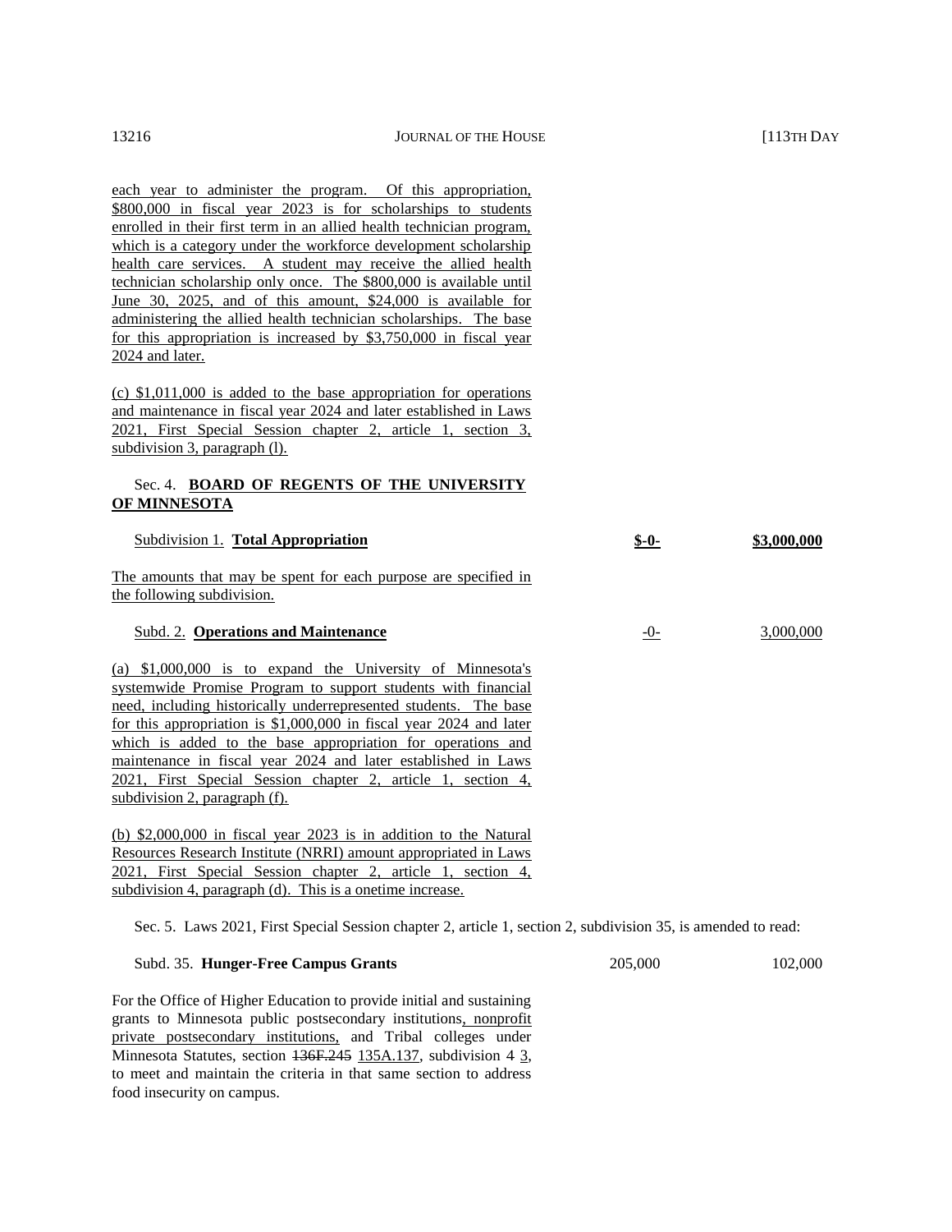each year to administer the program. Of this appropriation, \$800,000 in fiscal year 2023 is for scholarships to students enrolled in their first term in an allied health technician program, which is a category under the workforce development scholarship health care services. A student may receive the allied health technician scholarship only once. The \$800,000 is available until June 30, 2025, and of this amount, \$24,000 is available for administering the allied health technician scholarships. The base for this appropriation is increased by \$3,750,000 in fiscal year 2024 and later.

(c) \$1,011,000 is added to the base appropriation for operations and maintenance in fiscal year 2024 and later established in Laws 2021, First Special Session chapter 2, article 1, section 3, subdivision 3, paragraph (l).

Sec. 4. **BOARD OF REGENTS OF THE UNIVERSITY OF MINNESOTA**

| | | |
|---|---|---|
| Subdivision 1. **Total Appropriation** | **\$-0-** | **\$3,000,000** |

The amounts that may be spent for each purpose are specified in the following subdivision.

| | | |
|---|---|---|
| Subd. 2. **Operations and Maintenance** | -0- | 3,000,000 |

(a) \$1,000,000 is to expand the University of Minnesota's systemwide Promise Program to support students with financial need, including historically underrepresented students. The base for this appropriation is \$1,000,000 in fiscal year 2024 and later which is added to the base appropriation for operations and maintenance in fiscal year 2024 and later established in Laws 2021, First Special Session chapter 2, article 1, section 4, subdivision 2, paragraph (f).

(b) \$2,000,000 in fiscal year 2023 is in addition to the Natural Resources Research Institute (NRRI) amount appropriated in Laws 2021, First Special Session chapter 2, article 1, section 4, subdivision 4, paragraph (d). This is a onetime increase.

Sec. 5. Laws 2021, First Special Session chapter 2, article 1, section 2, subdivision 35, is amended to read:

| | | |
|---|---|---|
| Subd. 35. **Hunger-Free Campus Grants** | 205,000 | 102,000 |

For the Office of Higher Education to provide initial and sustaining grants to Minnesota public postsecondary institutions, nonprofit private postsecondary institutions, and Tribal colleges under Minnesota Statutes, section ~~136F.245~~ 135A.137, subdivision ~~4~~ 3, to meet and maintain the criteria in that same section to address food insecurity on campus.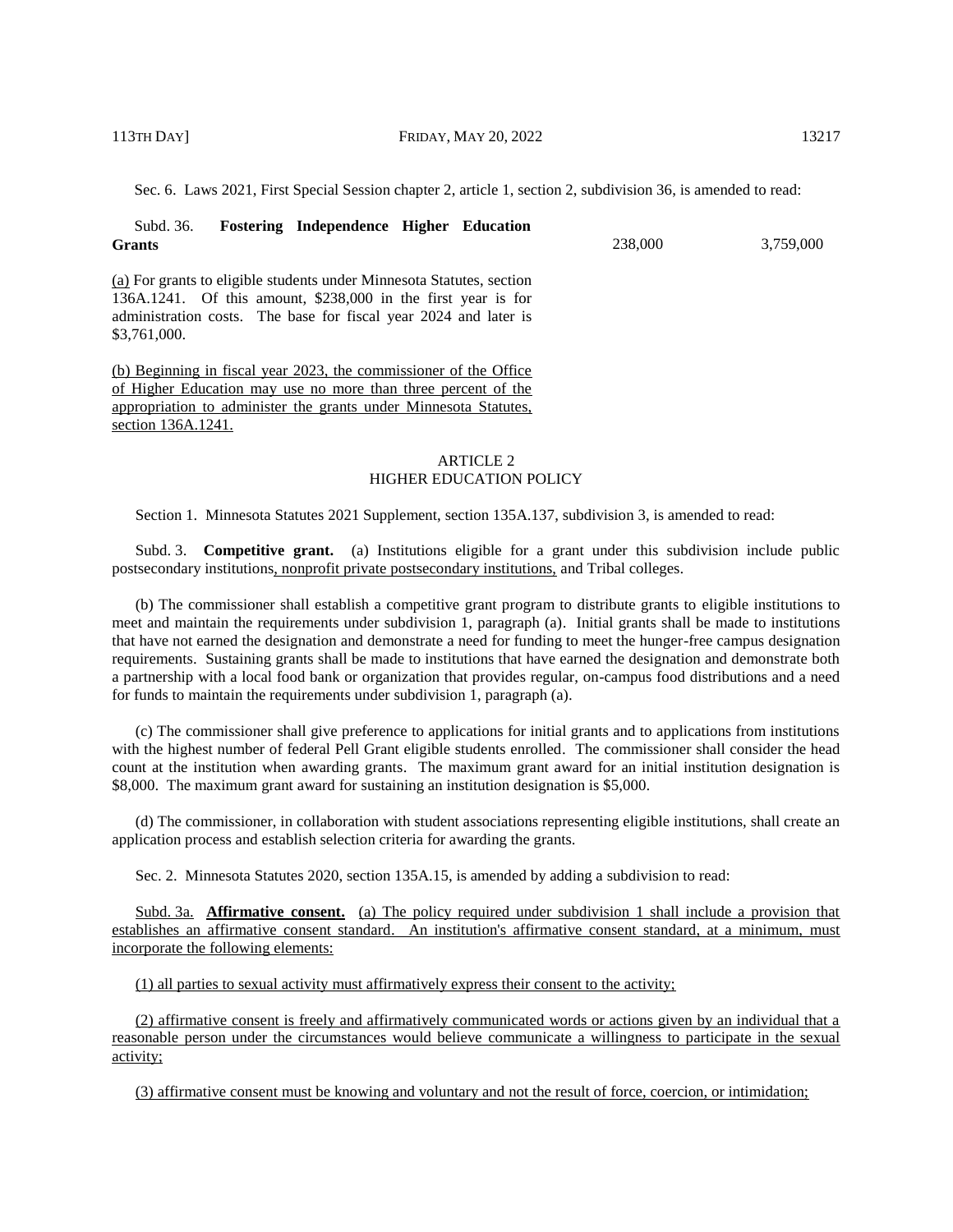Sec. 6. Laws 2021, First Special Session chapter 2, article 1, section 2, subdivision 36, is amended to read:

| Subd. 36. **Fostering Independence Higher Education Grants** | 238,000 | 3,759,000 |
|---|---|---|

(a) For grants to eligible students under Minnesota Statutes, section 136A.1241. Of this amount, $238,000 in the first year is for administration costs. The base for fiscal year 2024 and later is $3,761,000.

(b) Beginning in fiscal year 2023, the commissioner of the Office of Higher Education may use no more than three percent of the appropriation to administer the grants under Minnesota Statutes, section 136A.1241.

## ARTICLE 2
## HIGHER EDUCATION POLICY

Section 1. Minnesota Statutes 2021 Supplement, section 135A.137, subdivision 3, is amended to read:

Subd. 3. **Competitive grant.** (a) Institutions eligible for a grant under this subdivision include public postsecondary institutions, nonprofit private postsecondary institutions, and Tribal colleges.

(b) The commissioner shall establish a competitive grant program to distribute grants to eligible institutions to meet and maintain the requirements under subdivision 1, paragraph (a). Initial grants shall be made to institutions that have not earned the designation and demonstrate a need for funding to meet the hunger-free campus designation requirements. Sustaining grants shall be made to institutions that have earned the designation and demonstrate both a partnership with a local food bank or organization that provides regular, on-campus food distributions and a need for funds to maintain the requirements under subdivision 1, paragraph (a).

(c) The commissioner shall give preference to applications for initial grants and to applications from institutions with the highest number of federal Pell Grant eligible students enrolled. The commissioner shall consider the head count at the institution when awarding grants. The maximum grant award for an initial institution designation is $8,000. The maximum grant award for sustaining an institution designation is $5,000.

(d) The commissioner, in collaboration with student associations representing eligible institutions, shall create an application process and establish selection criteria for awarding the grants.

Sec. 2. Minnesota Statutes 2020, section 135A.15, is amended by adding a subdivision to read:

Subd. 3a. **Affirmative consent.** (a) The policy required under subdivision 1 shall include a provision that establishes an affirmative consent standard. An institution's affirmative consent standard, at a minimum, must incorporate the following elements:

(1) all parties to sexual activity must affirmatively express their consent to the activity;

(2) affirmative consent is freely and affirmatively communicated words or actions given by an individual that a reasonable person under the circumstances would believe communicate a willingness to participate in the sexual activity;

(3) affirmative consent must be knowing and voluntary and not the result of force, coercion, or intimidation;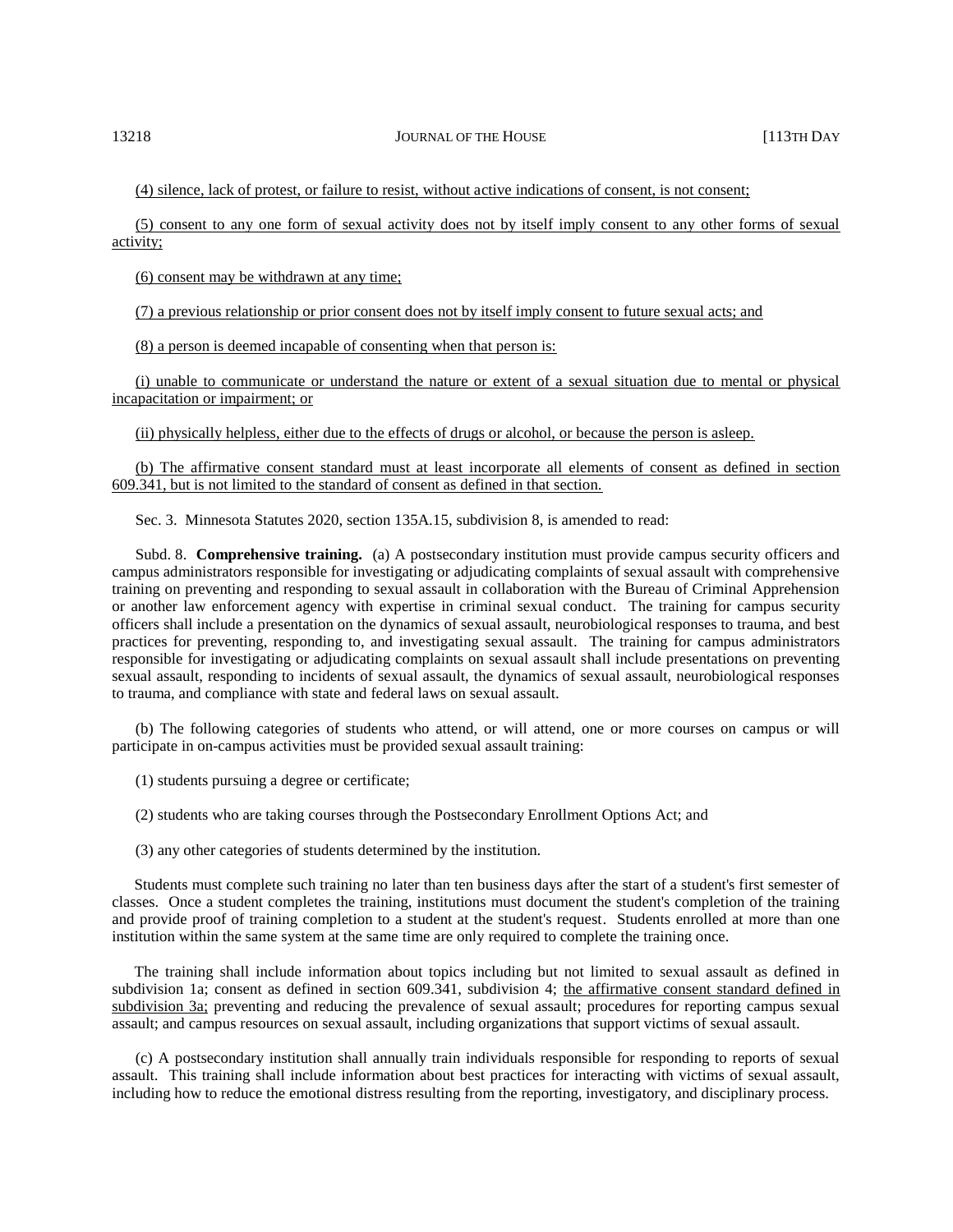(4) silence, lack of protest, or failure to resist, without active indications of consent, is not consent;

(5) consent to any one form of sexual activity does not by itself imply consent to any other forms of sexual activity;

(6) consent may be withdrawn at any time;

(7) a previous relationship or prior consent does not by itself imply consent to future sexual acts; and

(8) a person is deemed incapable of consenting when that person is:

(i) unable to communicate or understand the nature or extent of a sexual situation due to mental or physical incapacitation or impairment; or

(ii) physically helpless, either due to the effects of drugs or alcohol, or because the person is asleep.

(b) The affirmative consent standard must at least incorporate all elements of consent as defined in section 609.341, but is not limited to the standard of consent as defined in that section.

Sec. 3. Minnesota Statutes 2020, section 135A.15, subdivision 8, is amended to read:

Subd. 8. **Comprehensive training.** (a) A postsecondary institution must provide campus security officers and campus administrators responsible for investigating or adjudicating complaints of sexual assault with comprehensive training on preventing and responding to sexual assault in collaboration with the Bureau of Criminal Apprehension or another law enforcement agency with expertise in criminal sexual conduct. The training for campus security officers shall include a presentation on the dynamics of sexual assault, neurobiological responses to trauma, and best practices for preventing, responding to, and investigating sexual assault. The training for campus administrators responsible for investigating or adjudicating complaints on sexual assault shall include presentations on preventing sexual assault, responding to incidents of sexual assault, the dynamics of sexual assault, neurobiological responses to trauma, and compliance with state and federal laws on sexual assault.

(b) The following categories of students who attend, or will attend, one or more courses on campus or will participate in on-campus activities must be provided sexual assault training:

(1) students pursuing a degree or certificate;

(2) students who are taking courses through the Postsecondary Enrollment Options Act; and

(3) any other categories of students determined by the institution.

Students must complete such training no later than ten business days after the start of a student's first semester of classes. Once a student completes the training, institutions must document the student's completion of the training and provide proof of training completion to a student at the student's request. Students enrolled at more than one institution within the same system at the same time are only required to complete the training once.

The training shall include information about topics including but not limited to sexual assault as defined in subdivision 1a; consent as defined in section 609.341, subdivision 4; the affirmative consent standard defined in subdivision 3a; preventing and reducing the prevalence of sexual assault; procedures for reporting campus sexual assault; and campus resources on sexual assault, including organizations that support victims of sexual assault.

(c) A postsecondary institution shall annually train individuals responsible for responding to reports of sexual assault. This training shall include information about best practices for interacting with victims of sexual assault, including how to reduce the emotional distress resulting from the reporting, investigatory, and disciplinary process.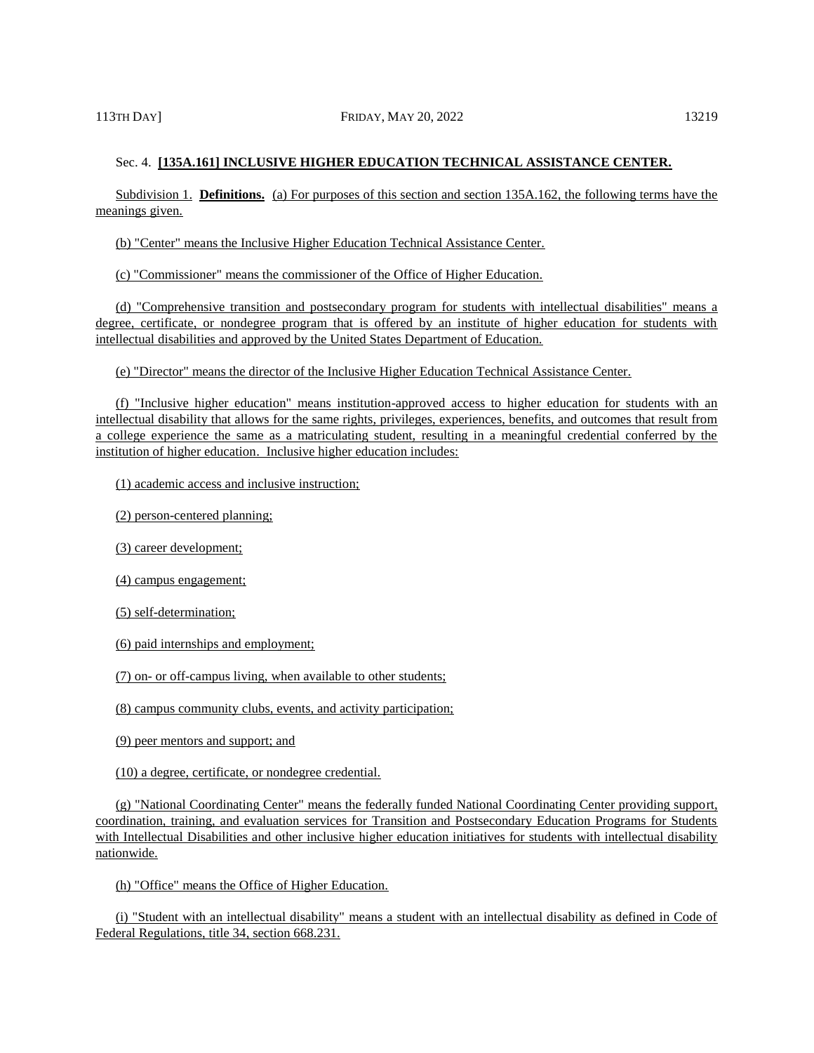Sec. 4. **[135A.161] INCLUSIVE HIGHER EDUCATION TECHNICAL ASSISTANCE CENTER.**

Subdivision 1. **Definitions.** (a) For purposes of this section and section 135A.162, the following terms have the meanings given.

(b) "Center" means the Inclusive Higher Education Technical Assistance Center.

(c) "Commissioner" means the commissioner of the Office of Higher Education.

(d) "Comprehensive transition and postsecondary program for students with intellectual disabilities" means a degree, certificate, or nondegree program that is offered by an institute of higher education for students with intellectual disabilities and approved by the United States Department of Education.

(e) "Director" means the director of the Inclusive Higher Education Technical Assistance Center.

(f) "Inclusive higher education" means institution-approved access to higher education for students with an intellectual disability that allows for the same rights, privileges, experiences, benefits, and outcomes that result from a college experience the same as a matriculating student, resulting in a meaningful credential conferred by the institution of higher education. Inclusive higher education includes:

(1) academic access and inclusive instruction;

(2) person-centered planning;

(3) career development;

(4) campus engagement;

(5) self-determination;

(6) paid internships and employment;

(7) on- or off-campus living, when available to other students;

(8) campus community clubs, events, and activity participation;

(9) peer mentors and support; and

(10) a degree, certificate, or nondegree credential.

(g) "National Coordinating Center" means the federally funded National Coordinating Center providing support, coordination, training, and evaluation services for Transition and Postsecondary Education Programs for Students with Intellectual Disabilities and other inclusive higher education initiatives for students with intellectual disability nationwide.

(h) "Office" means the Office of Higher Education.

(i) "Student with an intellectual disability" means a student with an intellectual disability as defined in Code of Federal Regulations, title 34, section 668.231.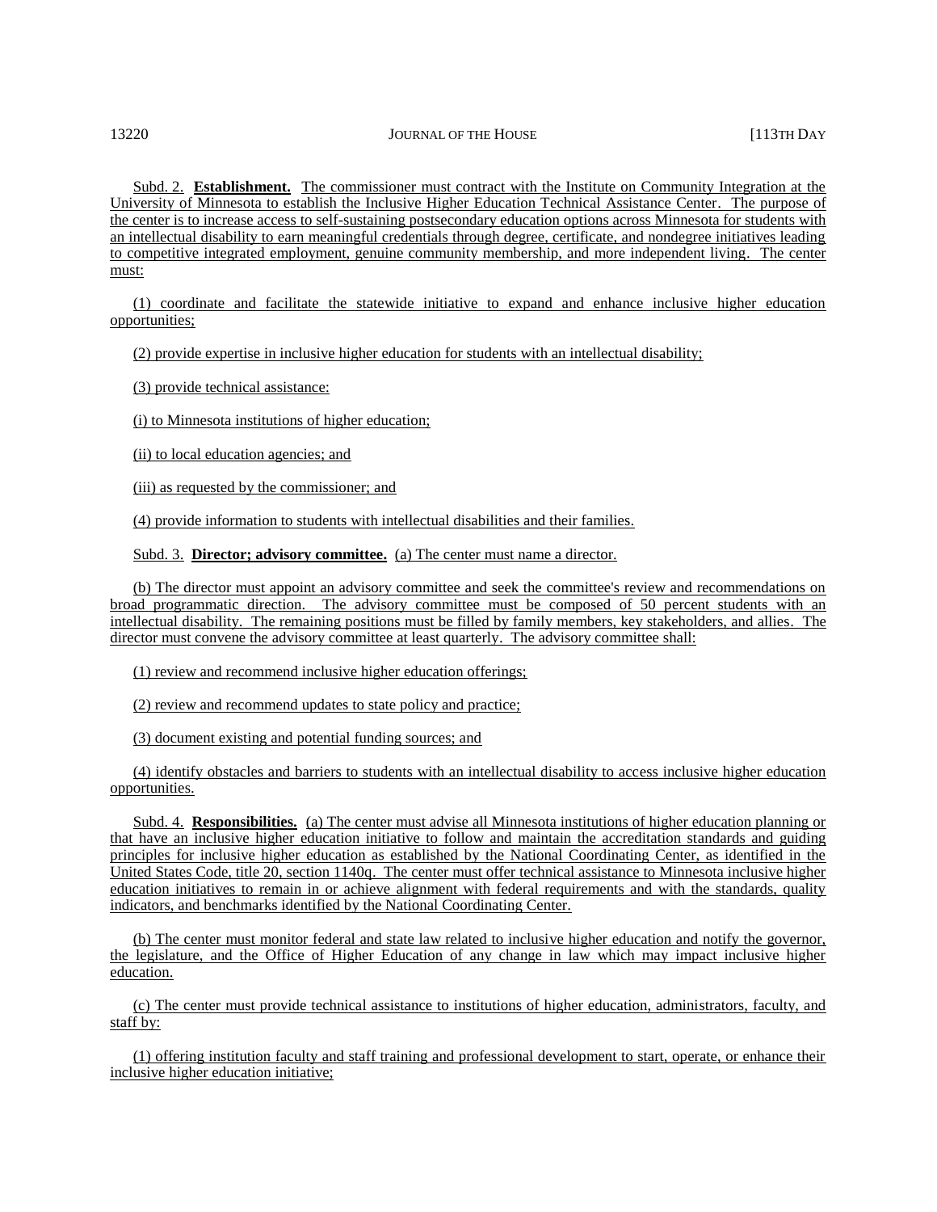Subd. 2. **Establishment.** The commissioner must contract with the Institute on Community Integration at the University of Minnesota to establish the Inclusive Higher Education Technical Assistance Center. The purpose of the center is to increase access to self-sustaining postsecondary education options across Minnesota for students with an intellectual disability to earn meaningful credentials through degree, certificate, and nondegree initiatives leading to competitive integrated employment, genuine community membership, and more independent living. The center must:

(1) coordinate and facilitate the statewide initiative to expand and enhance inclusive higher education opportunities;

(2) provide expertise in inclusive higher education for students with an intellectual disability;

(3) provide technical assistance:

(i) to Minnesota institutions of higher education;

(ii) to local education agencies; and

(iii) as requested by the commissioner; and

(4) provide information to students with intellectual disabilities and their families.

Subd. 3. **Director; advisory committee.** (a) The center must name a director.

(b) The director must appoint an advisory committee and seek the committee's review and recommendations on broad programmatic direction. The advisory committee must be composed of 50 percent students with an intellectual disability. The remaining positions must be filled by family members, key stakeholders, and allies. The director must convene the advisory committee at least quarterly. The advisory committee shall:

(1) review and recommend inclusive higher education offerings;

(2) review and recommend updates to state policy and practice;

(3) document existing and potential funding sources; and

(4) identify obstacles and barriers to students with an intellectual disability to access inclusive higher education opportunities.

Subd. 4. **Responsibilities.** (a) The center must advise all Minnesota institutions of higher education planning or that have an inclusive higher education initiative to follow and maintain the accreditation standards and guiding principles for inclusive higher education as established by the National Coordinating Center, as identified in the United States Code, title 20, section 1140q. The center must offer technical assistance to Minnesota inclusive higher education initiatives to remain in or achieve alignment with federal requirements and with the standards, quality indicators, and benchmarks identified by the National Coordinating Center.

(b) The center must monitor federal and state law related to inclusive higher education and notify the governor, the legislature, and the Office of Higher Education of any change in law which may impact inclusive higher education.

(c) The center must provide technical assistance to institutions of higher education, administrators, faculty, and staff by:

(1) offering institution faculty and staff training and professional development to start, operate, or enhance their inclusive higher education initiative;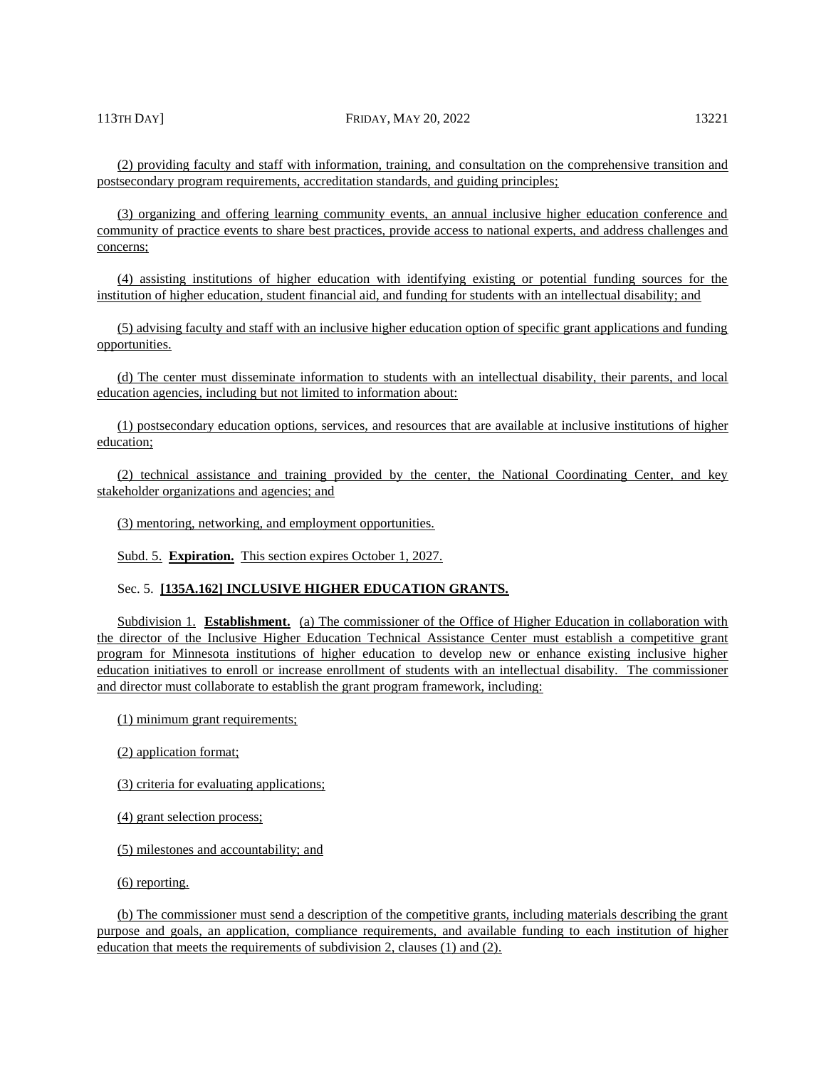(2) providing faculty and staff with information, training, and consultation on the comprehensive transition and postsecondary program requirements, accreditation standards, and guiding principles;

(3) organizing and offering learning community events, an annual inclusive higher education conference and community of practice events to share best practices, provide access to national experts, and address challenges and concerns;

(4) assisting institutions of higher education with identifying existing or potential funding sources for the institution of higher education, student financial aid, and funding for students with an intellectual disability; and

(5) advising faculty and staff with an inclusive higher education option of specific grant applications and funding opportunities.

(d) The center must disseminate information to students with an intellectual disability, their parents, and local education agencies, including but not limited to information about:

(1) postsecondary education options, services, and resources that are available at inclusive institutions of higher education;

(2) technical assistance and training provided by the center, the National Coordinating Center, and key stakeholder organizations and agencies; and

(3) mentoring, networking, and employment opportunities.

Subd. 5. **Expiration.** This section expires October 1, 2027.

Sec. 5. **[135A.162] INCLUSIVE HIGHER EDUCATION GRANTS.**

Subdivision 1. **Establishment.** (a) The commissioner of the Office of Higher Education in collaboration with the director of the Inclusive Higher Education Technical Assistance Center must establish a competitive grant program for Minnesota institutions of higher education to develop new or enhance existing inclusive higher education initiatives to enroll or increase enrollment of students with an intellectual disability. The commissioner and director must collaborate to establish the grant program framework, including:

(1) minimum grant requirements;

(2) application format;

(3) criteria for evaluating applications;

(4) grant selection process;

(5) milestones and accountability; and

(6) reporting.

(b) The commissioner must send a description of the competitive grants, including materials describing the grant purpose and goals, an application, compliance requirements, and available funding to each institution of higher education that meets the requirements of subdivision 2, clauses (1) and (2).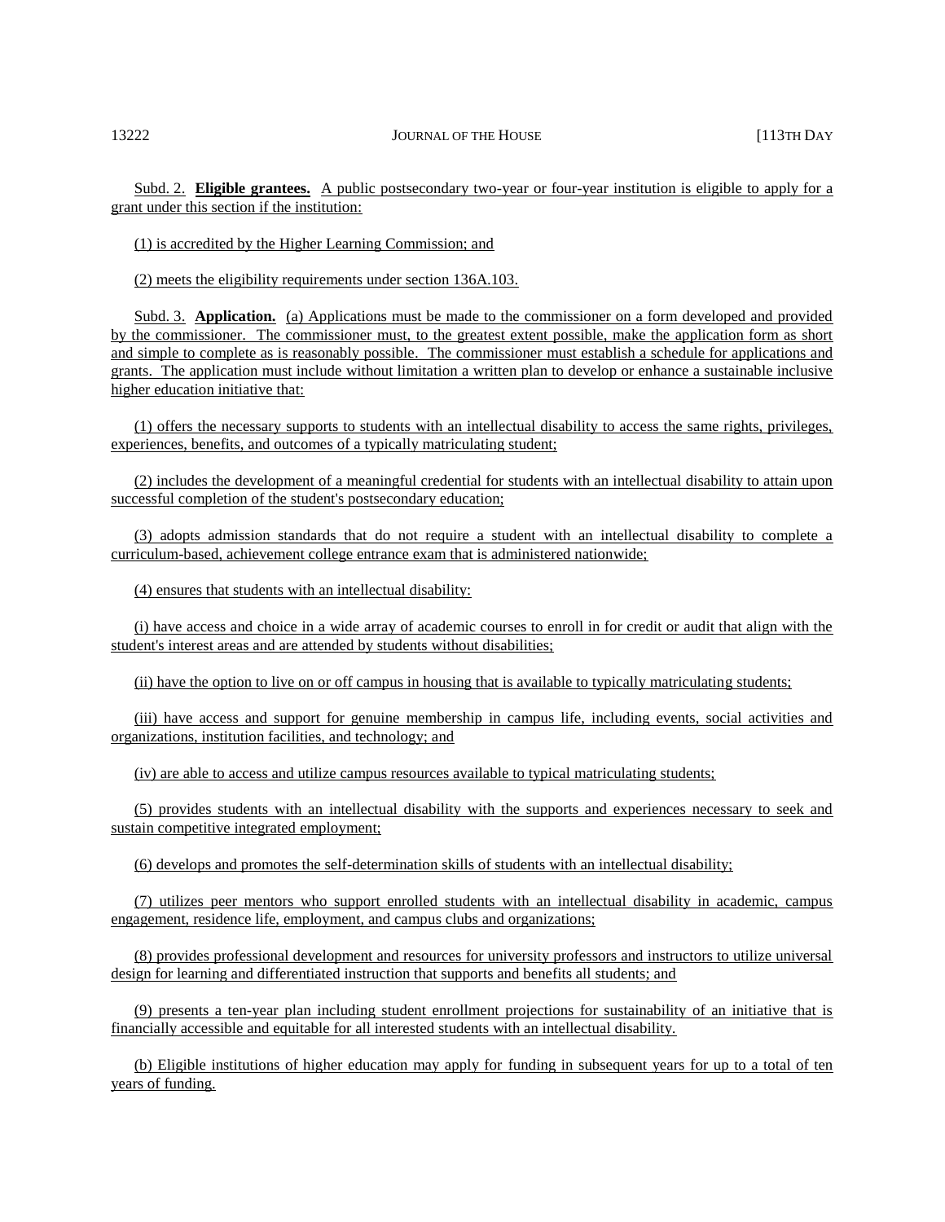Subd. 2. **Eligible grantees.** A public postsecondary two-year or four-year institution is eligible to apply for a grant under this section if the institution:

(1) is accredited by the Higher Learning Commission; and

(2) meets the eligibility requirements under section 136A.103.

Subd. 3. **Application.** (a) Applications must be made to the commissioner on a form developed and provided by the commissioner. The commissioner must, to the greatest extent possible, make the application form as short and simple to complete as is reasonably possible. The commissioner must establish a schedule for applications and grants. The application must include without limitation a written plan to develop or enhance a sustainable inclusive higher education initiative that:

(1) offers the necessary supports to students with an intellectual disability to access the same rights, privileges, experiences, benefits, and outcomes of a typically matriculating student;

(2) includes the development of a meaningful credential for students with an intellectual disability to attain upon successful completion of the student's postsecondary education;

(3) adopts admission standards that do not require a student with an intellectual disability to complete a curriculum-based, achievement college entrance exam that is administered nationwide;

(4) ensures that students with an intellectual disability:

(i) have access and choice in a wide array of academic courses to enroll in for credit or audit that align with the student's interest areas and are attended by students without disabilities;

(ii) have the option to live on or off campus in housing that is available to typically matriculating students;

(iii) have access and support for genuine membership in campus life, including events, social activities and organizations, institution facilities, and technology; and

(iv) are able to access and utilize campus resources available to typical matriculating students;

(5) provides students with an intellectual disability with the supports and experiences necessary to seek and sustain competitive integrated employment;

(6) develops and promotes the self-determination skills of students with an intellectual disability;

(7) utilizes peer mentors who support enrolled students with an intellectual disability in academic, campus engagement, residence life, employment, and campus clubs and organizations;

(8) provides professional development and resources for university professors and instructors to utilize universal design for learning and differentiated instruction that supports and benefits all students; and

(9) presents a ten-year plan including student enrollment projections for sustainability of an initiative that is financially accessible and equitable for all interested students with an intellectual disability.

(b) Eligible institutions of higher education may apply for funding in subsequent years for up to a total of ten years of funding.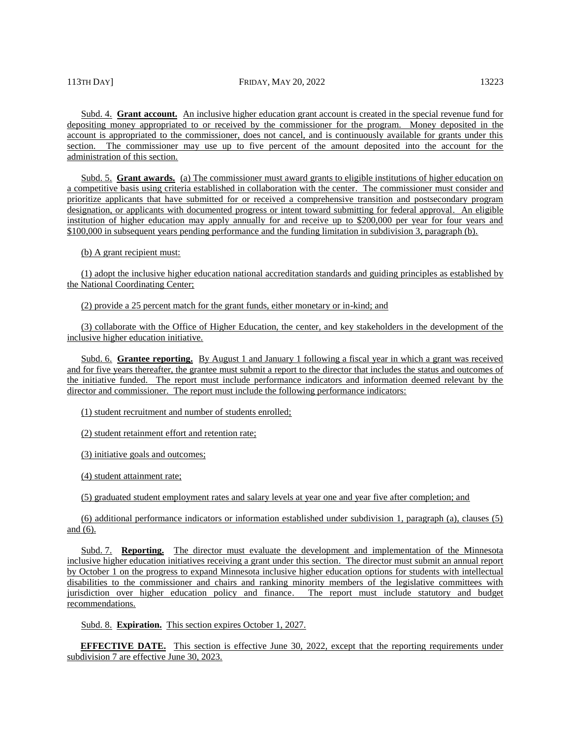Subd. 4. **Grant account.** An inclusive higher education grant account is created in the special revenue fund for depositing money appropriated to or received by the commissioner for the program. Money deposited in the account is appropriated to the commissioner, does not cancel, and is continuously available for grants under this section. The commissioner may use up to five percent of the amount deposited into the account for the administration of this section.

Subd. 5. **Grant awards.** (a) The commissioner must award grants to eligible institutions of higher education on a competitive basis using criteria established in collaboration with the center. The commissioner must consider and prioritize applicants that have submitted for or received a comprehensive transition and postsecondary program designation, or applicants with documented progress or intent toward submitting for federal approval. An eligible institution of higher education may apply annually for and receive up to $200,000 per year for four years and $100,000 in subsequent years pending performance and the funding limitation in subdivision 3, paragraph (b).

(b) A grant recipient must:

(1) adopt the inclusive higher education national accreditation standards and guiding principles as established by the National Coordinating Center;

(2) provide a 25 percent match for the grant funds, either monetary or in-kind; and

(3) collaborate with the Office of Higher Education, the center, and key stakeholders in the development of the inclusive higher education initiative.

Subd. 6. **Grantee reporting.** By August 1 and January 1 following a fiscal year in which a grant was received and for five years thereafter, the grantee must submit a report to the director that includes the status and outcomes of the initiative funded. The report must include performance indicators and information deemed relevant by the director and commissioner. The report must include the following performance indicators:

(1) student recruitment and number of students enrolled;

(2) student retainment effort and retention rate;

(3) initiative goals and outcomes;

(4) student attainment rate;

(5) graduated student employment rates and salary levels at year one and year five after completion; and

(6) additional performance indicators or information established under subdivision 1, paragraph (a), clauses (5) and (6).

Subd. 7. **Reporting.** The director must evaluate the development and implementation of the Minnesota inclusive higher education initiatives receiving a grant under this section. The director must submit an annual report by October 1 on the progress to expand Minnesota inclusive higher education options for students with intellectual disabilities to the commissioner and chairs and ranking minority members of the legislative committees with jurisdiction over higher education policy and finance. The report must include statutory and budget recommendations.

Subd. 8. **Expiration.** This section expires October 1, 2027.

**EFFECTIVE DATE.** This section is effective June 30, 2022, except that the reporting requirements under subdivision 7 are effective June 30, 2023.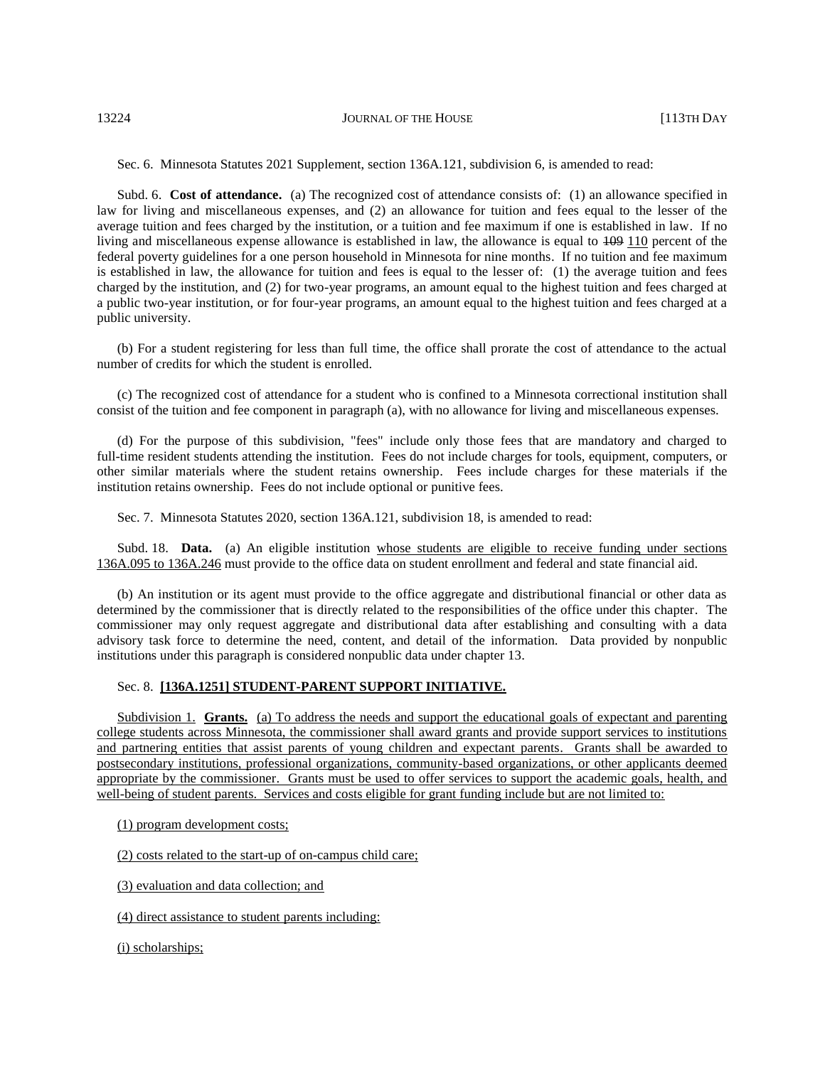Sec. 6. Minnesota Statutes 2021 Supplement, section 136A.121, subdivision 6, is amended to read:

Subd. 6. **Cost of attendance.** (a) The recognized cost of attendance consists of: (1) an allowance specified in law for living and miscellaneous expenses, and (2) an allowance for tuition and fees equal to the lesser of the average tuition and fees charged by the institution, or a tuition and fee maximum if one is established in law. If no living and miscellaneous expense allowance is established in law, the allowance is equal to ~~109~~ 110 percent of the federal poverty guidelines for a one person household in Minnesota for nine months. If no tuition and fee maximum is established in law, the allowance for tuition and fees is equal to the lesser of: (1) the average tuition and fees charged by the institution, and (2) for two-year programs, an amount equal to the highest tuition and fees charged at a public two-year institution, or for four-year programs, an amount equal to the highest tuition and fees charged at a public university.

(b) For a student registering for less than full time, the office shall prorate the cost of attendance to the actual number of credits for which the student is enrolled.

(c) The recognized cost of attendance for a student who is confined to a Minnesota correctional institution shall consist of the tuition and fee component in paragraph (a), with no allowance for living and miscellaneous expenses.

(d) For the purpose of this subdivision, "fees" include only those fees that are mandatory and charged to full-time resident students attending the institution. Fees do not include charges for tools, equipment, computers, or other similar materials where the student retains ownership. Fees include charges for these materials if the institution retains ownership. Fees do not include optional or punitive fees.

Sec. 7. Minnesota Statutes 2020, section 136A.121, subdivision 18, is amended to read:

Subd. 18. **Data.** (a) An eligible institution whose students are eligible to receive funding under sections 136A.095 to 136A.246 must provide to the office data on student enrollment and federal and state financial aid.

(b) An institution or its agent must provide to the office aggregate and distributional financial or other data as determined by the commissioner that is directly related to the responsibilities of the office under this chapter. The commissioner may only request aggregate and distributional data after establishing and consulting with a data advisory task force to determine the need, content, and detail of the information. Data provided by nonpublic institutions under this paragraph is considered nonpublic data under chapter 13.

Sec. 8. **[136A.1251] STUDENT-PARENT SUPPORT INITIATIVE.**

Subdivision 1. **Grants.** (a) To address the needs and support the educational goals of expectant and parenting college students across Minnesota, the commissioner shall award grants and provide support services to institutions and partnering entities that assist parents of young children and expectant parents. Grants shall be awarded to postsecondary institutions, professional organizations, community-based organizations, or other applicants deemed appropriate by the commissioner. Grants must be used to offer services to support the academic goals, health, and well-being of student parents. Services and costs eligible for grant funding include but are not limited to:

(1) program development costs;

(2) costs related to the start-up of on-campus child care;

(3) evaluation and data collection; and

(4) direct assistance to student parents including:

(i) scholarships;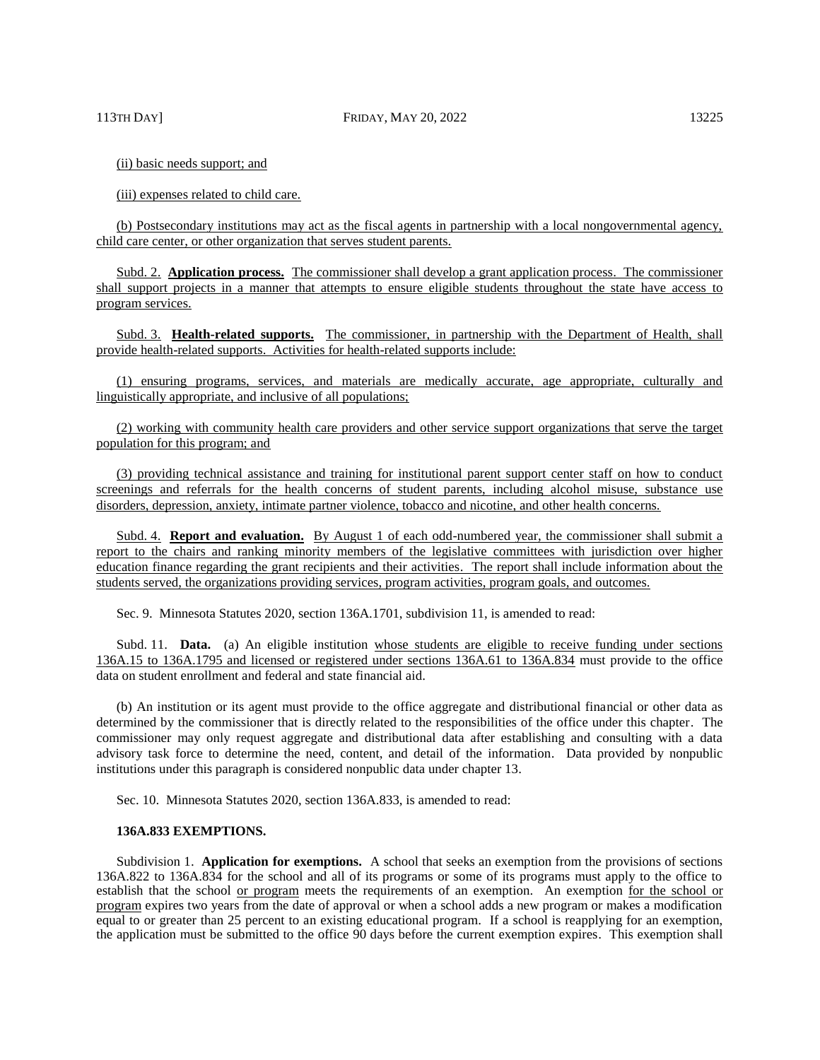(ii) basic needs support; and

(iii) expenses related to child care.

(b) Postsecondary institutions may act as the fiscal agents in partnership with a local nongovernmental agency, child care center, or other organization that serves student parents.

Subd. 2. **Application process.** The commissioner shall develop a grant application process. The commissioner shall support projects in a manner that attempts to ensure eligible students throughout the state have access to program services.

Subd. 3. **Health-related supports.** The commissioner, in partnership with the Department of Health, shall provide health-related supports. Activities for health-related supports include:

(1) ensuring programs, services, and materials are medically accurate, age appropriate, culturally and linguistically appropriate, and inclusive of all populations;

(2) working with community health care providers and other service support organizations that serve the target population for this program; and

(3) providing technical assistance and training for institutional parent support center staff on how to conduct screenings and referrals for the health concerns of student parents, including alcohol misuse, substance use disorders, depression, anxiety, intimate partner violence, tobacco and nicotine, and other health concerns.

Subd. 4. **Report and evaluation.** By August 1 of each odd-numbered year, the commissioner shall submit a report to the chairs and ranking minority members of the legislative committees with jurisdiction over higher education finance regarding the grant recipients and their activities. The report shall include information about the students served, the organizations providing services, program activities, program goals, and outcomes.

Sec. 9. Minnesota Statutes 2020, section 136A.1701, subdivision 11, is amended to read:

Subd. 11. **Data.** (a) An eligible institution whose students are eligible to receive funding under sections 136A.15 to 136A.1795 and licensed or registered under sections 136A.61 to 136A.834 must provide to the office data on student enrollment and federal and state financial aid.

(b) An institution or its agent must provide to the office aggregate and distributional financial or other data as determined by the commissioner that is directly related to the responsibilities of the office under this chapter. The commissioner may only request aggregate and distributional data after establishing and consulting with a data advisory task force to determine the need, content, and detail of the information. Data provided by nonpublic institutions under this paragraph is considered nonpublic data under chapter 13.

Sec. 10. Minnesota Statutes 2020, section 136A.833, is amended to read:

**136A.833 EXEMPTIONS.**

Subdivision 1. **Application for exemptions.** A school that seeks an exemption from the provisions of sections 136A.822 to 136A.834 for the school and all of its programs or some of its programs must apply to the office to establish that the school or program meets the requirements of an exemption. An exemption for the school or program expires two years from the date of approval or when a school adds a new program or makes a modification equal to or greater than 25 percent to an existing educational program. If a school is reapplying for an exemption, the application must be submitted to the office 90 days before the current exemption expires. This exemption shall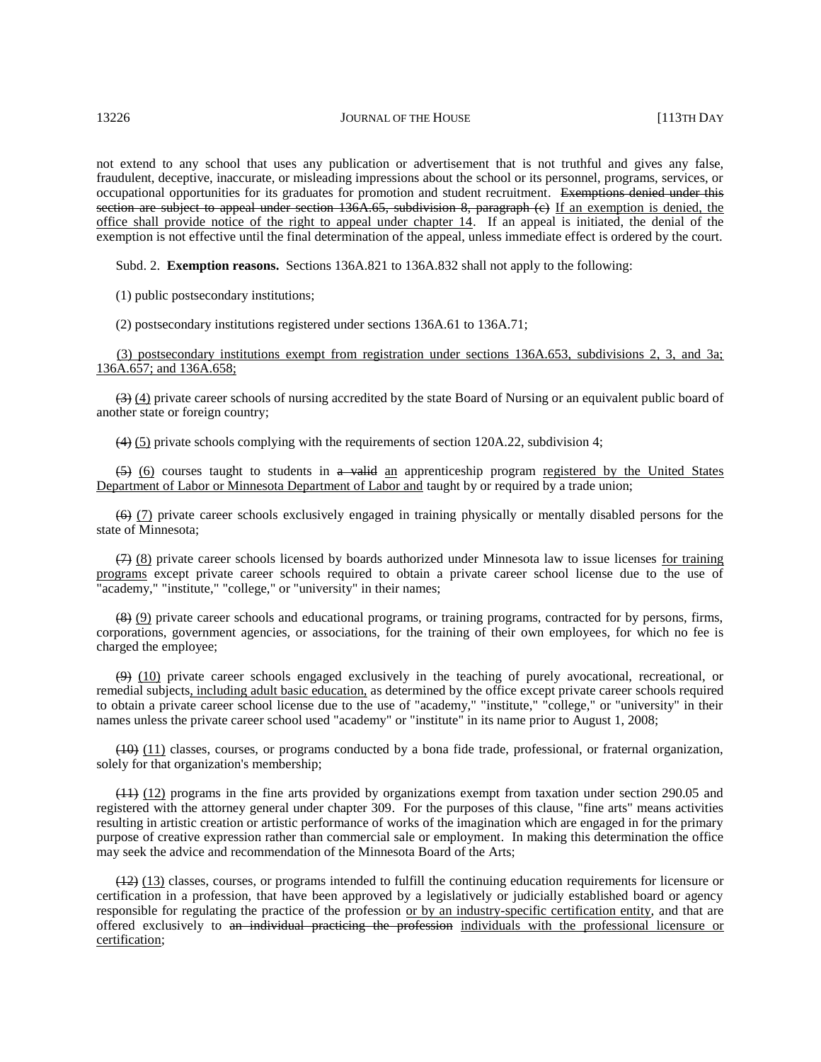not extend to any school that uses any publication or advertisement that is not truthful and gives any false, fraudulent, deceptive, inaccurate, or misleading impressions about the school or its personnel, programs, services, or occupational opportunities for its graduates for promotion and student recruitment. ~~Exemptions denied under this section are subject to appeal under section 136A.65, subdivision 8, paragraph (c)~~ <u>If an exemption is denied, the office shall provide notice of the right to appeal under chapter 14</u>. If an appeal is initiated, the denial of the exemption is not effective until the final determination of the appeal, unless immediate effect is ordered by the court.

Subd. 2. **Exemption reasons.** Sections 136A.821 to 136A.832 shall not apply to the following:

(1) public postsecondary institutions;

(2) postsecondary institutions registered under sections 136A.61 to 136A.71;

<u>(3) postsecondary institutions exempt from registration under sections 136A.653, subdivisions 2, 3, and 3a; 136A.657; and 136A.658;</u>

~~(3)~~ <u>(4)</u> private career schools of nursing accredited by the state Board of Nursing or an equivalent public board of another state or foreign country;

~~(4)~~ <u>(5)</u> private schools complying with the requirements of section 120A.22, subdivision 4;

~~(5)~~ <u>(6)</u> courses taught to students in ~~a valid~~ <u>an</u> apprenticeship program <u>registered by the United States Department of Labor or Minnesota Department of Labor and</u> taught by or required by a trade union;

~~(6)~~ <u>(7)</u> private career schools exclusively engaged in training physically or mentally disabled persons for the state of Minnesota;

~~(7)~~ <u>(8)</u> private career schools licensed by boards authorized under Minnesota law to issue licenses <u>for training programs</u> except private career schools required to obtain a private career school license due to the use of "academy," "institute," "college," or "university" in their names;

~~(8)~~ <u>(9)</u> private career schools and educational programs, or training programs, contracted for by persons, firms, corporations, government agencies, or associations, for the training of their own employees, for which no fee is charged the employee;

~~(9)~~ <u>(10)</u> private career schools engaged exclusively in the teaching of purely avocational, recreational, or remedial subjects<u>, including adult basic education,</u> as determined by the office except private career schools required to obtain a private career school license due to the use of "academy," "institute," "college," or "university" in their names unless the private career school used "academy" or "institute" in its name prior to August 1, 2008;

~~(10)~~ <u>(11)</u> classes, courses, or programs conducted by a bona fide trade, professional, or fraternal organization, solely for that organization's membership;

~~(11)~~ <u>(12)</u> programs in the fine arts provided by organizations exempt from taxation under section 290.05 and registered with the attorney general under chapter 309. For the purposes of this clause, "fine arts" means activities resulting in artistic creation or artistic performance of works of the imagination which are engaged in for the primary purpose of creative expression rather than commercial sale or employment. In making this determination the office may seek the advice and recommendation of the Minnesota Board of the Arts;

~~(12)~~ <u>(13)</u> classes, courses, or programs intended to fulfill the continuing education requirements for licensure or certification in a profession, that have been approved by a legislatively or judicially established board or agency responsible for regulating the practice of the profession <u>or by an industry-specific certification entity</u>, and that are offered exclusively to ~~an individual practicing the profession~~ <u>individuals with the professional licensure or certification</u>;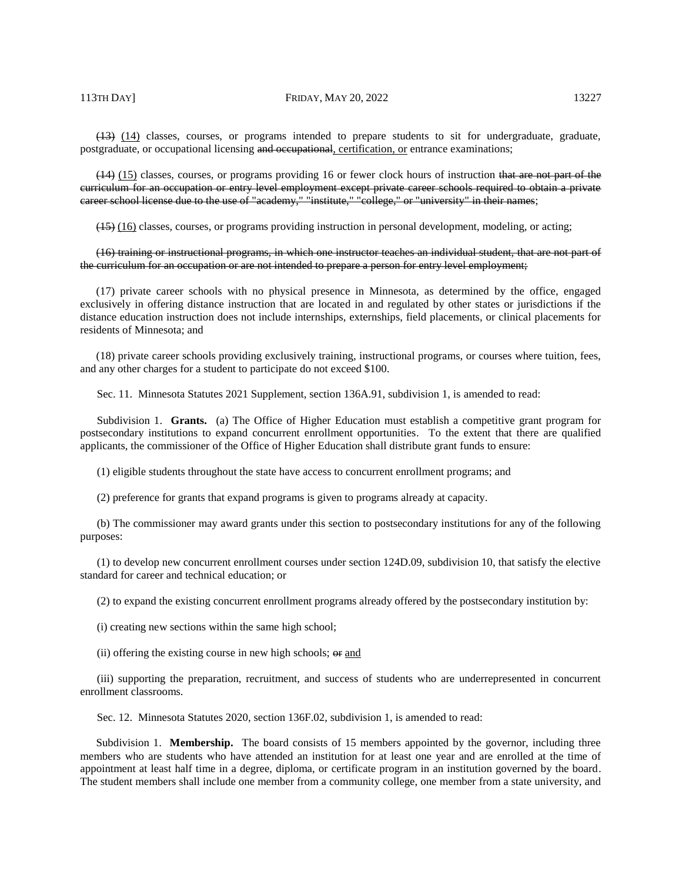~~(13)~~ <u>(14)</u> classes, courses, or programs intended to prepare students to sit for undergraduate, graduate, postgraduate, or occupational licensing ~~and occupational~~<u>, certification, or</u> entrance examinations;

~~(14)~~ <u>(15)</u> classes, courses, or programs providing 16 or fewer clock hours of instruction ~~that are not part of the curriculum for an occupation or entry level employment except private career schools required to obtain a private career school license due to the use of "academy," "institute," "college," or "university" in their names~~;

~~(15)~~ <u>(16)</u> classes, courses, or programs providing instruction in personal development, modeling, or acting;

~~(16) training or instructional programs, in which one instructor teaches an individual student, that are not part of the curriculum for an occupation or are not intended to prepare a person for entry level employment;~~

(17) private career schools with no physical presence in Minnesota, as determined by the office, engaged exclusively in offering distance instruction that are located in and regulated by other states or jurisdictions if the distance education instruction does not include internships, externships, field placements, or clinical placements for residents of Minnesota; and

(18) private career schools providing exclusively training, instructional programs, or courses where tuition, fees, and any other charges for a student to participate do not exceed $100.

Sec. 11. Minnesota Statutes 2021 Supplement, section 136A.91, subdivision 1, is amended to read:

Subdivision 1. **Grants.** (a) The Office of Higher Education must establish a competitive grant program for postsecondary institutions to expand concurrent enrollment opportunities. To the extent that there are qualified applicants, the commissioner of the Office of Higher Education shall distribute grant funds to ensure:

(1) eligible students throughout the state have access to concurrent enrollment programs; and

(2) preference for grants that expand programs is given to programs already at capacity.

(b) The commissioner may award grants under this section to postsecondary institutions for any of the following purposes:

(1) to develop new concurrent enrollment courses under section 124D.09, subdivision 10, that satisfy the elective standard for career and technical education; or

(2) to expand the existing concurrent enrollment programs already offered by the postsecondary institution by:

(i) creating new sections within the same high school;

(ii) offering the existing course in new high schools; ~~or~~ <u>and</u>

(iii) supporting the preparation, recruitment, and success of students who are underrepresented in concurrent enrollment classrooms.

Sec. 12. Minnesota Statutes 2020, section 136F.02, subdivision 1, is amended to read:

Subdivision 1. **Membership.** The board consists of 15 members appointed by the governor, including three members who are students who have attended an institution for at least one year and are enrolled at the time of appointment at least half time in a degree, diploma, or certificate program in an institution governed by the board. The student members shall include one member from a community college, one member from a state university, and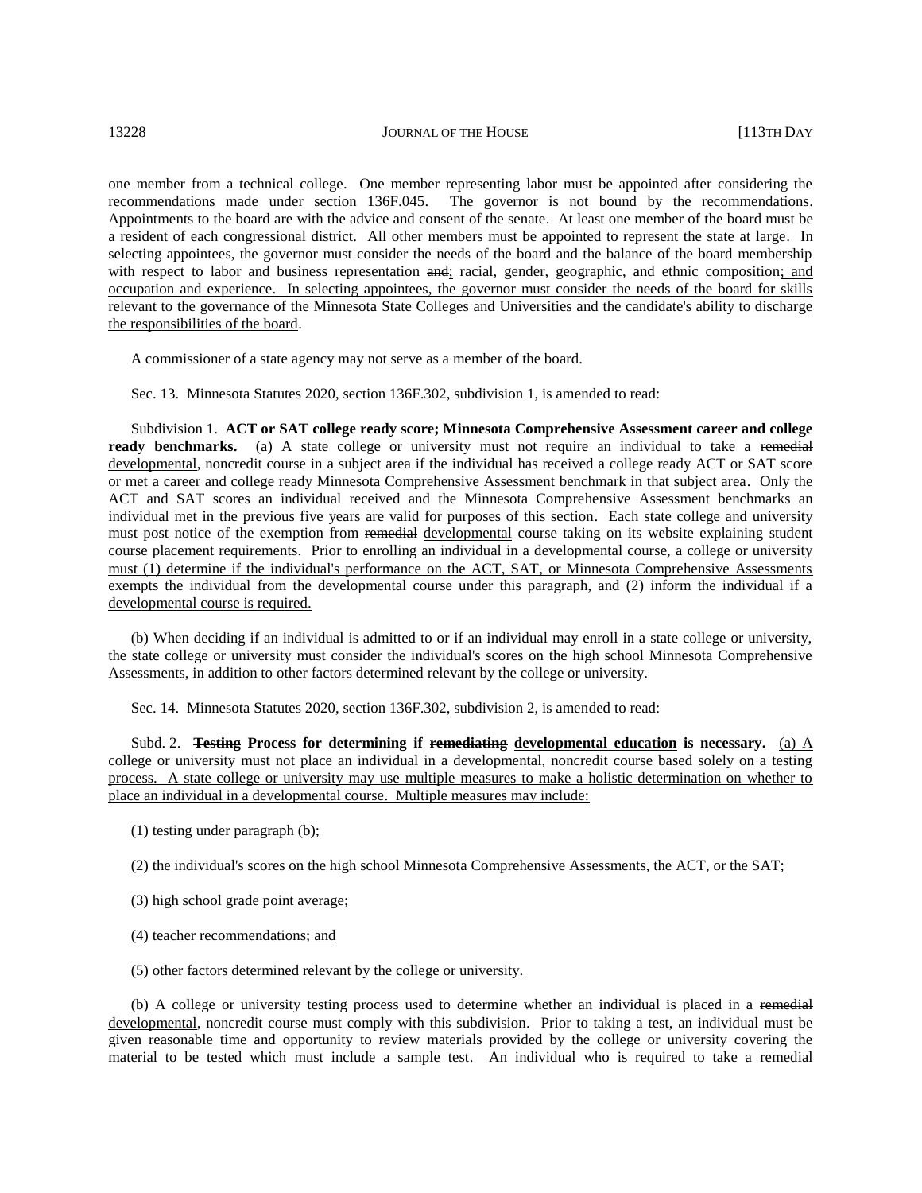one member from a technical college. One member representing labor must be appointed after considering the recommendations made under section 136F.045. The governor is not bound by the recommendations. Appointments to the board are with the advice and consent of the senate. At least one member of the board must be a resident of each congressional district. All other members must be appointed to represent the state at large. In selecting appointees, the governor must consider the needs of the board and the balance of the board membership with respect to labor and business representation ~~and~~; racial, gender, geographic, and ethnic composition; and occupation and experience. In selecting appointees, the governor must consider the needs of the board for skills relevant to the governance of the Minnesota State Colleges and Universities and the candidate's ability to discharge the responsibilities of the board.

A commissioner of a state agency may not serve as a member of the board.

Sec. 13. Minnesota Statutes 2020, section 136F.302, subdivision 1, is amended to read:

Subdivision 1. **ACT or SAT college ready score; Minnesota Comprehensive Assessment career and college ready benchmarks.** (a) A state college or university must not require an individual to take a ~~remedial~~ developmental, noncredit course in a subject area if the individual has received a college ready ACT or SAT score or met a career and college ready Minnesota Comprehensive Assessment benchmark in that subject area. Only the ACT and SAT scores an individual received and the Minnesota Comprehensive Assessment benchmarks an individual met in the previous five years are valid for purposes of this section. Each state college and university must post notice of the exemption from ~~remedial~~ developmental course taking on its website explaining student course placement requirements. Prior to enrolling an individual in a developmental course, a college or university must (1) determine if the individual's performance on the ACT, SAT, or Minnesota Comprehensive Assessments exempts the individual from the developmental course under this paragraph, and (2) inform the individual if a developmental course is required.

(b) When deciding if an individual is admitted to or if an individual may enroll in a state college or university, the state college or university must consider the individual's scores on the high school Minnesota Comprehensive Assessments, in addition to other factors determined relevant by the college or university.

Sec. 14. Minnesota Statutes 2020, section 136F.302, subdivision 2, is amended to read:

Subd. 2. **~~Testing~~ Process for determining if ~~remediating~~ developmental education is necessary.** (a) A college or university must not place an individual in a developmental, noncredit course based solely on a testing process. A state college or university may use multiple measures to make a holistic determination on whether to place an individual in a developmental course. Multiple measures may include:

(1) testing under paragraph (b);

(2) the individual's scores on the high school Minnesota Comprehensive Assessments, the ACT, or the SAT;

(3) high school grade point average;

(4) teacher recommendations; and

(5) other factors determined relevant by the college or university.

(b) A college or university testing process used to determine whether an individual is placed in a ~~remedial~~ developmental, noncredit course must comply with this subdivision. Prior to taking a test, an individual must be given reasonable time and opportunity to review materials provided by the college or university covering the material to be tested which must include a sample test. An individual who is required to take a ~~remedial~~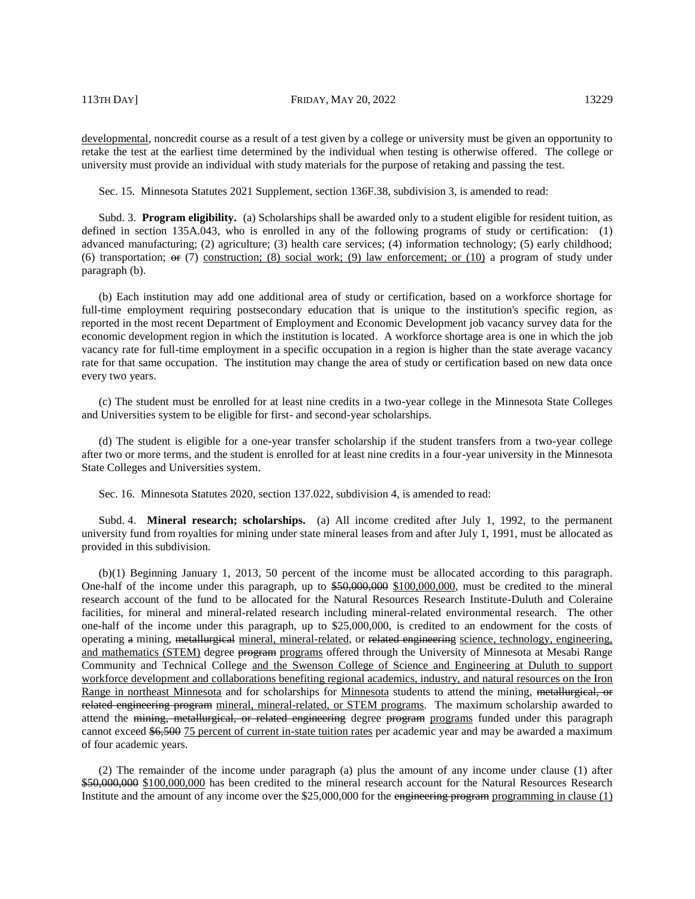<u>developmental</u>, noncredit course as a result of a test given by a college or university must be given an opportunity to retake the test at the earliest time determined by the individual when testing is otherwise offered. The college or university must provide an individual with study materials for the purpose of retaking and passing the test.

Sec. 15. Minnesota Statutes 2021 Supplement, section 136F.38, subdivision 3, is amended to read:

Subd. 3. **Program eligibility.** (a) Scholarships shall be awarded only to a student eligible for resident tuition, as defined in section 135A.043, who is enrolled in any of the following programs of study or certification: (1) advanced manufacturing; (2) agriculture; (3) health care services; (4) information technology; (5) early childhood; (6) transportation; ~~or~~ (7) <u>construction; (8) social work; (9) law enforcement; or (10)</u> a program of study under paragraph (b).

(b) Each institution may add one additional area of study or certification, based on a workforce shortage for full-time employment requiring postsecondary education that is unique to the institution's specific region, as reported in the most recent Department of Employment and Economic Development job vacancy survey data for the economic development region in which the institution is located. A workforce shortage area is one in which the job vacancy rate for full-time employment in a specific occupation in a region is higher than the state average vacancy rate for that same occupation. The institution may change the area of study or certification based on new data once every two years.

(c) The student must be enrolled for at least nine credits in a two-year college in the Minnesota State Colleges and Universities system to be eligible for first- and second-year scholarships.

(d) The student is eligible for a one-year transfer scholarship if the student transfers from a two-year college after two or more terms, and the student is enrolled for at least nine credits in a four-year university in the Minnesota State Colleges and Universities system.

Sec. 16. Minnesota Statutes 2020, section 137.022, subdivision 4, is amended to read:

Subd. 4. **Mineral research; scholarships.** (a) All income credited after July 1, 1992, to the permanent university fund from royalties for mining under state mineral leases from and after July 1, 1991, must be allocated as provided in this subdivision.

(b)(1) Beginning January 1, 2013, 50 percent of the income must be allocated according to this paragraph. One-half of the income under this paragraph, up to ~~$50,000,000~~ <u>$100,000,000</u>, must be credited to the mineral research account of the fund to be allocated for the Natural Resources Research Institute-Duluth and Coleraine facilities, for mineral and mineral-related research including mineral-related environmental research. The other one-half of the income under this paragraph, up to $25,000,000, is credited to an endowment for the costs of operating ~~a~~ mining, ~~metallurgical~~ <u>mineral, mineral-related,</u> or ~~related engineering~~ <u>science, technology, engineering, and mathematics (STEM)</u> degree ~~program~~ <u>programs</u> offered through the University of Minnesota at Mesabi Range Community and Technical College <u>and the Swenson College of Science and Engineering at Duluth to support workforce development and collaborations benefiting regional academics, industry, and natural resources on the Iron Range in northeast Minnesota</u> and for scholarships for <u>Minnesota</u> students to attend the mining, ~~metallurgical, or related engineering program~~ <u>mineral, mineral-related, or STEM programs</u>. The maximum scholarship awarded to attend the ~~mining, metallurgical, or related engineering~~ degree ~~program~~ <u>programs</u> funded under this paragraph cannot exceed ~~$6,500~~ <u>75 percent of current in-state tuition rates</u> per academic year and may be awarded a maximum of four academic years.

(2) The remainder of the income under paragraph (a) plus the amount of any income under clause (1) after ~~$50,000,000~~ <u>$100,000,000</u> has been credited to the mineral research account for the Natural Resources Research Institute and the amount of any income over the $25,000,000 for the ~~engineering program~~ <u>programming in clause (1)</u>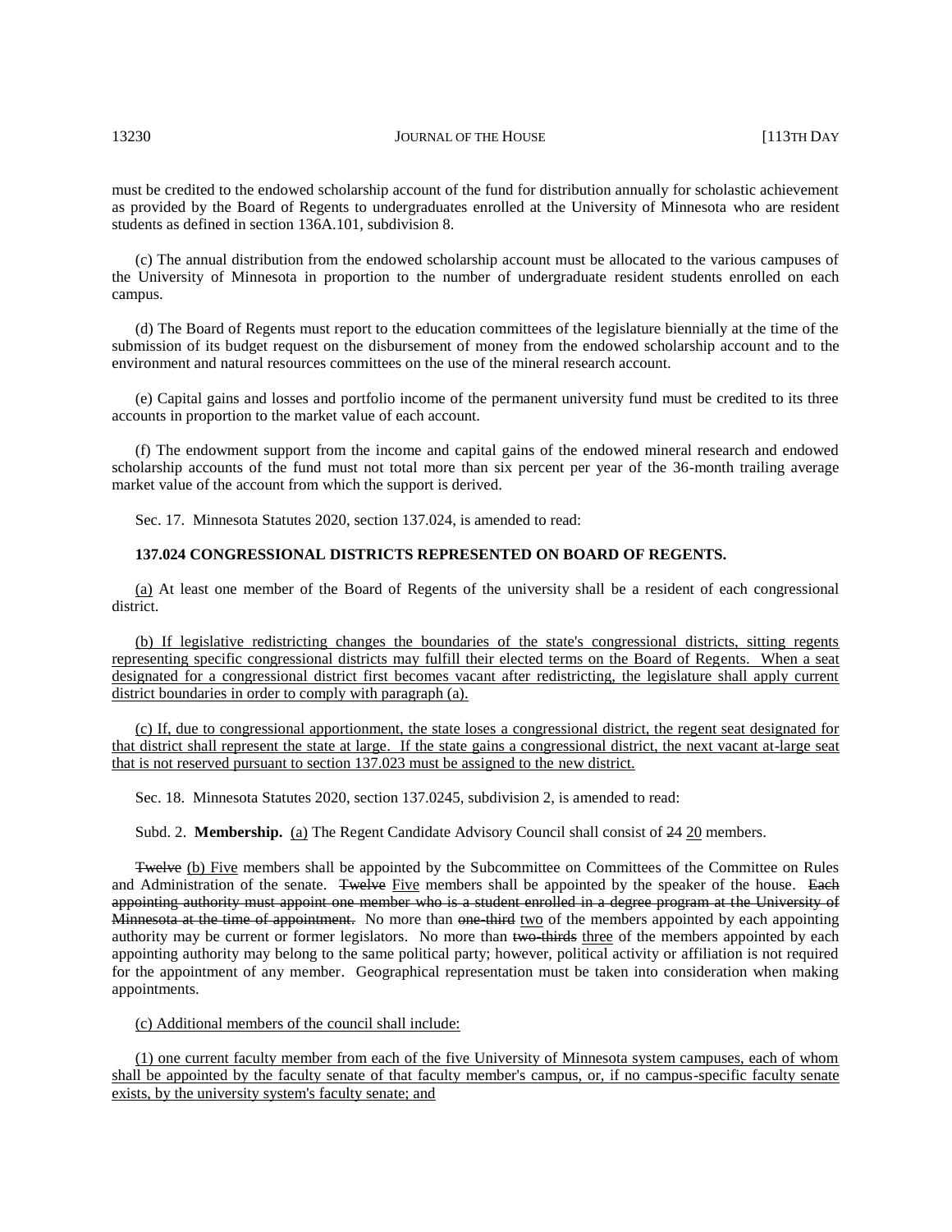must be credited to the endowed scholarship account of the fund for distribution annually for scholastic achievement as provided by the Board of Regents to undergraduates enrolled at the University of Minnesota who are resident students as defined in section 136A.101, subdivision 8.

(c) The annual distribution from the endowed scholarship account must be allocated to the various campuses of the University of Minnesota in proportion to the number of undergraduate resident students enrolled on each campus.

(d) The Board of Regents must report to the education committees of the legislature biennially at the time of the submission of its budget request on the disbursement of money from the endowed scholarship account and to the environment and natural resources committees on the use of the mineral research account.

(e) Capital gains and losses and portfolio income of the permanent university fund must be credited to its three accounts in proportion to the market value of each account.

(f) The endowment support from the income and capital gains of the endowed mineral research and endowed scholarship accounts of the fund must not total more than six percent per year of the 36-month trailing average market value of the account from which the support is derived.

Sec. 17. Minnesota Statutes 2020, section 137.024, is amended to read:

**137.024 CONGRESSIONAL DISTRICTS REPRESENTED ON BOARD OF REGENTS.**

(a) At least one member of the Board of Regents of the university shall be a resident of each congressional district.

(b) If legislative redistricting changes the boundaries of the state's congressional districts, sitting regents representing specific congressional districts may fulfill their elected terms on the Board of Regents. When a seat designated for a congressional district first becomes vacant after redistricting, the legislature shall apply current district boundaries in order to comply with paragraph (a).

(c) If, due to congressional apportionment, the state loses a congressional district, the regent seat designated for that district shall represent the state at large. If the state gains a congressional district, the next vacant at-large seat that is not reserved pursuant to section 137.023 must be assigned to the new district.

Sec. 18. Minnesota Statutes 2020, section 137.0245, subdivision 2, is amended to read:

Subd. 2. **Membership.** (a) The Regent Candidate Advisory Council shall consist of ~~24~~ 20 members.

~~Twelve~~ (b) Five members shall be appointed by the Subcommittee on Committees of the Committee on Rules and Administration of the senate. ~~Twelve~~ Five members shall be appointed by the speaker of the house. ~~Each appointing authority must appoint one member who is a student enrolled in a degree program at the University of Minnesota at the time of appointment.~~ No more than ~~one-third~~ two of the members appointed by each appointing authority may be current or former legislators. No more than ~~two-thirds~~ three of the members appointed by each appointing authority may belong to the same political party; however, political activity or affiliation is not required for the appointment of any member. Geographical representation must be taken into consideration when making appointments.

(c) Additional members of the council shall include:

(1) one current faculty member from each of the five University of Minnesota system campuses, each of whom shall be appointed by the faculty senate of that faculty member's campus, or, if no campus-specific faculty senate exists, by the university system's faculty senate; and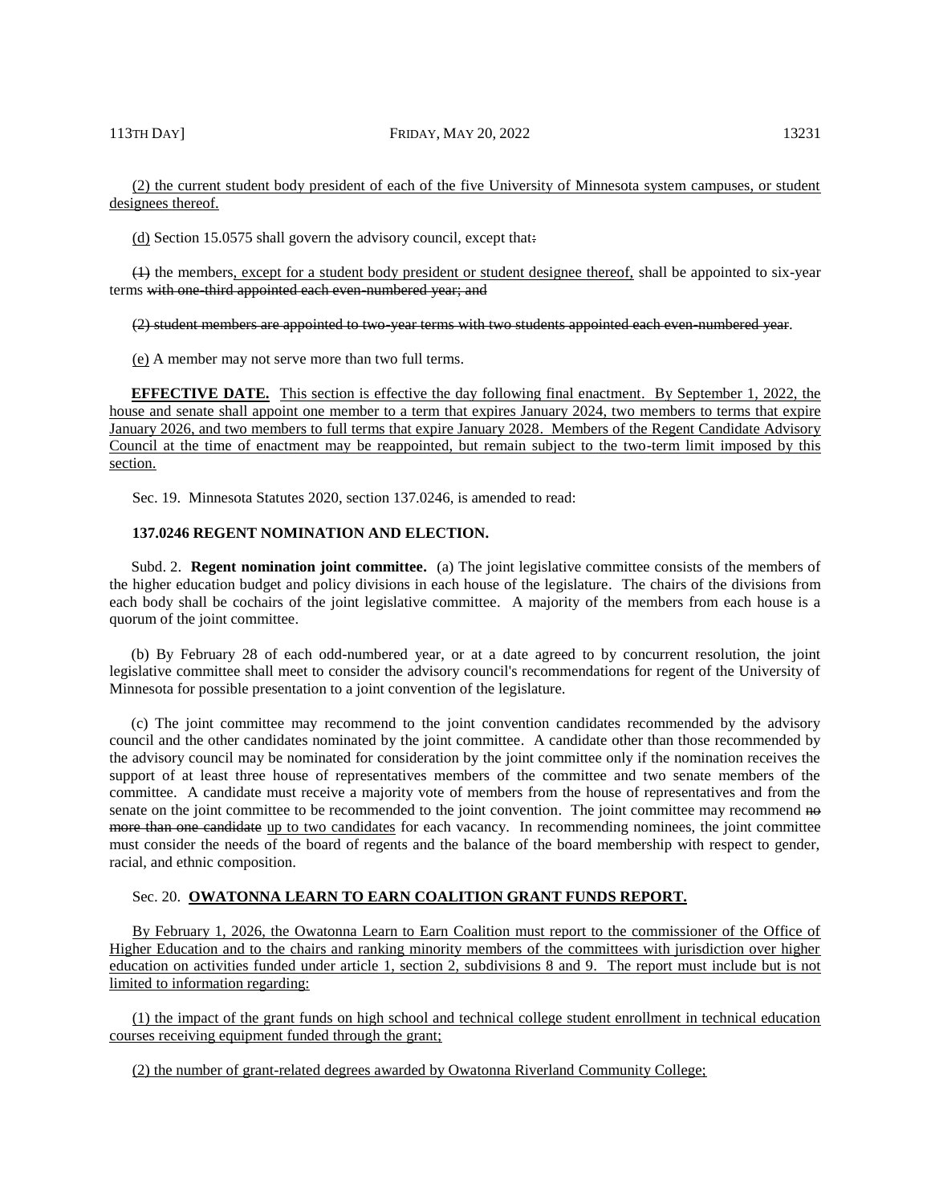(2) the current student body president of each of the five University of Minnesota system campuses, or student designees thereof.

(d) Section 15.0575 shall govern the advisory council, except that:

(1) the members, except for a student body president or student designee thereof, shall be appointed to six-year terms with one-third appointed each even-numbered year; and

(2) student members are appointed to two-year terms with two students appointed each even-numbered year.

(e) A member may not serve more than two full terms.

**EFFECTIVE DATE.** This section is effective the day following final enactment. By September 1, 2022, the house and senate shall appoint one member to a term that expires January 2024, two members to terms that expire January 2026, and two members to full terms that expire January 2028. Members of the Regent Candidate Advisory Council at the time of enactment may be reappointed, but remain subject to the two-term limit imposed by this section.

Sec. 19. Minnesota Statutes 2020, section 137.0246, is amended to read:

**137.0246 REGENT NOMINATION AND ELECTION.**

Subd. 2. **Regent nomination joint committee.** (a) The joint legislative committee consists of the members of the higher education budget and policy divisions in each house of the legislature. The chairs of the divisions from each body shall be cochairs of the joint legislative committee. A majority of the members from each house is a quorum of the joint committee.

(b) By February 28 of each odd-numbered year, or at a date agreed to by concurrent resolution, the joint legislative committee shall meet to consider the advisory council's recommendations for regent of the University of Minnesota for possible presentation to a joint convention of the legislature.

(c) The joint committee may recommend to the joint convention candidates recommended by the advisory council and the other candidates nominated by the joint committee. A candidate other than those recommended by the advisory council may be nominated for consideration by the joint committee only if the nomination receives the support of at least three house of representatives members of the committee and two senate members of the committee. A candidate must receive a majority vote of members from the house of representatives and from the senate on the joint committee to be recommended to the joint convention. The joint committee may recommend no more than one candidate up to two candidates for each vacancy. In recommending nominees, the joint committee must consider the needs of the board of regents and the balance of the board membership with respect to gender, racial, and ethnic composition.

Sec. 20. **OWATONNA LEARN TO EARN COALITION GRANT FUNDS REPORT.**

By February 1, 2026, the Owatonna Learn to Earn Coalition must report to the commissioner of the Office of Higher Education and to the chairs and ranking minority members of the committees with jurisdiction over higher education on activities funded under article 1, section 2, subdivisions 8 and 9. The report must include but is not limited to information regarding:

(1) the impact of the grant funds on high school and technical college student enrollment in technical education courses receiving equipment funded through the grant;

(2) the number of grant-related degrees awarded by Owatonna Riverland Community College;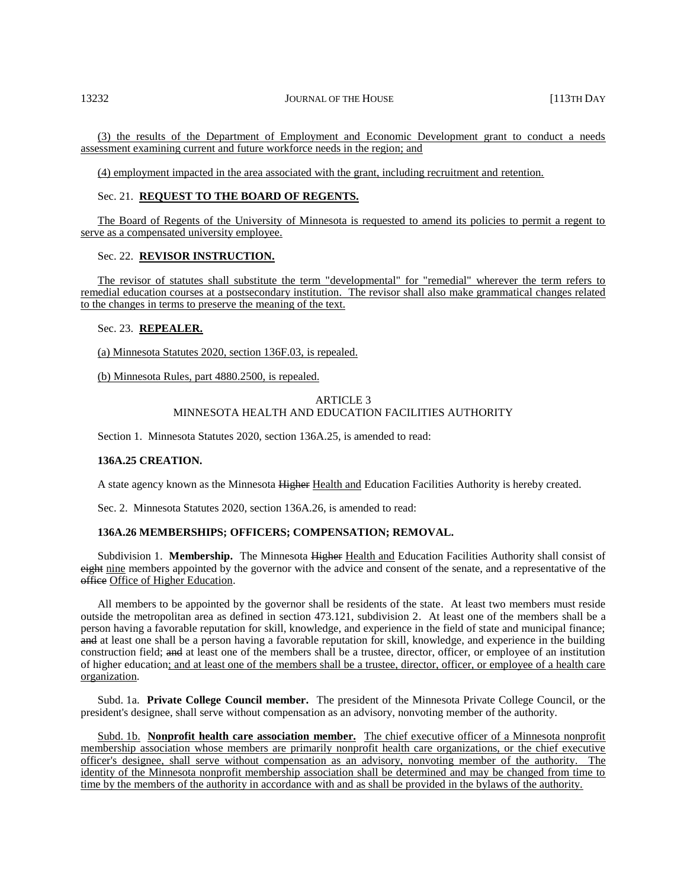(3) the results of the Department of Employment and Economic Development grant to conduct a needs assessment examining current and future workforce needs in the region; and

(4) employment impacted in the area associated with the grant, including recruitment and retention.

Sec. 21. **REQUEST TO THE BOARD OF REGENTS.**

The Board of Regents of the University of Minnesota is requested to amend its policies to permit a regent to serve as a compensated university employee.

Sec. 22. **REVISOR INSTRUCTION.**

The revisor of statutes shall substitute the term "developmental" for "remedial" wherever the term refers to remedial education courses at a postsecondary institution. The revisor shall also make grammatical changes related to the changes in terms to preserve the meaning of the text.

Sec. 23. **REPEALER.**

(a) Minnesota Statutes 2020, section 136F.03, is repealed.

(b) Minnesota Rules, part 4880.2500, is repealed.

ARTICLE 3
MINNESOTA HEALTH AND EDUCATION FACILITIES AUTHORITY

Section 1. Minnesota Statutes 2020, section 136A.25, is amended to read:

**136A.25 CREATION.**

A state agency known as the Minnesota ~~Higher~~ Health and Education Facilities Authority is hereby created.

Sec. 2. Minnesota Statutes 2020, section 136A.26, is amended to read:

**136A.26 MEMBERSHIPS; OFFICERS; COMPENSATION; REMOVAL.**

Subdivision 1. **Membership.** The Minnesota ~~Higher~~ Health and Education Facilities Authority shall consist of ~~eight~~ nine members appointed by the governor with the advice and consent of the senate, and a representative of the ~~office~~ Office of Higher Education.

All members to be appointed by the governor shall be residents of the state. At least two members must reside outside the metropolitan area as defined in section 473.121, subdivision 2. At least one of the members shall be a person having a favorable reputation for skill, knowledge, and experience in the field of state and municipal finance; ~~and~~ at least one shall be a person having a favorable reputation for skill, knowledge, and experience in the building construction field; ~~and~~ at least one of the members shall be a trustee, director, officer, or employee of an institution of higher education; and at least one of the members shall be a trustee, director, officer, or employee of a health care organization.

Subd. 1a. **Private College Council member.** The president of the Minnesota Private College Council, or the president's designee, shall serve without compensation as an advisory, nonvoting member of the authority.

Subd. 1b. **Nonprofit health care association member.** The chief executive officer of a Minnesota nonprofit membership association whose members are primarily nonprofit health care organizations, or the chief executive officer's designee, shall serve without compensation as an advisory, nonvoting member of the authority. The identity of the Minnesota nonprofit membership association shall be determined and may be changed from time to time by the members of the authority in accordance with and as shall be provided in the bylaws of the authority.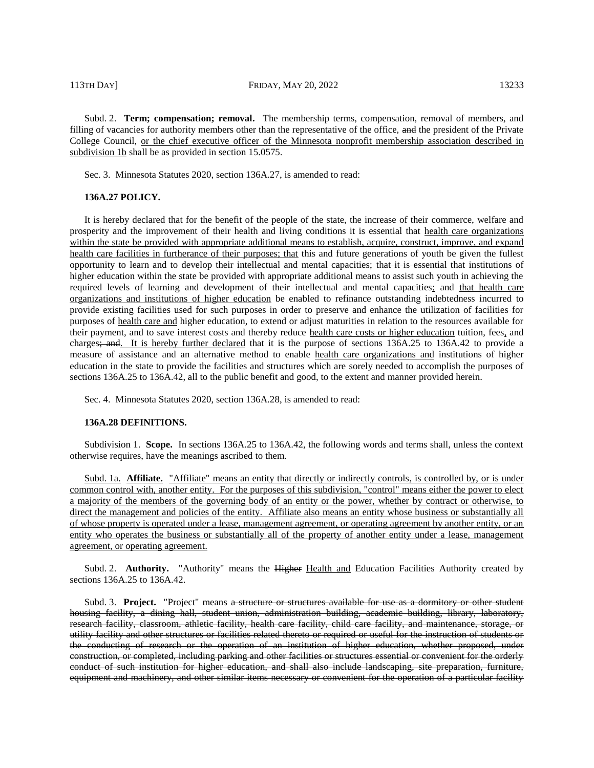Subd. 2. **Term; compensation; removal.** The membership terms, compensation, removal of members, and filling of vacancies for authority members other than the representative of the office, ~~and~~ the president of the Private College Council, <u>or the chief executive officer of the Minnesota nonprofit membership association described in subdivision 1b</u> shall be as provided in section 15.0575.

Sec. 3. Minnesota Statutes 2020, section 136A.27, is amended to read:

**136A.27 POLICY.**

It is hereby declared that for the benefit of the people of the state, the increase of their commerce, welfare and prosperity and the improvement of their health and living conditions it is essential that <u>health care organizations within the state be provided with appropriate additional means to establish, acquire, construct, improve, and expand health care facilities in furtherance of their purposes; that</u> this and future generations of youth be given the fullest opportunity to learn and to develop their intellectual and mental capacities; ~~that it is essential~~ that institutions of higher education within the state be provided with appropriate additional means to assist such youth in achieving the required levels of learning and development of their intellectual and mental capacities<u>;</u> and <u>that health care organizations and institutions of higher education</u> be enabled to refinance outstanding indebtedness incurred to provide existing facilities used for such purposes in order to preserve and enhance the utilization of facilities for purposes of <u>health care and</u> higher education, to extend or adjust maturities in relation to the resources available for their payment, and to save interest costs and thereby reduce <u>health care costs or higher education</u> tuition, fees<u>,</u> and charges~~; and~~<u>. It is hereby further declared</u> that it is the purpose of sections 136A.25 to 136A.42 to provide a measure of assistance and an alternative method to enable <u>health care organizations and</u> institutions of higher education in the state to provide the facilities and structures which are sorely needed to accomplish the purposes of sections 136A.25 to 136A.42, all to the public benefit and good, to the extent and manner provided herein.

Sec. 4. Minnesota Statutes 2020, section 136A.28, is amended to read:

**136A.28 DEFINITIONS.**

Subdivision 1. **Scope.** In sections 136A.25 to 136A.42, the following words and terms shall, unless the context otherwise requires, have the meanings ascribed to them.

<u>Subd. 1a.</u> **<u>Affiliate.</u>** <u>"Affiliate" means an entity that directly or indirectly controls, is controlled by, or is under common control with, another entity. For the purposes of this subdivision, "control" means either the power to elect a majority of the members of the governing body of an entity or the power, whether by contract or otherwise, to direct the management and policies of the entity. Affiliate also means an entity whose business or substantially all of whose property is operated under a lease, management agreement, or operating agreement by another entity, or an entity who operates the business or substantially all of the property of another entity under a lease, management agreement, or operating agreement.</u>

Subd. 2. **Authority.** "Authority" means the ~~Higher~~ <u>Health and</u> Education Facilities Authority created by sections 136A.25 to 136A.42.

Subd. 3. **Project.** "Project" means ~~a structure or structures available for use as a dormitory or other student housing facility, a dining hall, student union, administration building, academic building, library, laboratory, research facility, classroom, athletic facility, health care facility, child care facility, and maintenance, storage, or utility facility and other structures or facilities related thereto or required or useful for the instruction of students or the conducting of research or the operation of an institution of higher education, whether proposed, under construction, or completed, including parking and other facilities or structures essential or convenient for the orderly conduct of such institution for higher education, and shall also include landscaping, site preparation, furniture, equipment and machinery, and other similar items necessary or convenient for the operation of a particular facility~~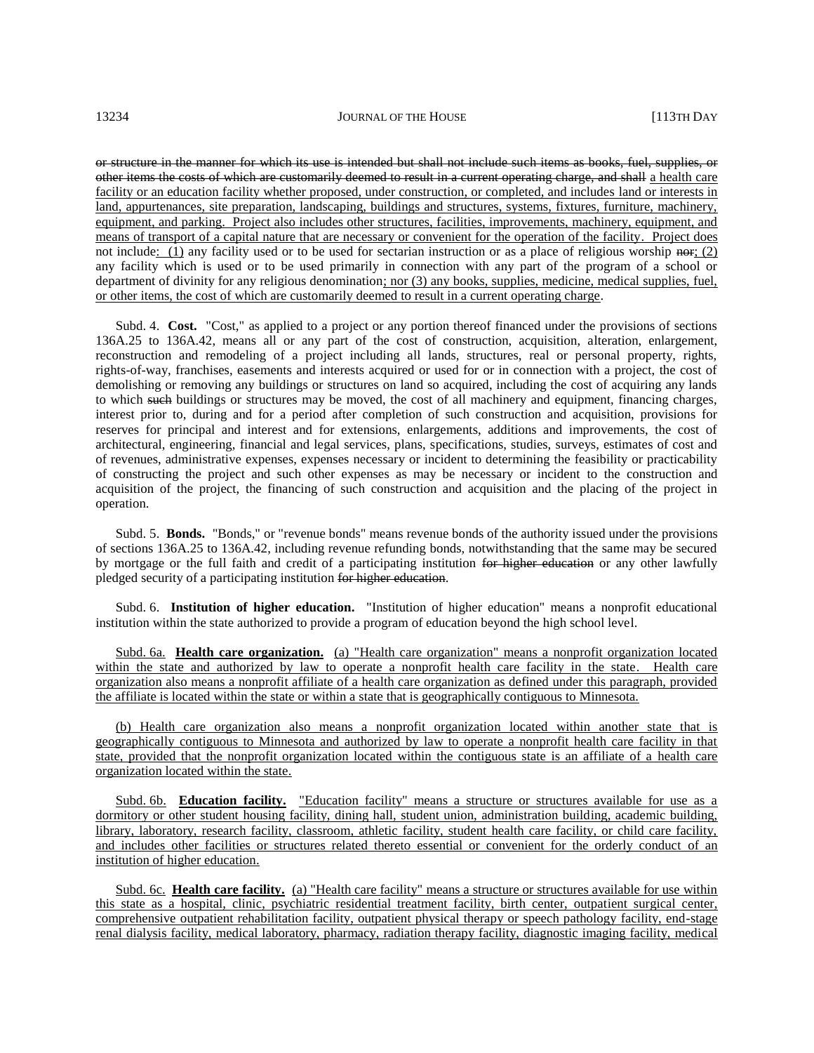~~or structure in the manner for which its use is intended but shall not include such items as books, fuel, supplies, or other items the costs of which are customarily deemed to result in a current operating charge, and shall~~ a health care facility or an education facility whether proposed, under construction, or completed, and includes land or interests in land, appurtenances, site preparation, landscaping, buildings and structures, systems, fixtures, furniture, machinery, equipment, and parking. Project also includes other structures, facilities, improvements, machinery, equipment, and means of transport of a capital nature that are necessary or convenient for the operation of the facility. Project does not include: (1) any facility used or to be used for sectarian instruction or as a place of religious worship ~~nor~~; (2) any facility which is used or to be used primarily in connection with any part of the program of a school or department of divinity for any religious denomination; nor (3) any books, supplies, medicine, medical supplies, fuel, or other items, the cost of which are customarily deemed to result in a current operating charge.

Subd. 4. **Cost.** "Cost," as applied to a project or any portion thereof financed under the provisions of sections 136A.25 to 136A.42, means all or any part of the cost of construction, acquisition, alteration, enlargement, reconstruction and remodeling of a project including all lands, structures, real or personal property, rights, rights-of-way, franchises, easements and interests acquired or used for or in connection with a project, the cost of demolishing or removing any buildings or structures on land so acquired, including the cost of acquiring any lands to which ~~such~~ buildings or structures may be moved, the cost of all machinery and equipment, financing charges, interest prior to, during and for a period after completion of such construction and acquisition, provisions for reserves for principal and interest and for extensions, enlargements, additions and improvements, the cost of architectural, engineering, financial and legal services, plans, specifications, studies, surveys, estimates of cost and of revenues, administrative expenses, expenses necessary or incident to determining the feasibility or practicability of constructing the project and such other expenses as may be necessary or incident to the construction and acquisition of the project, the financing of such construction and acquisition and the placing of the project in operation.

Subd. 5. **Bonds.** "Bonds," or "revenue bonds" means revenue bonds of the authority issued under the provisions of sections 136A.25 to 136A.42, including revenue refunding bonds, notwithstanding that the same may be secured by mortgage or the full faith and credit of a participating institution ~~for higher education~~ or any other lawfully pledged security of a participating institution ~~for higher education~~.

Subd. 6. **Institution of higher education.** "Institution of higher education" means a nonprofit educational institution within the state authorized to provide a program of education beyond the high school level.

Subd. 6a. **Health care organization.** (a) "Health care organization" means a nonprofit organization located within the state and authorized by law to operate a nonprofit health care facility in the state. Health care organization also means a nonprofit affiliate of a health care organization as defined under this paragraph, provided the affiliate is located within the state or within a state that is geographically contiguous to Minnesota.

(b) Health care organization also means a nonprofit organization located within another state that is geographically contiguous to Minnesota and authorized by law to operate a nonprofit health care facility in that state, provided that the nonprofit organization located within the contiguous state is an affiliate of a health care organization located within the state.

Subd. 6b. **Education facility.** "Education facility" means a structure or structures available for use as a dormitory or other student housing facility, dining hall, student union, administration building, academic building, library, laboratory, research facility, classroom, athletic facility, student health care facility, or child care facility, and includes other facilities or structures related thereto essential or convenient for the orderly conduct of an institution of higher education.

Subd. 6c. **Health care facility.** (a) "Health care facility" means a structure or structures available for use within this state as a hospital, clinic, psychiatric residential treatment facility, birth center, outpatient surgical center, comprehensive outpatient rehabilitation facility, outpatient physical therapy or speech pathology facility, end-stage renal dialysis facility, medical laboratory, pharmacy, radiation therapy facility, diagnostic imaging facility, medical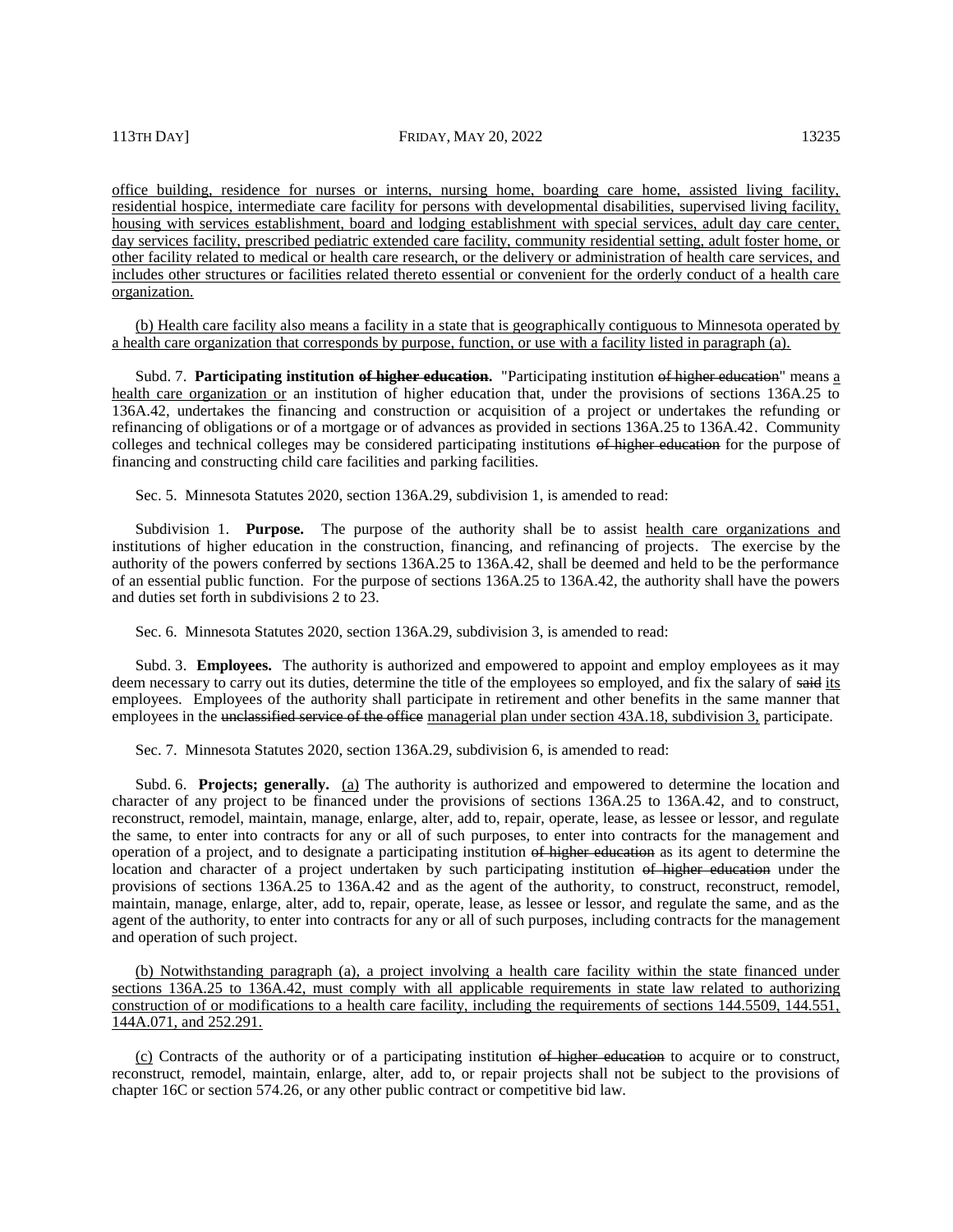office building, residence for nurses or interns, nursing home, boarding care home, assisted living facility, residential hospice, intermediate care facility for persons with developmental disabilities, supervised living facility, housing with services establishment, board and lodging establishment with special services, adult day care center, day services facility, prescribed pediatric extended care facility, community residential setting, adult foster home, or other facility related to medical or health care research, or the delivery or administration of health care services, and includes other structures or facilities related thereto essential or convenient for the orderly conduct of a health care organization.

(b) Health care facility also means a facility in a state that is geographically contiguous to Minnesota operated by a health care organization that corresponds by purpose, function, or use with a facility listed in paragraph (a).

Subd. 7. **Participating institution ~~of higher education~~.** "Participating institution ~~of higher education~~" means a health care organization or an institution of higher education that, under the provisions of sections 136A.25 to 136A.42, undertakes the financing and construction or acquisition of a project or undertakes the refunding or refinancing of obligations or of a mortgage or of advances as provided in sections 136A.25 to 136A.42. Community colleges and technical colleges may be considered participating institutions ~~of higher education~~ for the purpose of financing and constructing child care facilities and parking facilities.

Sec. 5. Minnesota Statutes 2020, section 136A.29, subdivision 1, is amended to read:

Subdivision 1. **Purpose.** The purpose of the authority shall be to assist health care organizations and institutions of higher education in the construction, financing, and refinancing of projects. The exercise by the authority of the powers conferred by sections 136A.25 to 136A.42, shall be deemed and held to be the performance of an essential public function. For the purpose of sections 136A.25 to 136A.42, the authority shall have the powers and duties set forth in subdivisions 2 to 23.

Sec. 6. Minnesota Statutes 2020, section 136A.29, subdivision 3, is amended to read:

Subd. 3. **Employees.** The authority is authorized and empowered to appoint and employ employees as it may deem necessary to carry out its duties, determine the title of the employees so employed, and fix the salary of ~~said~~ its employees. Employees of the authority shall participate in retirement and other benefits in the same manner that employees in the ~~unclassified service of the office~~ managerial plan under section 43A.18, subdivision 3, participate.

Sec. 7. Minnesota Statutes 2020, section 136A.29, subdivision 6, is amended to read:

Subd. 6. **Projects; generally.** (a) The authority is authorized and empowered to determine the location and character of any project to be financed under the provisions of sections 136A.25 to 136A.42, and to construct, reconstruct, remodel, maintain, manage, enlarge, alter, add to, repair, operate, lease, as lessee or lessor, and regulate the same, to enter into contracts for any or all of such purposes, to enter into contracts for the management and operation of a project, and to designate a participating institution ~~of higher education~~ as its agent to determine the location and character of a project undertaken by such participating institution ~~of higher education~~ under the provisions of sections 136A.25 to 136A.42 and as the agent of the authority, to construct, reconstruct, remodel, maintain, manage, enlarge, alter, add to, repair, operate, lease, as lessee or lessor, and regulate the same, and as the agent of the authority, to enter into contracts for any or all of such purposes, including contracts for the management and operation of such project.

(b) Notwithstanding paragraph (a), a project involving a health care facility within the state financed under sections 136A.25 to 136A.42, must comply with all applicable requirements in state law related to authorizing construction of or modifications to a health care facility, including the requirements of sections 144.5509, 144.551, 144A.071, and 252.291.

(c) Contracts of the authority or of a participating institution ~~of higher education~~ to acquire or to construct, reconstruct, remodel, maintain, enlarge, alter, add to, or repair projects shall not be subject to the provisions of chapter 16C or section 574.26, or any other public contract or competitive bid law.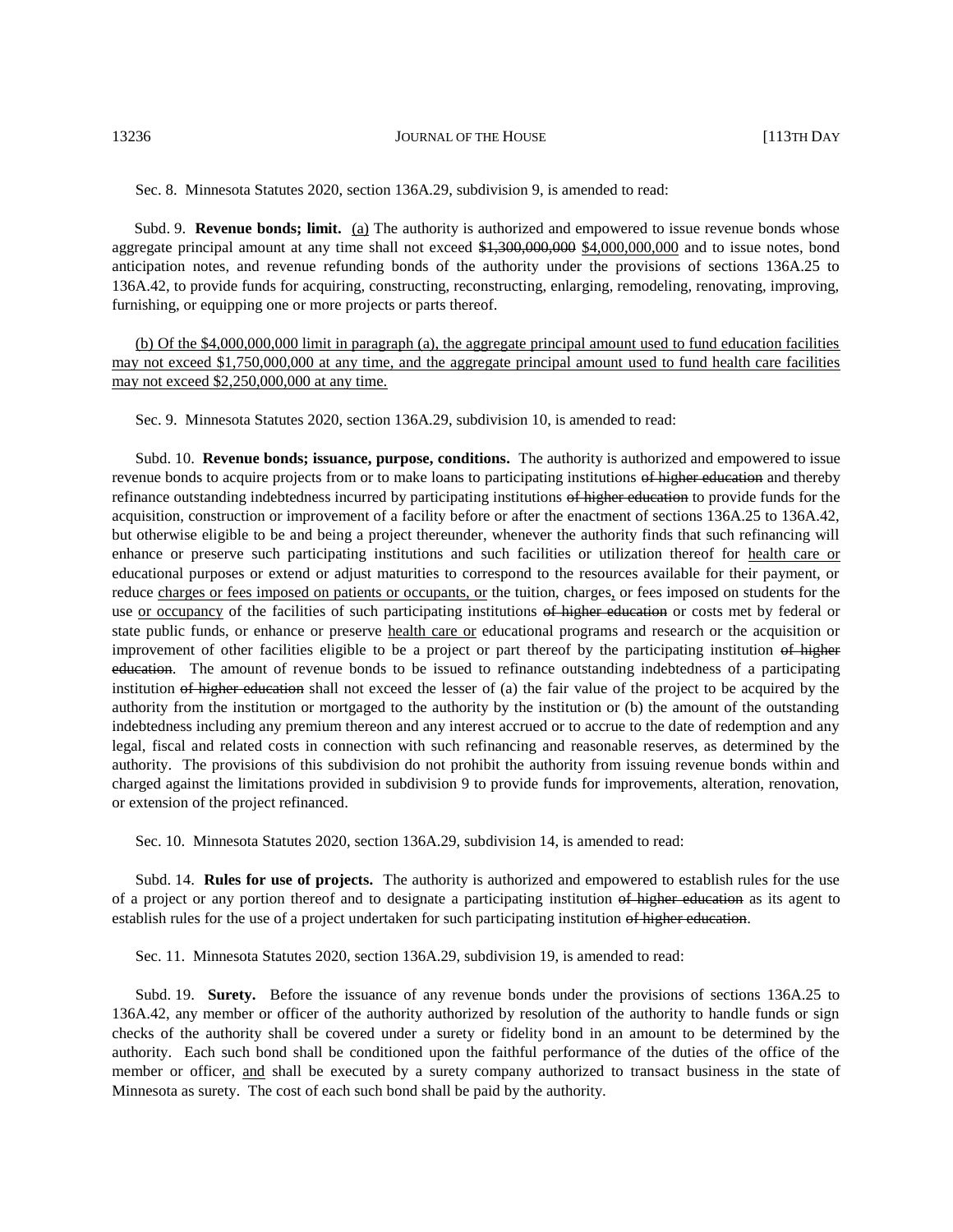Sec. 8. Minnesota Statutes 2020, section 136A.29, subdivision 9, is amended to read:

Subd. 9. **Revenue bonds; limit.** (a) The authority is authorized and empowered to issue revenue bonds whose aggregate principal amount at any time shall not exceed ~~$1,300,000,000~~ $4,000,000,000 and to issue notes, bond anticipation notes, and revenue refunding bonds of the authority under the provisions of sections 136A.25 to 136A.42, to provide funds for acquiring, constructing, reconstructing, enlarging, remodeling, renovating, improving, furnishing, or equipping one or more projects or parts thereof.

(b) Of the $4,000,000,000 limit in paragraph (a), the aggregate principal amount used to fund education facilities may not exceed $1,750,000,000 at any time, and the aggregate principal amount used to fund health care facilities may not exceed $2,250,000,000 at any time.

Sec. 9. Minnesota Statutes 2020, section 136A.29, subdivision 10, is amended to read:

Subd. 10. **Revenue bonds; issuance, purpose, conditions.** The authority is authorized and empowered to issue revenue bonds to acquire projects from or to make loans to participating institutions ~~of higher education~~ and thereby refinance outstanding indebtedness incurred by participating institutions ~~of higher education~~ to provide funds for the acquisition, construction or improvement of a facility before or after the enactment of sections 136A.25 to 136A.42, but otherwise eligible to be and being a project thereunder, whenever the authority finds that such refinancing will enhance or preserve such participating institutions and such facilities or utilization thereof for health care or educational purposes or extend or adjust maturities to correspond to the resources available for their payment, or reduce charges or fees imposed on patients or occupants, or the tuition, charges, or fees imposed on students for the use or occupancy of the facilities of such participating institutions ~~of higher education~~ or costs met by federal or state public funds, or enhance or preserve health care or educational programs and research or the acquisition or improvement of other facilities eligible to be a project or part thereof by the participating institution ~~of higher education~~. The amount of revenue bonds to be issued to refinance outstanding indebtedness of a participating institution ~~of higher education~~ shall not exceed the lesser of (a) the fair value of the project to be acquired by the authority from the institution or mortgaged to the authority by the institution or (b) the amount of the outstanding indebtedness including any premium thereon and any interest accrued or to accrue to the date of redemption and any legal, fiscal and related costs in connection with such refinancing and reasonable reserves, as determined by the authority. The provisions of this subdivision do not prohibit the authority from issuing revenue bonds within and charged against the limitations provided in subdivision 9 to provide funds for improvements, alteration, renovation, or extension of the project refinanced.

Sec. 10. Minnesota Statutes 2020, section 136A.29, subdivision 14, is amended to read:

Subd. 14. **Rules for use of projects.** The authority is authorized and empowered to establish rules for the use of a project or any portion thereof and to designate a participating institution ~~of higher education~~ as its agent to establish rules for the use of a project undertaken for such participating institution ~~of higher education~~.

Sec. 11. Minnesota Statutes 2020, section 136A.29, subdivision 19, is amended to read:

Subd. 19. **Surety.** Before the issuance of any revenue bonds under the provisions of sections 136A.25 to 136A.42, any member or officer of the authority authorized by resolution of the authority to handle funds or sign checks of the authority shall be covered under a surety or fidelity bond in an amount to be determined by the authority. Each such bond shall be conditioned upon the faithful performance of the duties of the office of the member or officer, and shall be executed by a surety company authorized to transact business in the state of Minnesota as surety. The cost of each such bond shall be paid by the authority.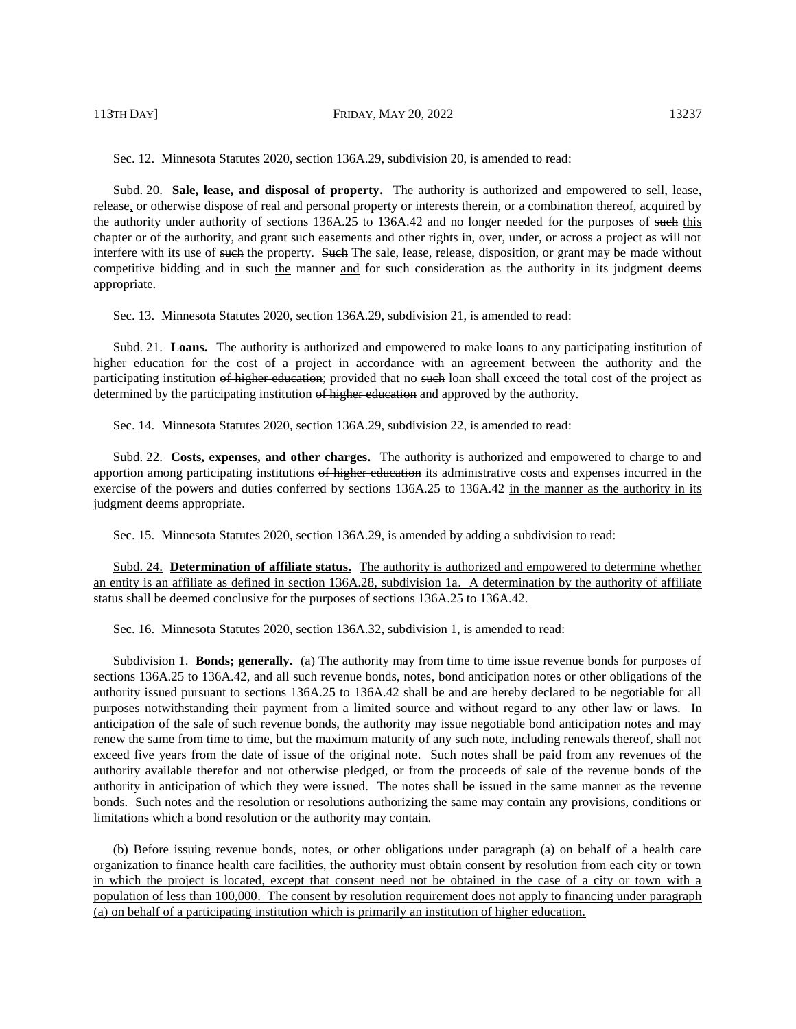Sec. 12. Minnesota Statutes 2020, section 136A.29, subdivision 20, is amended to read:

Subd. 20. **Sale, lease, and disposal of property.** The authority is authorized and empowered to sell, lease, release, or otherwise dispose of real and personal property or interests therein, or a combination thereof, acquired by the authority under authority of sections 136A.25 to 136A.42 and no longer needed for the purposes of ~~such~~ this chapter or of the authority, and grant such easements and other rights in, over, under, or across a project as will not interfere with its use of ~~such~~ the property. ~~Such~~ The sale, lease, release, disposition, or grant may be made without competitive bidding and in ~~such~~ the manner and for such consideration as the authority in its judgment deems appropriate.

Sec. 13. Minnesota Statutes 2020, section 136A.29, subdivision 21, is amended to read:

Subd. 21. **Loans.** The authority is authorized and empowered to make loans to any participating institution ~~of higher education~~ for the cost of a project in accordance with an agreement between the authority and the participating institution ~~of higher education~~; provided that no ~~such~~ loan shall exceed the total cost of the project as determined by the participating institution ~~of higher education~~ and approved by the authority.

Sec. 14. Minnesota Statutes 2020, section 136A.29, subdivision 22, is amended to read:

Subd. 22. **Costs, expenses, and other charges.** The authority is authorized and empowered to charge to and apportion among participating institutions ~~of higher education~~ its administrative costs and expenses incurred in the exercise of the powers and duties conferred by sections 136A.25 to 136A.42 in the manner as the authority in its judgment deems appropriate.

Sec. 15. Minnesota Statutes 2020, section 136A.29, is amended by adding a subdivision to read:

Subd. 24. **Determination of affiliate status.** The authority is authorized and empowered to determine whether an entity is an affiliate as defined in section 136A.28, subdivision 1a. A determination by the authority of affiliate status shall be deemed conclusive for the purposes of sections 136A.25 to 136A.42.

Sec. 16. Minnesota Statutes 2020, section 136A.32, subdivision 1, is amended to read:

Subdivision 1. **Bonds; generally.** (a) The authority may from time to time issue revenue bonds for purposes of sections 136A.25 to 136A.42, and all such revenue bonds, notes, bond anticipation notes or other obligations of the authority issued pursuant to sections 136A.25 to 136A.42 shall be and are hereby declared to be negotiable for all purposes notwithstanding their payment from a limited source and without regard to any other law or laws. In anticipation of the sale of such revenue bonds, the authority may issue negotiable bond anticipation notes and may renew the same from time to time, but the maximum maturity of any such note, including renewals thereof, shall not exceed five years from the date of issue of the original note. Such notes shall be paid from any revenues of the authority available therefor and not otherwise pledged, or from the proceeds of sale of the revenue bonds of the authority in anticipation of which they were issued. The notes shall be issued in the same manner as the revenue bonds. Such notes and the resolution or resolutions authorizing the same may contain any provisions, conditions or limitations which a bond resolution or the authority may contain.

(b) Before issuing revenue bonds, notes, or other obligations under paragraph (a) on behalf of a health care organization to finance health care facilities, the authority must obtain consent by resolution from each city or town in which the project is located, except that consent need not be obtained in the case of a city or town with a population of less than 100,000. The consent by resolution requirement does not apply to financing under paragraph (a) on behalf of a participating institution which is primarily an institution of higher education.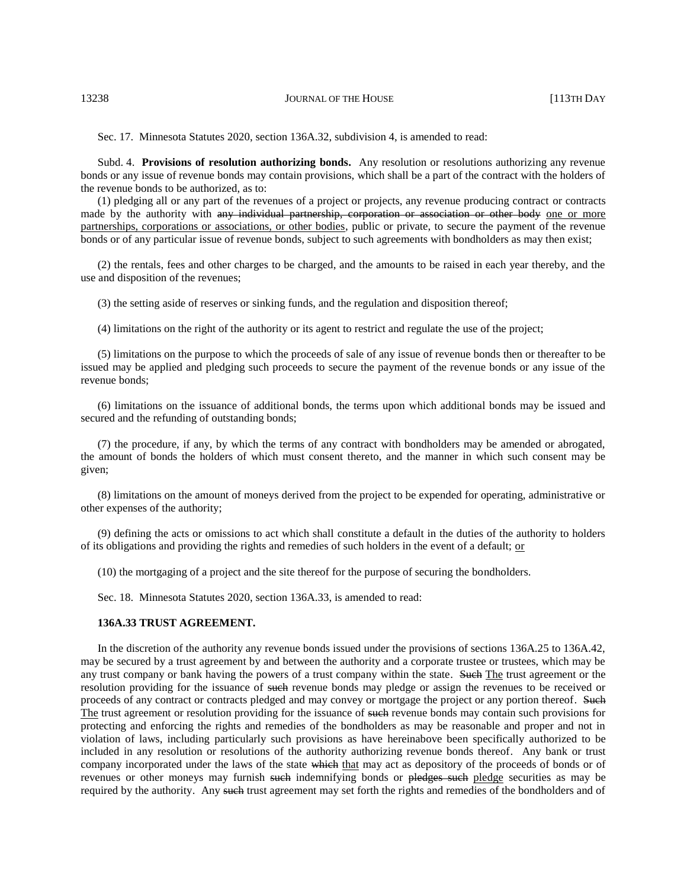Sec. 17. Minnesota Statutes 2020, section 136A.32, subdivision 4, is amended to read:

Subd. 4. **Provisions of resolution authorizing bonds.** Any resolution or resolutions authorizing any revenue bonds or any issue of revenue bonds may contain provisions, which shall be a part of the contract with the holders of the revenue bonds to be authorized, as to:

(1) pledging all or any part of the revenues of a project or projects, any revenue producing contract or contracts made by the authority with ~~any individual partnership, corporation or association or other body~~ one or more partnerships, corporations or associations, or other bodies, public or private, to secure the payment of the revenue bonds or of any particular issue of revenue bonds, subject to such agreements with bondholders as may then exist;

(2) the rentals, fees and other charges to be charged, and the amounts to be raised in each year thereby, and the use and disposition of the revenues;

(3) the setting aside of reserves or sinking funds, and the regulation and disposition thereof;

(4) limitations on the right of the authority or its agent to restrict and regulate the use of the project;

(5) limitations on the purpose to which the proceeds of sale of any issue of revenue bonds then or thereafter to be issued may be applied and pledging such proceeds to secure the payment of the revenue bonds or any issue of the revenue bonds;

(6) limitations on the issuance of additional bonds, the terms upon which additional bonds may be issued and secured and the refunding of outstanding bonds;

(7) the procedure, if any, by which the terms of any contract with bondholders may be amended or abrogated, the amount of bonds the holders of which must consent thereto, and the manner in which such consent may be given;

(8) limitations on the amount of moneys derived from the project to be expended for operating, administrative or other expenses of the authority;

(9) defining the acts or omissions to act which shall constitute a default in the duties of the authority to holders of its obligations and providing the rights and remedies of such holders in the event of a default; or

(10) the mortgaging of a project and the site thereof for the purpose of securing the bondholders.

Sec. 18. Minnesota Statutes 2020, section 136A.33, is amended to read:

**136A.33 TRUST AGREEMENT.**

In the discretion of the authority any revenue bonds issued under the provisions of sections 136A.25 to 136A.42, may be secured by a trust agreement by and between the authority and a corporate trustee or trustees, which may be any trust company or bank having the powers of a trust company within the state. ~~Such~~ The trust agreement or the resolution providing for the issuance of ~~such~~ revenue bonds may pledge or assign the revenues to be received or proceeds of any contract or contracts pledged and may convey or mortgage the project or any portion thereof. ~~Such~~ The trust agreement or resolution providing for the issuance of ~~such~~ revenue bonds may contain such provisions for protecting and enforcing the rights and remedies of the bondholders as may be reasonable and proper and not in violation of laws, including particularly such provisions as have hereinabove been specifically authorized to be included in any resolution or resolutions of the authority authorizing revenue bonds thereof. Any bank or trust company incorporated under the laws of the state ~~which~~ that may act as depository of the proceeds of bonds or of revenues or other moneys may furnish ~~such~~ indemnifying bonds or ~~pledges such~~ pledge securities as may be required by the authority. Any ~~such~~ trust agreement may set forth the rights and remedies of the bondholders and of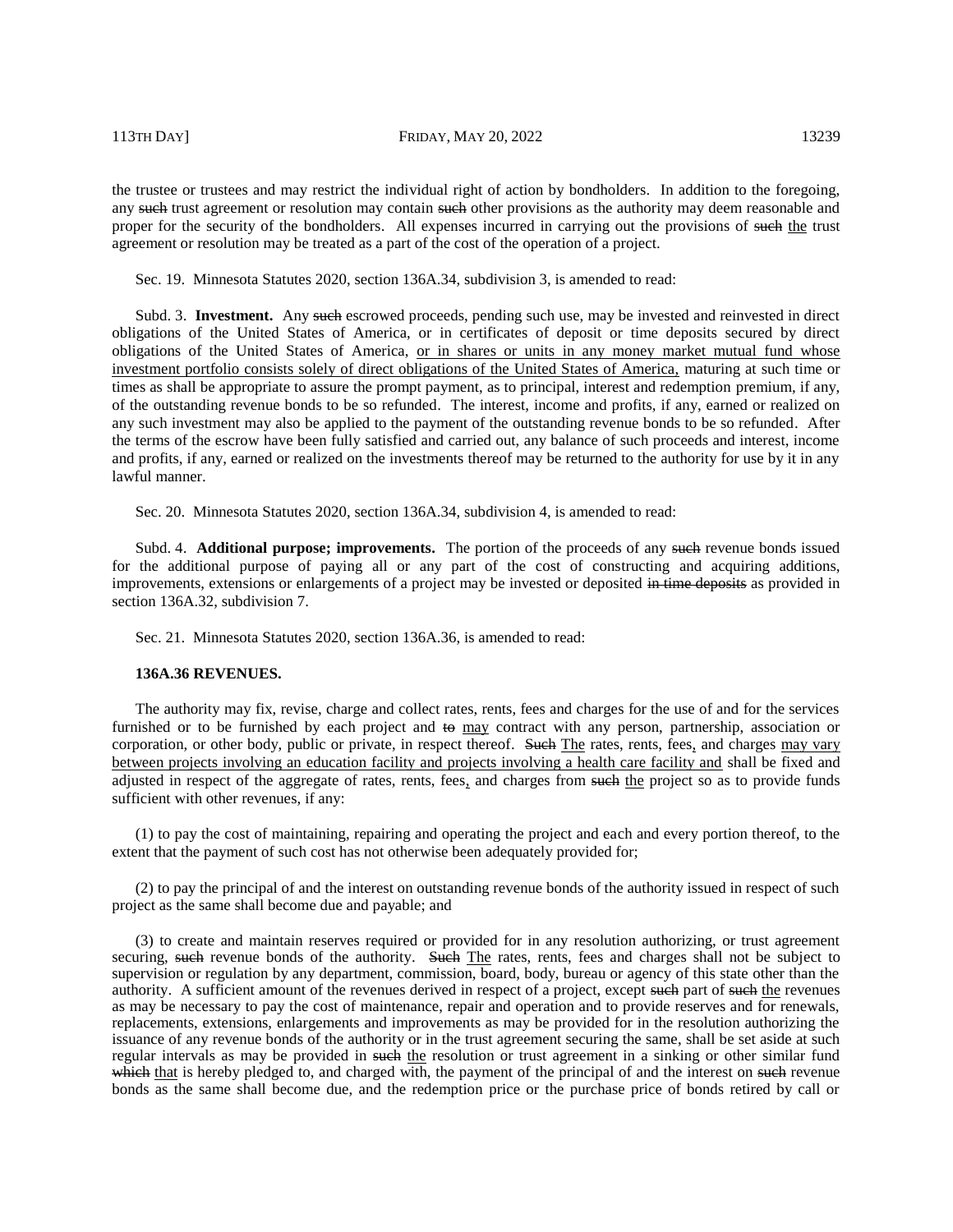the trustee or trustees and may restrict the individual right of action by bondholders. In addition to the foregoing, any ~~such~~ trust agreement or resolution may contain ~~such~~ other provisions as the authority may deem reasonable and proper for the security of the bondholders. All expenses incurred in carrying out the provisions of ~~such~~ <u>the</u> trust agreement or resolution may be treated as a part of the cost of the operation of a project.

Sec. 19. Minnesota Statutes 2020, section 136A.34, subdivision 3, is amended to read:

Subd. 3. **Investment.** Any ~~such~~ escrowed proceeds, pending such use, may be invested and reinvested in direct obligations of the United States of America, or in certificates of deposit or time deposits secured by direct obligations of the United States of America, <u>or in shares or units in any money market mutual fund whose investment portfolio consists solely of direct obligations of the United States of America,</u> maturing at such time or times as shall be appropriate to assure the prompt payment, as to principal, interest and redemption premium, if any, of the outstanding revenue bonds to be so refunded. The interest, income and profits, if any, earned or realized on any such investment may also be applied to the payment of the outstanding revenue bonds to be so refunded. After the terms of the escrow have been fully satisfied and carried out, any balance of such proceeds and interest, income and profits, if any, earned or realized on the investments thereof may be returned to the authority for use by it in any lawful manner.

Sec. 20. Minnesota Statutes 2020, section 136A.34, subdivision 4, is amended to read:

Subd. 4. **Additional purpose; improvements.** The portion of the proceeds of any ~~such~~ revenue bonds issued for the additional purpose of paying all or any part of the cost of constructing and acquiring additions, improvements, extensions or enlargements of a project may be invested or deposited ~~in time deposits~~ as provided in section 136A.32, subdivision 7.

Sec. 21. Minnesota Statutes 2020, section 136A.36, is amended to read:

**136A.36 REVENUES.**

The authority may fix, revise, charge and collect rates, rents, fees and charges for the use of and for the services furnished or to be furnished by each project and ~~to~~ <u>may</u> contract with any person, partnership, association or corporation, or other body, public or private, in respect thereof. ~~Such~~ <u>The</u> rates, rents, fees<u>,</u> and charges <u>may vary between projects involving an education facility and projects involving a health care facility and</u> shall be fixed and adjusted in respect of the aggregate of rates, rents, fees<u>,</u> and charges from ~~such~~ <u>the</u> project so as to provide funds sufficient with other revenues, if any:

(1) to pay the cost of maintaining, repairing and operating the project and each and every portion thereof, to the extent that the payment of such cost has not otherwise been adequately provided for;

(2) to pay the principal of and the interest on outstanding revenue bonds of the authority issued in respect of such project as the same shall become due and payable; and

(3) to create and maintain reserves required or provided for in any resolution authorizing, or trust agreement securing, ~~such~~ revenue bonds of the authority. ~~Such~~ <u>The</u> rates, rents, fees and charges shall not be subject to supervision or regulation by any department, commission, board, body, bureau or agency of this state other than the authority. A sufficient amount of the revenues derived in respect of a project, except ~~such~~ part of ~~such~~ <u>the</u> revenues as may be necessary to pay the cost of maintenance, repair and operation and to provide reserves and for renewals, replacements, extensions, enlargements and improvements as may be provided for in the resolution authorizing the issuance of any revenue bonds of the authority or in the trust agreement securing the same, shall be set aside at such regular intervals as may be provided in ~~such~~ <u>the</u> resolution or trust agreement in a sinking or other similar fund ~~which~~ <u>that</u> is hereby pledged to, and charged with, the payment of the principal of and the interest on ~~such~~ revenue bonds as the same shall become due, and the redemption price or the purchase price of bonds retired by call or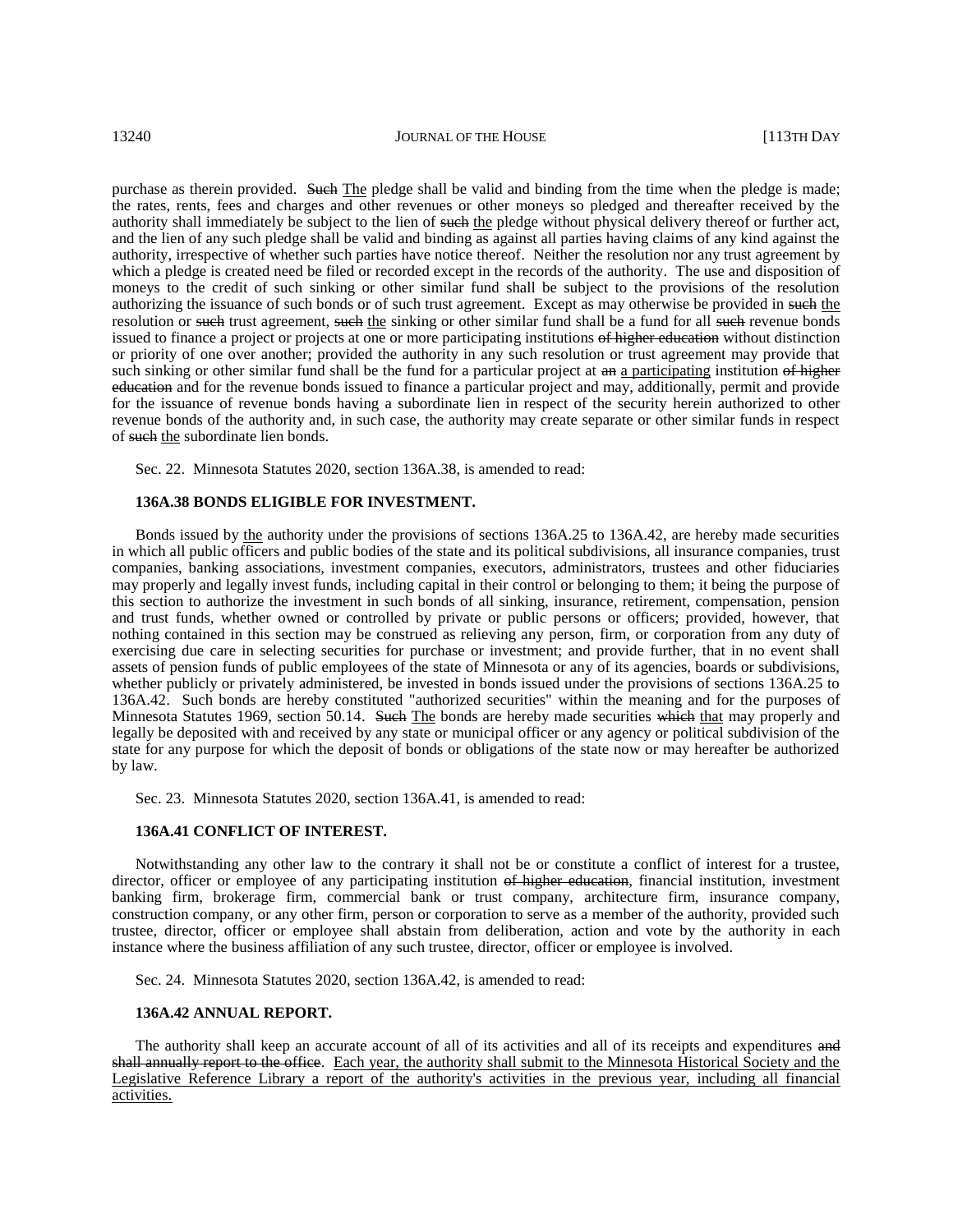purchase as therein provided. ~~Such~~ <u>The</u> pledge shall be valid and binding from the time when the pledge is made; the rates, rents, fees and charges and other revenues or other moneys so pledged and thereafter received by the authority shall immediately be subject to the lien of ~~such~~ <u>the</u> pledge without physical delivery thereof or further act, and the lien of any such pledge shall be valid and binding as against all parties having claims of any kind against the authority, irrespective of whether such parties have notice thereof. Neither the resolution nor any trust agreement by which a pledge is created need be filed or recorded except in the records of the authority. The use and disposition of moneys to the credit of such sinking or other similar fund shall be subject to the provisions of the resolution authorizing the issuance of such bonds or of such trust agreement. Except as may otherwise be provided in ~~such~~ <u>the</u> resolution or ~~such~~ trust agreement, ~~such~~ <u>the</u> sinking or other similar fund shall be a fund for all ~~such~~ revenue bonds issued to finance a project or projects at one or more participating institutions ~~of higher education~~ without distinction or priority of one over another; provided the authority in any such resolution or trust agreement may provide that such sinking or other similar fund shall be the fund for a particular project at ~~an~~ <u>a participating</u> institution ~~of higher education~~ and for the revenue bonds issued to finance a particular project and may, additionally, permit and provide for the issuance of revenue bonds having a subordinate lien in respect of the security herein authorized to other revenue bonds of the authority and, in such case, the authority may create separate or other similar funds in respect of ~~such~~ <u>the</u> subordinate lien bonds.

Sec. 22. Minnesota Statutes 2020, section 136A.38, is amended to read:

**136A.38 BONDS ELIGIBLE FOR INVESTMENT.**

Bonds issued by <u>the</u> authority under the provisions of sections 136A.25 to 136A.42, are hereby made securities in which all public officers and public bodies of the state and its political subdivisions, all insurance companies, trust companies, banking associations, investment companies, executors, administrators, trustees and other fiduciaries may properly and legally invest funds, including capital in their control or belonging to them; it being the purpose of this section to authorize the investment in such bonds of all sinking, insurance, retirement, compensation, pension and trust funds, whether owned or controlled by private or public persons or officers; provided, however, that nothing contained in this section may be construed as relieving any person, firm, or corporation from any duty of exercising due care in selecting securities for purchase or investment; and provide further, that in no event shall assets of pension funds of public employees of the state of Minnesota or any of its agencies, boards or subdivisions, whether publicly or privately administered, be invested in bonds issued under the provisions of sections 136A.25 to 136A.42. Such bonds are hereby constituted "authorized securities" within the meaning and for the purposes of Minnesota Statutes 1969, section 50.14. ~~Such~~ <u>The</u> bonds are hereby made securities ~~which~~ <u>that</u> may properly and legally be deposited with and received by any state or municipal officer or any agency or political subdivision of the state for any purpose for which the deposit of bonds or obligations of the state now or may hereafter be authorized by law.

Sec. 23. Minnesota Statutes 2020, section 136A.41, is amended to read:

**136A.41 CONFLICT OF INTEREST.**

Notwithstanding any other law to the contrary it shall not be or constitute a conflict of interest for a trustee, director, officer or employee of any participating institution ~~of higher education~~, financial institution, investment banking firm, brokerage firm, commercial bank or trust company, architecture firm, insurance company, construction company, or any other firm, person or corporation to serve as a member of the authority, provided such trustee, director, officer or employee shall abstain from deliberation, action and vote by the authority in each instance where the business affiliation of any such trustee, director, officer or employee is involved.

Sec. 24. Minnesota Statutes 2020, section 136A.42, is amended to read:

**136A.42 ANNUAL REPORT.**

The authority shall keep an accurate account of all of its activities and all of its receipts and expenditures ~~and shall annually report to the office~~. <u>Each year, the authority shall submit to the Minnesota Historical Society and the Legislative Reference Library a report of the authority's activities in the previous year, including all financial activities.</u>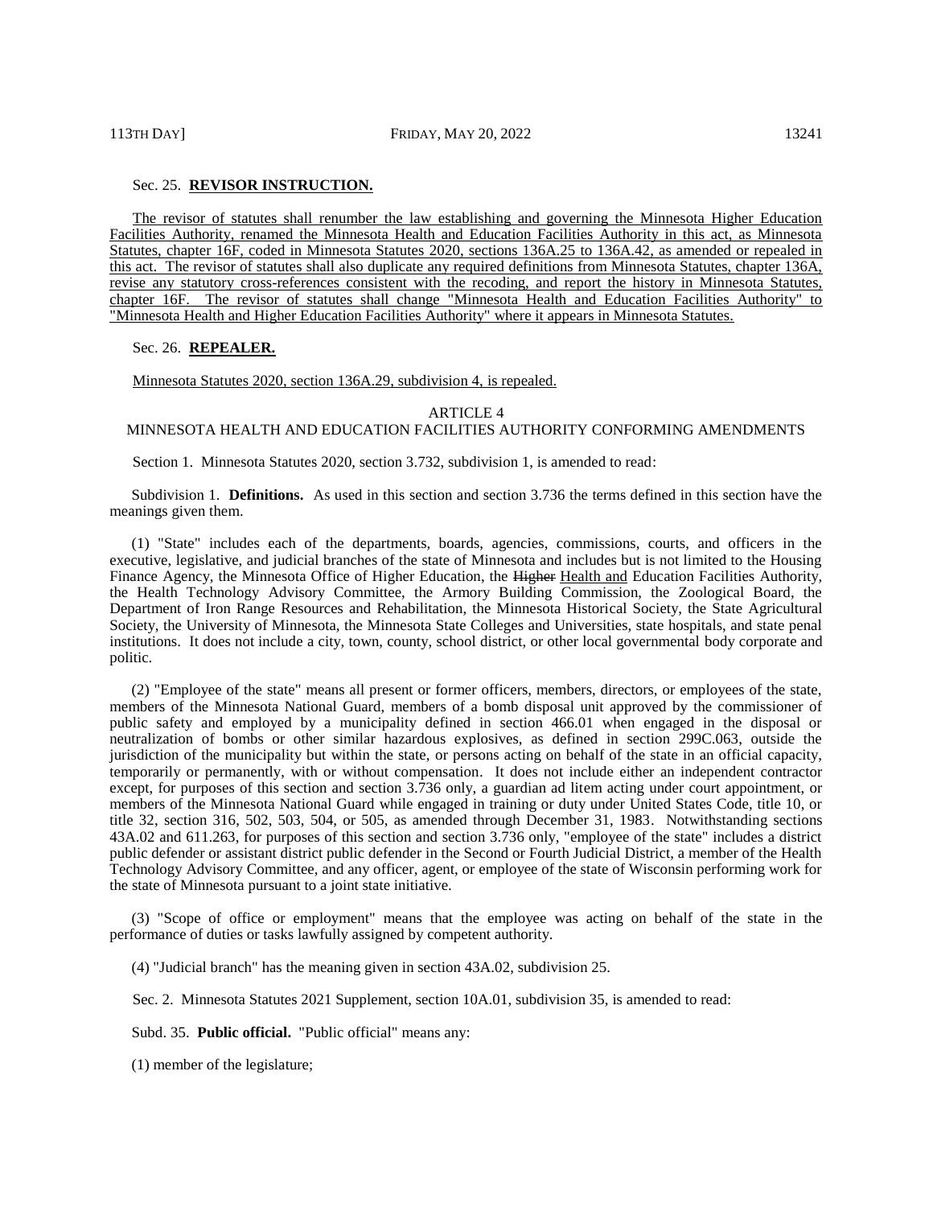Sec. 25. **REVISOR INSTRUCTION.**

The revisor of statutes shall renumber the law establishing and governing the Minnesota Higher Education Facilities Authority, renamed the Minnesota Health and Education Facilities Authority in this act, as Minnesota Statutes, chapter 16F, coded in Minnesota Statutes 2020, sections 136A.25 to 136A.42, as amended or repealed in this act. The revisor of statutes shall also duplicate any required definitions from Minnesota Statutes, chapter 136A, revise any statutory cross-references consistent with the recoding, and report the history in Minnesota Statutes, chapter 16F. The revisor of statutes shall change "Minnesota Health and Education Facilities Authority" to "Minnesota Health and Higher Education Facilities Authority" where it appears in Minnesota Statutes.

Sec. 26. **REPEALER.**

Minnesota Statutes 2020, section 136A.29, subdivision 4, is repealed.

ARTICLE 4

MINNESOTA HEALTH AND EDUCATION FACILITIES AUTHORITY CONFORMING AMENDMENTS

Section 1. Minnesota Statutes 2020, section 3.732, subdivision 1, is amended to read:

Subdivision 1. **Definitions.** As used in this section and section 3.736 the terms defined in this section have the meanings given them.

(1) "State" includes each of the departments, boards, agencies, commissions, courts, and officers in the executive, legislative, and judicial branches of the state of Minnesota and includes but is not limited to the Housing Finance Agency, the Minnesota Office of Higher Education, the ~~Higher~~ Health and Education Facilities Authority, the Health Technology Advisory Committee, the Armory Building Commission, the Zoological Board, the Department of Iron Range Resources and Rehabilitation, the Minnesota Historical Society, the State Agricultural Society, the University of Minnesota, the Minnesota State Colleges and Universities, state hospitals, and state penal institutions. It does not include a city, town, county, school district, or other local governmental body corporate and politic.

(2) "Employee of the state" means all present or former officers, members, directors, or employees of the state, members of the Minnesota National Guard, members of a bomb disposal unit approved by the commissioner of public safety and employed by a municipality defined in section 466.01 when engaged in the disposal or neutralization of bombs or other similar hazardous explosives, as defined in section 299C.063, outside the jurisdiction of the municipality but within the state, or persons acting on behalf of the state in an official capacity, temporarily or permanently, with or without compensation. It does not include either an independent contractor except, for purposes of this section and section 3.736 only, a guardian ad litem acting under court appointment, or members of the Minnesota National Guard while engaged in training or duty under United States Code, title 10, or title 32, section 316, 502, 503, 504, or 505, as amended through December 31, 1983. Notwithstanding sections 43A.02 and 611.263, for purposes of this section and section 3.736 only, "employee of the state" includes a district public defender or assistant district public defender in the Second or Fourth Judicial District, a member of the Health Technology Advisory Committee, and any officer, agent, or employee of the state of Wisconsin performing work for the state of Minnesota pursuant to a joint state initiative.

(3) "Scope of office or employment" means that the employee was acting on behalf of the state in the performance of duties or tasks lawfully assigned by competent authority.

(4) "Judicial branch" has the meaning given in section 43A.02, subdivision 25.

Sec. 2. Minnesota Statutes 2021 Supplement, section 10A.01, subdivision 35, is amended to read:

Subd. 35. **Public official.** "Public official" means any:

(1) member of the legislature;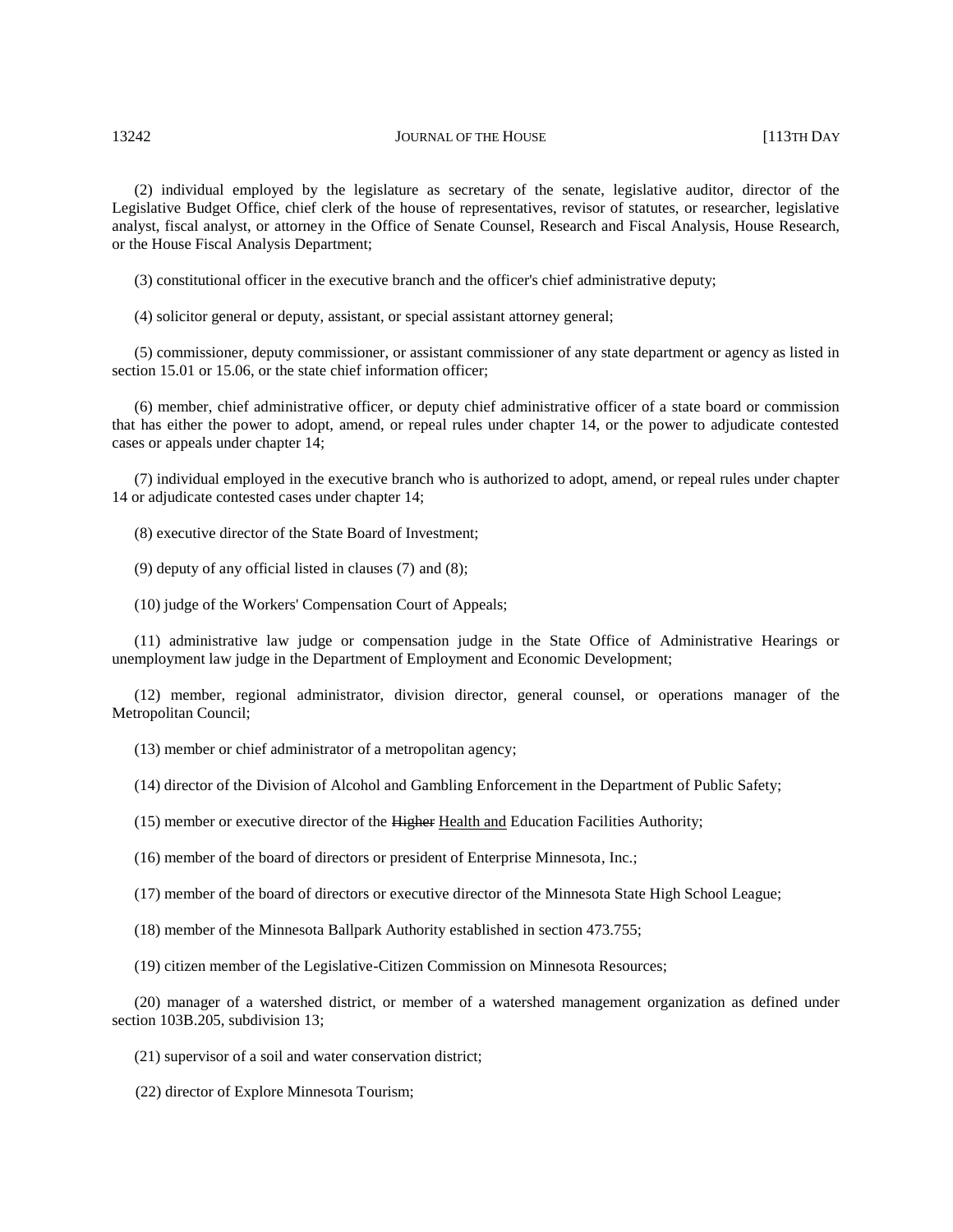(2) individual employed by the legislature as secretary of the senate, legislative auditor, director of the Legislative Budget Office, chief clerk of the house of representatives, revisor of statutes, or researcher, legislative analyst, fiscal analyst, or attorney in the Office of Senate Counsel, Research and Fiscal Analysis, House Research, or the House Fiscal Analysis Department;

(3) constitutional officer in the executive branch and the officer's chief administrative deputy;

(4) solicitor general or deputy, assistant, or special assistant attorney general;

(5) commissioner, deputy commissioner, or assistant commissioner of any state department or agency as listed in section 15.01 or 15.06, or the state chief information officer;

(6) member, chief administrative officer, or deputy chief administrative officer of a state board or commission that has either the power to adopt, amend, or repeal rules under chapter 14, or the power to adjudicate contested cases or appeals under chapter 14;

(7) individual employed in the executive branch who is authorized to adopt, amend, or repeal rules under chapter 14 or adjudicate contested cases under chapter 14;

(8) executive director of the State Board of Investment;

(9) deputy of any official listed in clauses (7) and (8);

(10) judge of the Workers' Compensation Court of Appeals;

(11) administrative law judge or compensation judge in the State Office of Administrative Hearings or unemployment law judge in the Department of Employment and Economic Development;

(12) member, regional administrator, division director, general counsel, or operations manager of the Metropolitan Council;

(13) member or chief administrator of a metropolitan agency;

(14) director of the Division of Alcohol and Gambling Enforcement in the Department of Public Safety;

(15) member or executive director of the ~~Higher~~ Health and Education Facilities Authority;

(16) member of the board of directors or president of Enterprise Minnesota, Inc.;

(17) member of the board of directors or executive director of the Minnesota State High School League;

(18) member of the Minnesota Ballpark Authority established in section 473.755;

(19) citizen member of the Legislative-Citizen Commission on Minnesota Resources;

(20) manager of a watershed district, or member of a watershed management organization as defined under section 103B.205, subdivision 13;

(21) supervisor of a soil and water conservation district;

(22) director of Explore Minnesota Tourism;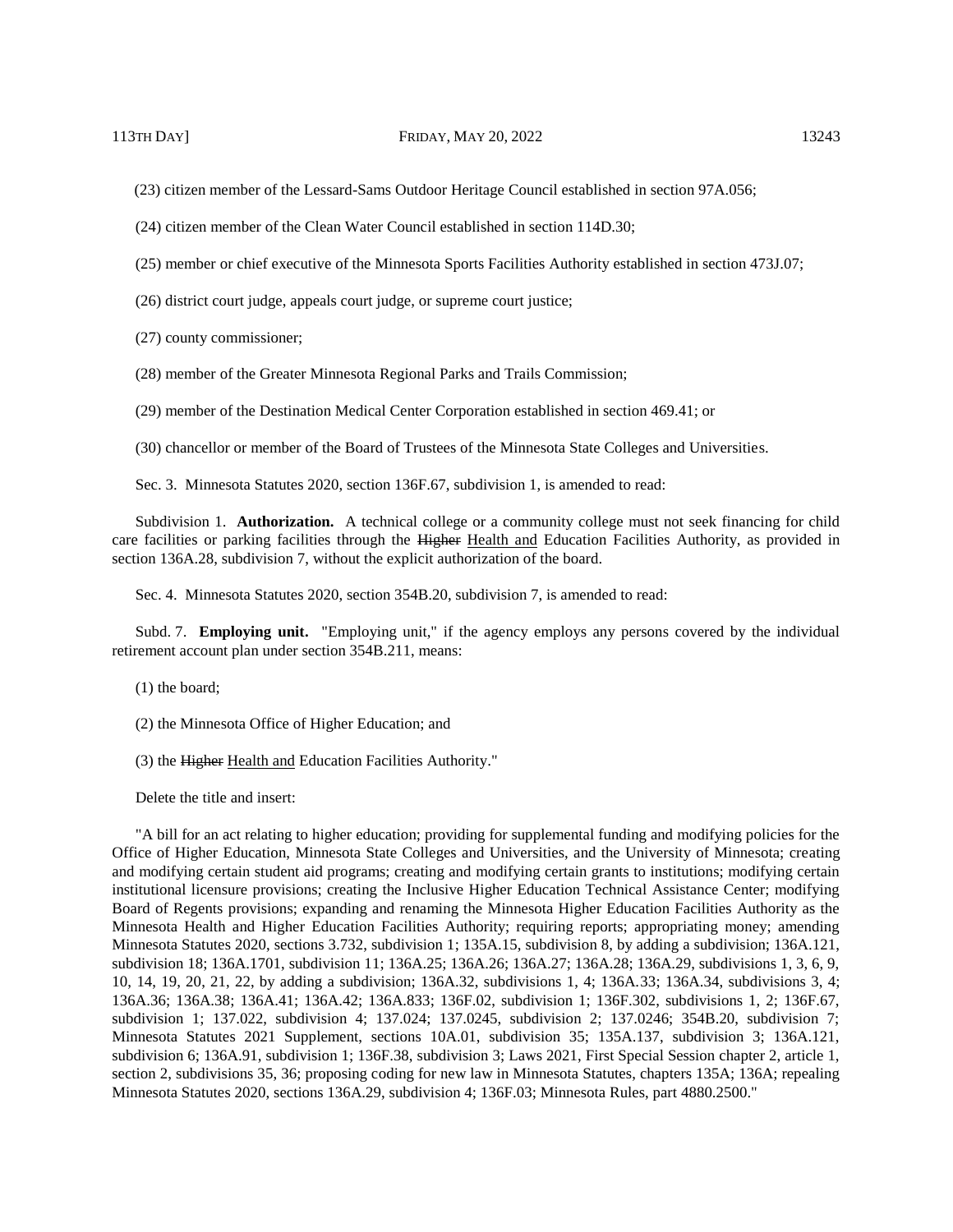(23) citizen member of the Lessard-Sams Outdoor Heritage Council established in section 97A.056;

(24) citizen member of the Clean Water Council established in section 114D.30;

(25) member or chief executive of the Minnesota Sports Facilities Authority established in section 473J.07;

(26) district court judge, appeals court judge, or supreme court justice;

(27) county commissioner;

(28) member of the Greater Minnesota Regional Parks and Trails Commission;

(29) member of the Destination Medical Center Corporation established in section 469.41; or

(30) chancellor or member of the Board of Trustees of the Minnesota State Colleges and Universities.

Sec. 3. Minnesota Statutes 2020, section 136F.67, subdivision 1, is amended to read:

Subdivision 1. **Authorization.** A technical college or a community college must not seek financing for child care facilities or parking facilities through the ~~Higher~~ Health and Education Facilities Authority, as provided in section 136A.28, subdivision 7, without the explicit authorization of the board.

Sec. 4. Minnesota Statutes 2020, section 354B.20, subdivision 7, is amended to read:

Subd. 7. **Employing unit.** "Employing unit," if the agency employs any persons covered by the individual retirement account plan under section 354B.211, means:

(1) the board;

(2) the Minnesota Office of Higher Education; and

(3) the ~~Higher~~ Health and Education Facilities Authority."

Delete the title and insert:

"A bill for an act relating to higher education; providing for supplemental funding and modifying policies for the Office of Higher Education, Minnesota State Colleges and Universities, and the University of Minnesota; creating and modifying certain student aid programs; creating and modifying certain grants to institutions; modifying certain institutional licensure provisions; creating the Inclusive Higher Education Technical Assistance Center; modifying Board of Regents provisions; expanding and renaming the Minnesota Higher Education Facilities Authority as the Minnesota Health and Higher Education Facilities Authority; requiring reports; appropriating money; amending Minnesota Statutes 2020, sections 3.732, subdivision 1; 135A.15, subdivision 8, by adding a subdivision; 136A.121, subdivision 18; 136A.1701, subdivision 11; 136A.25; 136A.26; 136A.27; 136A.28; 136A.29, subdivisions 1, 3, 6, 9, 10, 14, 19, 20, 21, 22, by adding a subdivision; 136A.32, subdivisions 1, 4; 136A.33; 136A.34, subdivisions 3, 4; 136A.36; 136A.38; 136A.41; 136A.42; 136A.833; 136F.02, subdivision 1; 136F.302, subdivisions 1, 2; 136F.67, subdivision 1; 137.022, subdivision 4; 137.024; 137.0245, subdivision 2; 137.0246; 354B.20, subdivision 7; Minnesota Statutes 2021 Supplement, sections 10A.01, subdivision 35; 135A.137, subdivision 3; 136A.121, subdivision 6; 136A.91, subdivision 1; 136F.38, subdivision 3; Laws 2021, First Special Session chapter 2, article 1, section 2, subdivisions 35, 36; proposing coding for new law in Minnesota Statutes, chapters 135A; 136A; repealing Minnesota Statutes 2020, sections 136A.29, subdivision 4; 136F.03; Minnesota Rules, part 4880.2500."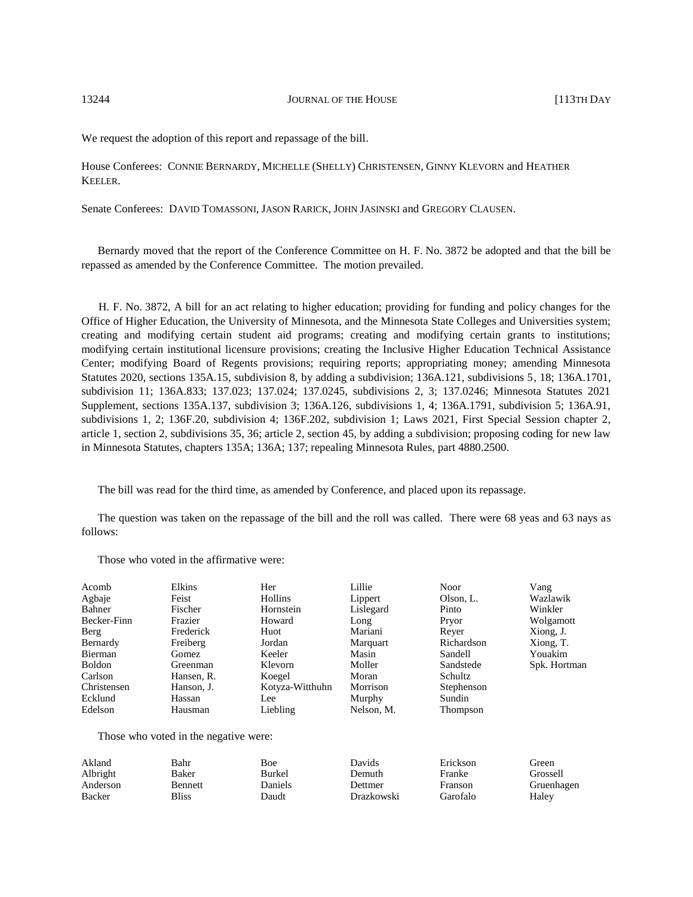We request the adoption of this report and repassage of the bill.

House Conferees: CONNIE BERNARDY, MICHELLE (SHELLY) CHRISTENSEN, GINNY KLEVORN and HEATHER KEELER.

Senate Conferees: DAVID TOMASSONI, JASON RARICK, JOHN JASINSKI and GREGORY CLAUSEN.

Bernardy moved that the report of the Conference Committee on H. F. No. 3872 be adopted and that the bill be repassed as amended by the Conference Committee. The motion prevailed.

H. F. No. 3872, A bill for an act relating to higher education; providing for funding and policy changes for the Office of Higher Education, the University of Minnesota, and the Minnesota State Colleges and Universities system; creating and modifying certain student aid programs; creating and modifying certain grants to institutions; modifying certain institutional licensure provisions; creating the Inclusive Higher Education Technical Assistance Center; modifying Board of Regents provisions; requiring reports; appropriating money; amending Minnesota Statutes 2020, sections 135A.15, subdivision 8, by adding a subdivision; 136A.121, subdivisions 5, 18; 136A.1701, subdivision 11; 136A.833; 137.023; 137.024; 137.0245, subdivisions 2, 3; 137.0246; Minnesota Statutes 2021 Supplement, sections 135A.137, subdivision 3; 136A.126, subdivisions 1, 4; 136A.1791, subdivision 5; 136A.91, subdivisions 1, 2; 136F.20, subdivision 4; 136F.202, subdivision 1; Laws 2021, First Special Session chapter 2, article 1, section 2, subdivisions 35, 36; article 2, section 45, by adding a subdivision; proposing coding for new law in Minnesota Statutes, chapters 135A; 136A; 137; repealing Minnesota Rules, part 4880.2500.

The bill was read for the third time, as amended by Conference, and placed upon its repassage.

The question was taken on the repassage of the bill and the roll was called. There were 68 yeas and 63 nays as follows:

Those who voted in the affirmative were:

| | | | | | |
|---|---|---|---|---|---|
| Acomb | Elkins | Her | Lillie | Noor | Vang |
| Agbaje | Feist | Hollins | Lippert | Olson, L. | Wazlawik |
| Bahner | Fischer | Hornstein | Lislegard | Pinto | Winkler |
| Becker-Finn | Frazier | Howard | Long | Pryor | Wolgamott |
| Berg | Frederick | Huot | Mariani | Reyer | Xiong, J. |
| Bernardy | Freiberg | Jordan | Marquart | Richardson | Xiong, T. |
| Bierman | Gomez | Keeler | Masin | Sandell | Youakim |
| Boldon | Greenman | Klevorn | Moller | Sandstede | Spk. Hortman |
| Carlson | Hansen, R. | Koegel | Moran | Schultz | |
| Christensen | Hanson, J. | Kotyza-Witthuhn | Morrison | Stephenson | |
| Ecklund | Hassan | Lee | Murphy | Sundin | |
| Edelson | Hausman | Liebling | Nelson, M. | Thompson | |

Those who voted in the negative were:

| | | | | | |
|---|---|---|---|---|---|
| Akland | Bahr | Boe | Davids | Erickson | Green |
| Albright | Baker | Burkel | Demuth | Franke | Grossell |
| Anderson | Bennett | Daniels | Dettmer | Franson | Gruenhagen |
| Backer | Bliss | Daudt | Drazkowski | Garofalo | Haley |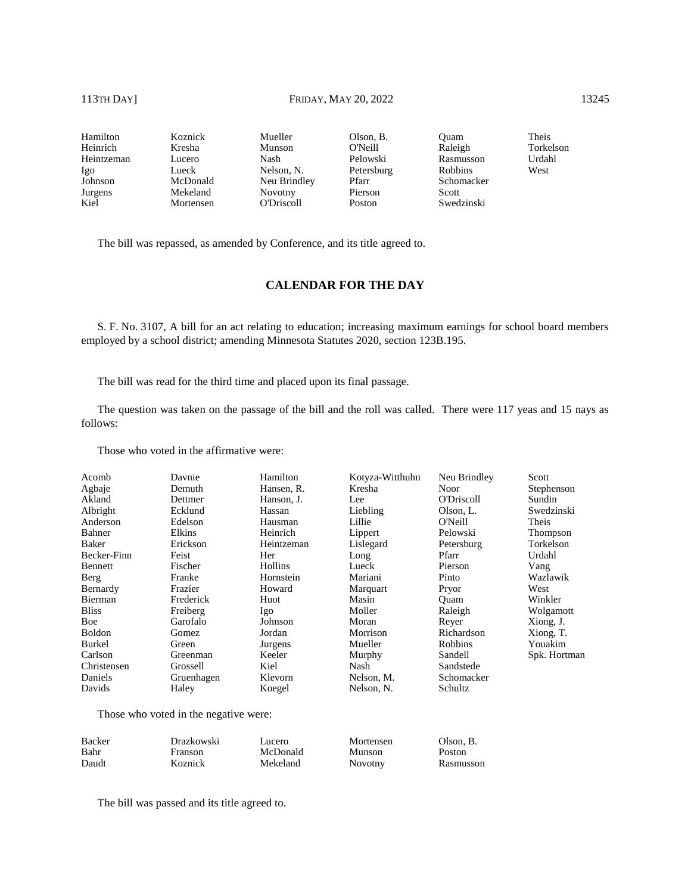| | | | | | |
|---|---|---|---|---|---|
| Hamilton | Koznick | Mueller | Olson, B. | Quam | Theis |
| Heinrich | Kresha | Munson | O'Neill | Raleigh | Torkelson |
| Heintzeman | Lucero | Nash | Pelowski | Rasmusson | Urdahl |
| Igo | Lueck | Nelson, N. | Petersburg | Robbins | West |
| Johnson | McDonald | Neu Brindley | Pfarr | Schomacker | |
| Jurgens | Mekeland | Novotny | Pierson | Scott | |
| Kiel | Mortensen | O'Driscoll | Poston | Swedzinski | |

The bill was repassed, as amended by Conference, and its title agreed to.

## CALENDAR FOR THE DAY

S. F. No. 3107, A bill for an act relating to education; increasing maximum earnings for school board members employed by a school district; amending Minnesota Statutes 2020, section 123B.195.

The bill was read for the third time and placed upon its final passage.

The question was taken on the passage of the bill and the roll was called. There were 117 yeas and 15 nays as follows:

Those who voted in the affirmative were:

| | | | | | |
|---|---|---|---|---|---|
| Acomb | Davnie | Hamilton | Kotyza-Witthuhn | Neu Brindley | Scott |
| Agbaje | Demuth | Hansen, R. | Kresha | Noor | Stephenson |
| Akland | Dettmer | Hanson, J. | Lee | O'Driscoll | Sundin |
| Albright | Ecklund | Hassan | Liebling | Olson, L. | Swedzinski |
| Anderson | Edelson | Hausman | Lillie | O'Neill | Theis |
| Bahner | Elkins | Heinrich | Lippert | Pelowski | Thompson |
| Baker | Erickson | Heintzeman | Lislegard | Petersburg | Torkelson |
| Becker-Finn | Feist | Her | Long | Pfarr | Urdahl |
| Bennett | Fischer | Hollins | Lueck | Pierson | Vang |
| Berg | Franke | Hornstein | Mariani | Pinto | Wazlawik |
| Bernardy | Frazier | Howard | Marquart | Pryor | West |
| Bierman | Frederick | Huot | Masin | Quam | Winkler |
| Bliss | Freiberg | Igo | Moller | Raleigh | Wolgamott |
| Boe | Garofalo | Johnson | Moran | Reyer | Xiong, J. |
| Boldon | Gomez | Jordan | Morrison | Richardson | Xiong, T. |
| Burkel | Green | Jurgens | Mueller | Robbins | Youakim |
| Carlson | Greenman | Keeler | Murphy | Sandell | Spk. Hortman |
| Christensen | Grossell | Kiel | Nash | Sandstede | |
| Daniels | Gruenhagen | Klevorn | Nelson, M. | Schomacker | |
| Davids | Haley | Koegel | Nelson, N. | Schultz | |

Those who voted in the negative were:

| | | | | |
|---|---|---|---|---|
| Backer | Drazkowski | Lucero | Mortensen | Olson, B. |
| Bahr | Franson | McDonald | Munson | Poston |
| Daudt | Koznick | Mekeland | Novotny | Rasmusson |

The bill was passed and its title agreed to.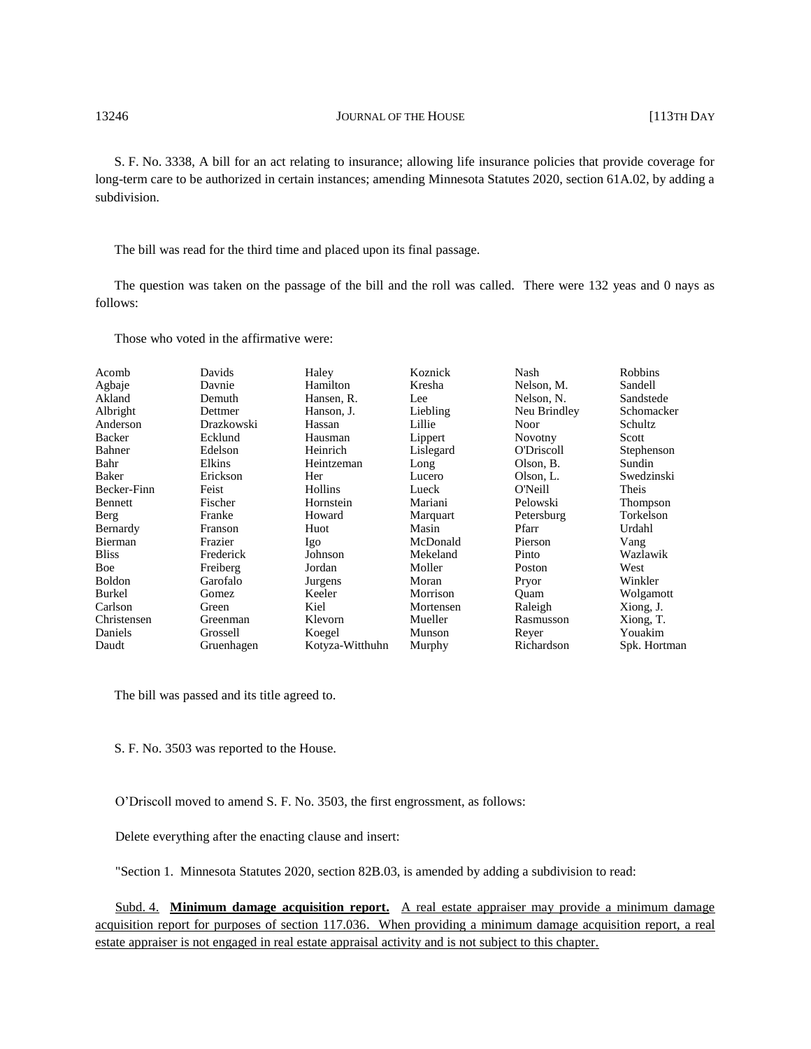S. F. No. 3338, A bill for an act relating to insurance; allowing life insurance policies that provide coverage for long-term care to be authorized in certain instances; amending Minnesota Statutes 2020, section 61A.02, by adding a subdivision.

The bill was read for the third time and placed upon its final passage.

The question was taken on the passage of the bill and the roll was called. There were 132 yeas and 0 nays as follows:

Those who voted in the affirmative were:

| | | | | | |
|---|---|---|---|---|---|
| Acomb | Davids | Haley | Koznick | Nash | Robbins |
| Agbaje | Davnie | Hamilton | Kresha | Nelson, M. | Sandell |
| Akland | Demuth | Hansen, R. | Lee | Nelson, N. | Sandstede |
| Albright | Dettmer | Hanson, J. | Liebling | Neu Brindley | Schomacker |
| Anderson | Drazkowski | Hassan | Lillie | Noor | Schultz |
| Backer | Ecklund | Hausman | Lippert | Novotny | Scott |
| Bahner | Edelson | Heinrich | Lislegard | O'Driscoll | Stephenson |
| Bahr | Elkins | Heintzeman | Long | Olson, B. | Sundin |
| Baker | Erickson | Her | Lucero | Olson, L. | Swedzinski |
| Becker-Finn | Feist | Hollins | Lueck | O'Neill | Theis |
| Bennett | Fischer | Hornstein | Mariani | Pelowski | Thompson |
| Berg | Franke | Howard | Marquart | Petersburg | Torkelson |
| Bernardy | Franson | Huot | Masin | Pfarr | Urdahl |
| Bierman | Frazier | Igo | McDonald | Pierson | Vang |
| Bliss | Frederick | Johnson | Mekeland | Pinto | Wazlawik |
| Boe | Freiberg | Jordan | Moller | Poston | West |
| Boldon | Garofalo | Jurgens | Moran | Pryor | Winkler |
| Burkel | Gomez | Keeler | Morrison | Quam | Wolgamott |
| Carlson | Green | Kiel | Mortensen | Raleigh | Xiong, J. |
| Christensen | Greenman | Klevorn | Mueller | Rasmusson | Xiong, T. |
| Daniels | Grossell | Koegel | Munson | Reyer | Youakim |
| Daudt | Gruenhagen | Kotyza-Witthuhn | Murphy | Richardson | Spk. Hortman |

The bill was passed and its title agreed to.

S. F. No. 3503 was reported to the House.

O'Driscoll moved to amend S. F. No. 3503, the first engrossment, as follows:

Delete everything after the enacting clause and insert:

"Section 1. Minnesota Statutes 2020, section 82B.03, is amended by adding a subdivision to read:

Subd. 4. **Minimum damage acquisition report.** A real estate appraiser may provide a minimum damage acquisition report for purposes of section 117.036. When providing a minimum damage acquisition report, a real estate appraiser is not engaged in real estate appraisal activity and is not subject to this chapter.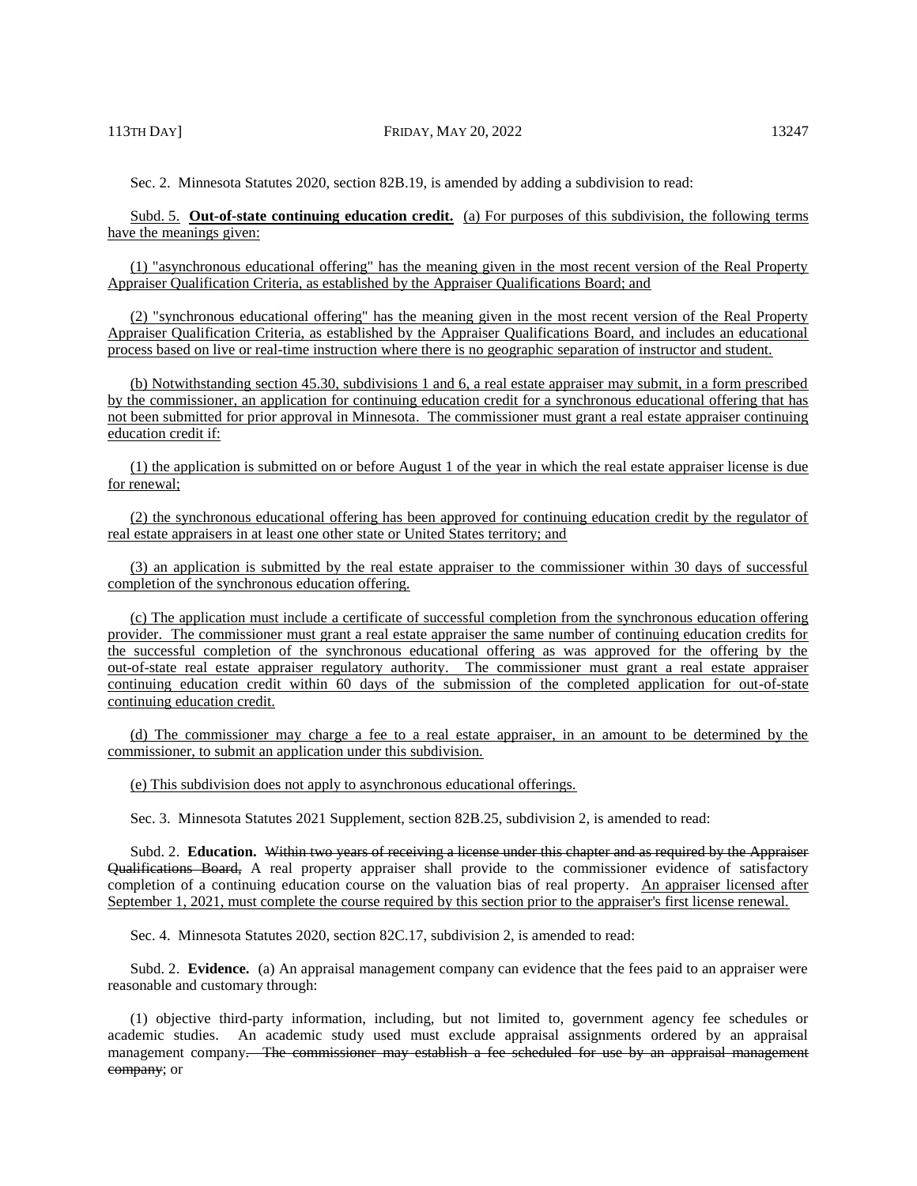Sec. 2. Minnesota Statutes 2020, section 82B.19, is amended by adding a subdivision to read:

Subd. 5. **Out-of-state continuing education credit.** (a) For purposes of this subdivision, the following terms have the meanings given:

(1) "asynchronous educational offering" has the meaning given in the most recent version of the Real Property Appraiser Qualification Criteria, as established by the Appraiser Qualifications Board; and

(2) "synchronous educational offering" has the meaning given in the most recent version of the Real Property Appraiser Qualification Criteria, as established by the Appraiser Qualifications Board, and includes an educational process based on live or real-time instruction where there is no geographic separation of instructor and student.

(b) Notwithstanding section 45.30, subdivisions 1 and 6, a real estate appraiser may submit, in a form prescribed by the commissioner, an application for continuing education credit for a synchronous educational offering that has not been submitted for prior approval in Minnesota. The commissioner must grant a real estate appraiser continuing education credit if:

(1) the application is submitted on or before August 1 of the year in which the real estate appraiser license is due for renewal;

(2) the synchronous educational offering has been approved for continuing education credit by the regulator of real estate appraisers in at least one other state or United States territory; and

(3) an application is submitted by the real estate appraiser to the commissioner within 30 days of successful completion of the synchronous education offering.

(c) The application must include a certificate of successful completion from the synchronous education offering provider. The commissioner must grant a real estate appraiser the same number of continuing education credits for the successful completion of the synchronous educational offering as was approved for the offering by the out-of-state real estate appraiser regulatory authority. The commissioner must grant a real estate appraiser continuing education credit within 60 days of the submission of the completed application for out-of-state continuing education credit.

(d) The commissioner may charge a fee to a real estate appraiser, in an amount to be determined by the commissioner, to submit an application under this subdivision.

(e) This subdivision does not apply to asynchronous educational offerings.

Sec. 3. Minnesota Statutes 2021 Supplement, section 82B.25, subdivision 2, is amended to read:

Subd. 2. **Education.** ~~Within two years of receiving a license under this chapter and as required by the Appraiser Qualifications Board,~~ A real property appraiser shall provide to the commissioner evidence of satisfactory completion of a continuing education course on the valuation bias of real property. An appraiser licensed after September 1, 2021, must complete the course required by this section prior to the appraiser's first license renewal.

Sec. 4. Minnesota Statutes 2020, section 82C.17, subdivision 2, is amended to read:

Subd. 2. **Evidence.** (a) An appraisal management company can evidence that the fees paid to an appraiser were reasonable and customary through:

(1) objective third-party information, including, but not limited to, government agency fee schedules or academic studies. An academic study used must exclude appraisal assignments ordered by an appraisal management company~~. The commissioner may establish a fee scheduled for use by an appraisal management company~~; or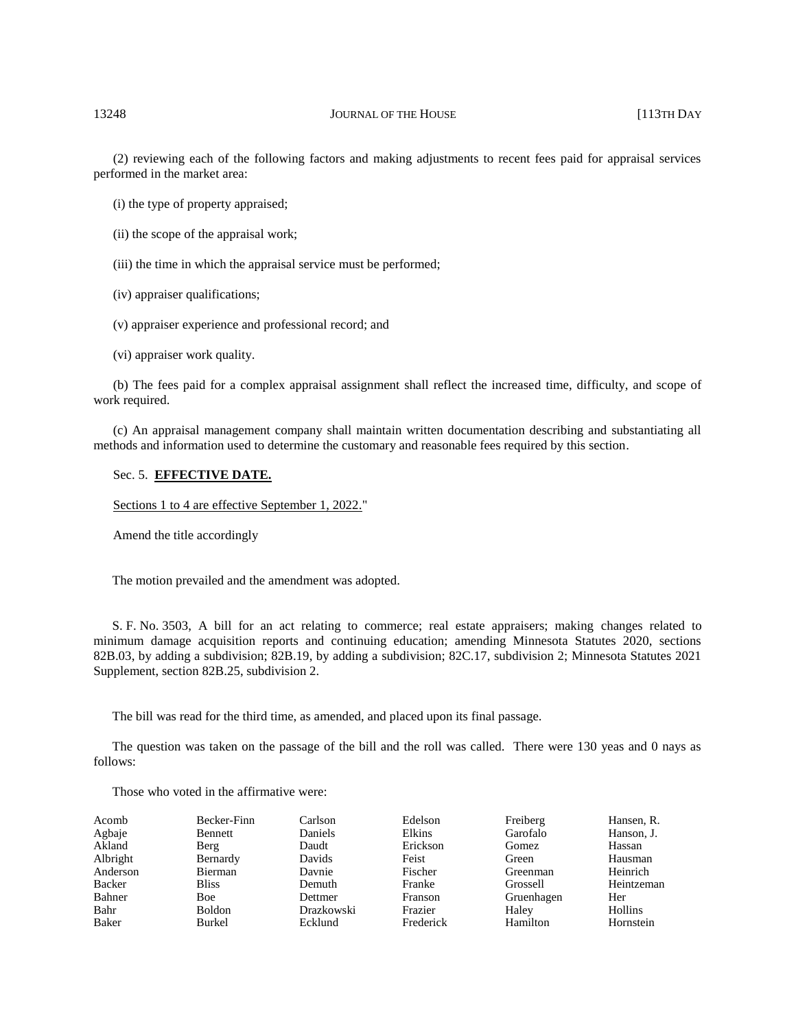(2) reviewing each of the following factors and making adjustments to recent fees paid for appraisal services performed in the market area:

(i) the type of property appraised;

(ii) the scope of the appraisal work;

(iii) the time in which the appraisal service must be performed;

(iv) appraiser qualifications;

(v) appraiser experience and professional record; and

(vi) appraiser work quality.

(b) The fees paid for a complex appraisal assignment shall reflect the increased time, difficulty, and scope of work required.

(c) An appraisal management company shall maintain written documentation describing and substantiating all methods and information used to determine the customary and reasonable fees required by this section.

Sec. 5. **EFFECTIVE DATE.**

Sections 1 to 4 are effective September 1, 2022."

Amend the title accordingly

The motion prevailed and the amendment was adopted.

S. F. No. 3503, A bill for an act relating to commerce; real estate appraisers; making changes related to minimum damage acquisition reports and continuing education; amending Minnesota Statutes 2020, sections 82B.03, by adding a subdivision; 82B.19, by adding a subdivision; 82C.17, subdivision 2; Minnesota Statutes 2021 Supplement, section 82B.25, subdivision 2.

The bill was read for the third time, as amended, and placed upon its final passage.

The question was taken on the passage of the bill and the roll was called. There were 130 yeas and 0 nays as follows:

Those who voted in the affirmative were:

| | | | | | |
|---|---|---|---|---|---|
| Acomb | Becker-Finn | Carlson | Edelson | Freiberg | Hansen, R. |
| Agbaje | Bennett | Daniels | Elkins | Garofalo | Hanson, J. |
| Akland | Berg | Daudt | Erickson | Gomez | Hassan |
| Albright | Bernardy | Davids | Feist | Green | Hausman |
| Anderson | Bierman | Davnie | Fischer | Greenman | Heinrich |
| Backer | Bliss | Demuth | Franke | Grossell | Heintzeman |
| Bahner | Boe | Dettmer | Franson | Gruenhagen | Her |
| Bahr | Boldon | Drazkowski | Frazier | Haley | Hollins |
| Baker | Burkel | Ecklund | Frederick | Hamilton | Hornstein |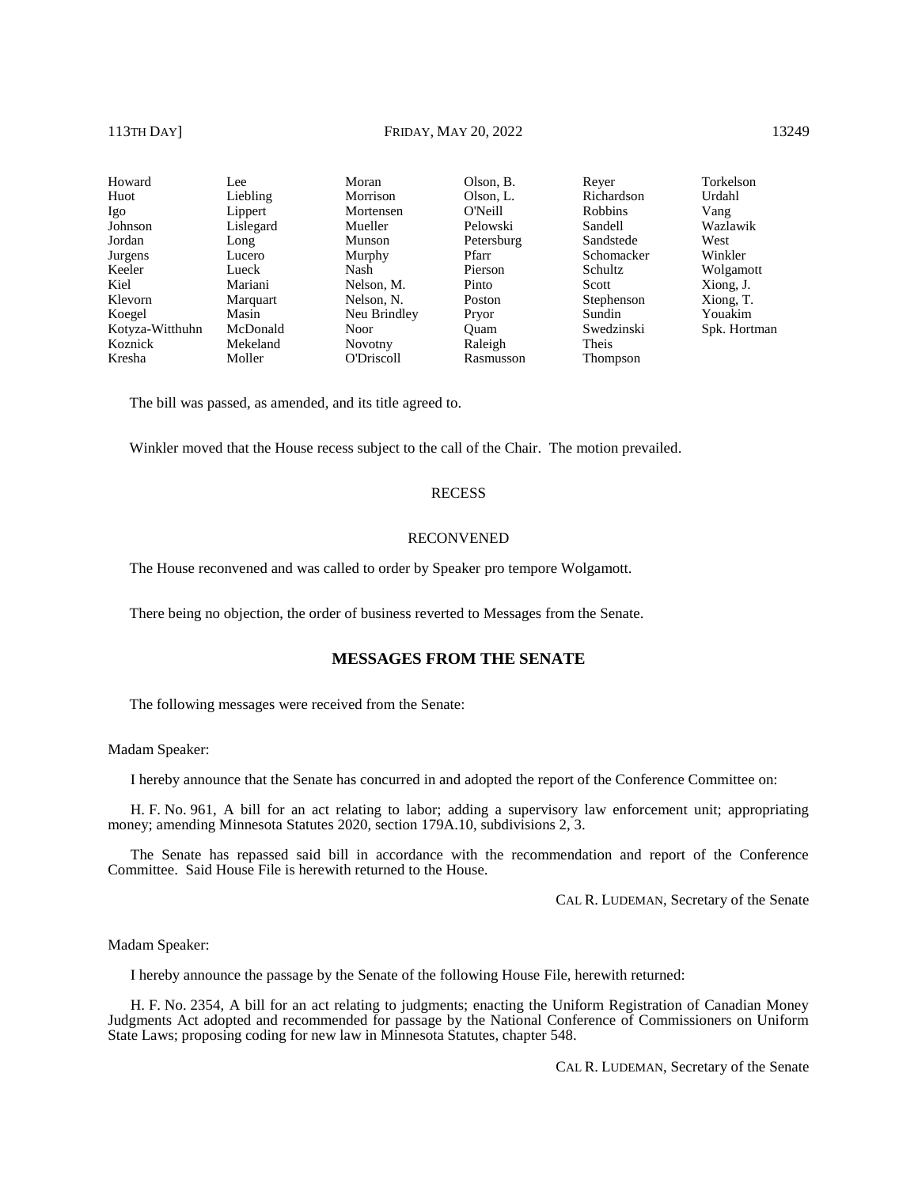| | | | | | |
|---|---|---|---|---|---|
| Howard | Lee | Moran | Olson, B. | Reyer | Torkelson |
| Huot | Liebling | Morrison | Olson, L. | Richardson | Urdahl |
| Igo | Lippert | Mortensen | O'Neill | Robbins | Vang |
| Johnson | Lislegard | Mueller | Pelowski | Sandell | Wazlawik |
| Jordan | Long | Munson | Petersburg | Sandstede | West |
| Jurgens | Lucero | Murphy | Pfarr | Schomacker | Winkler |
| Keeler | Lueck | Nash | Pierson | Schultz | Wolgamott |
| Kiel | Mariani | Nelson, M. | Pinto | Scott | Xiong, J. |
| Klevorn | Marquart | Nelson, N. | Poston | Stephenson | Xiong, T. |
| Koegel | Masin | Neu Brindley | Pryor | Sundin | Youakim |
| Kotyza-Witthuhn | McDonald | Noor | Quam | Swedzinski | Spk. Hortman |
| Koznick | Mekeland | Novotny | Raleigh | Theis | |
| Kresha | Moller | O'Driscoll | Rasmusson | Thompson | |

The bill was passed, as amended, and its title agreed to.

Winkler moved that the House recess subject to the call of the Chair. The motion prevailed.

RECESS

RECONVENED

The House reconvened and was called to order by Speaker pro tempore Wolgamott.

There being no objection, the order of business reverted to Messages from the Senate.

## MESSAGES FROM THE SENATE

The following messages were received from the Senate:

Madam Speaker:

I hereby announce that the Senate has concurred in and adopted the report of the Conference Committee on:

H. F. No. 961, A bill for an act relating to labor; adding a supervisory law enforcement unit; appropriating money; amending Minnesota Statutes 2020, section 179A.10, subdivisions 2, 3.

The Senate has repassed said bill in accordance with the recommendation and report of the Conference Committee. Said House File is herewith returned to the House.

CAL R. LUDEMAN, Secretary of the Senate

Madam Speaker:

I hereby announce the passage by the Senate of the following House File, herewith returned:

H. F. No. 2354, A bill for an act relating to judgments; enacting the Uniform Registration of Canadian Money Judgments Act adopted and recommended for passage by the National Conference of Commissioners on Uniform State Laws; proposing coding for new law in Minnesota Statutes, chapter 548.

CAL R. LUDEMAN, Secretary of the Senate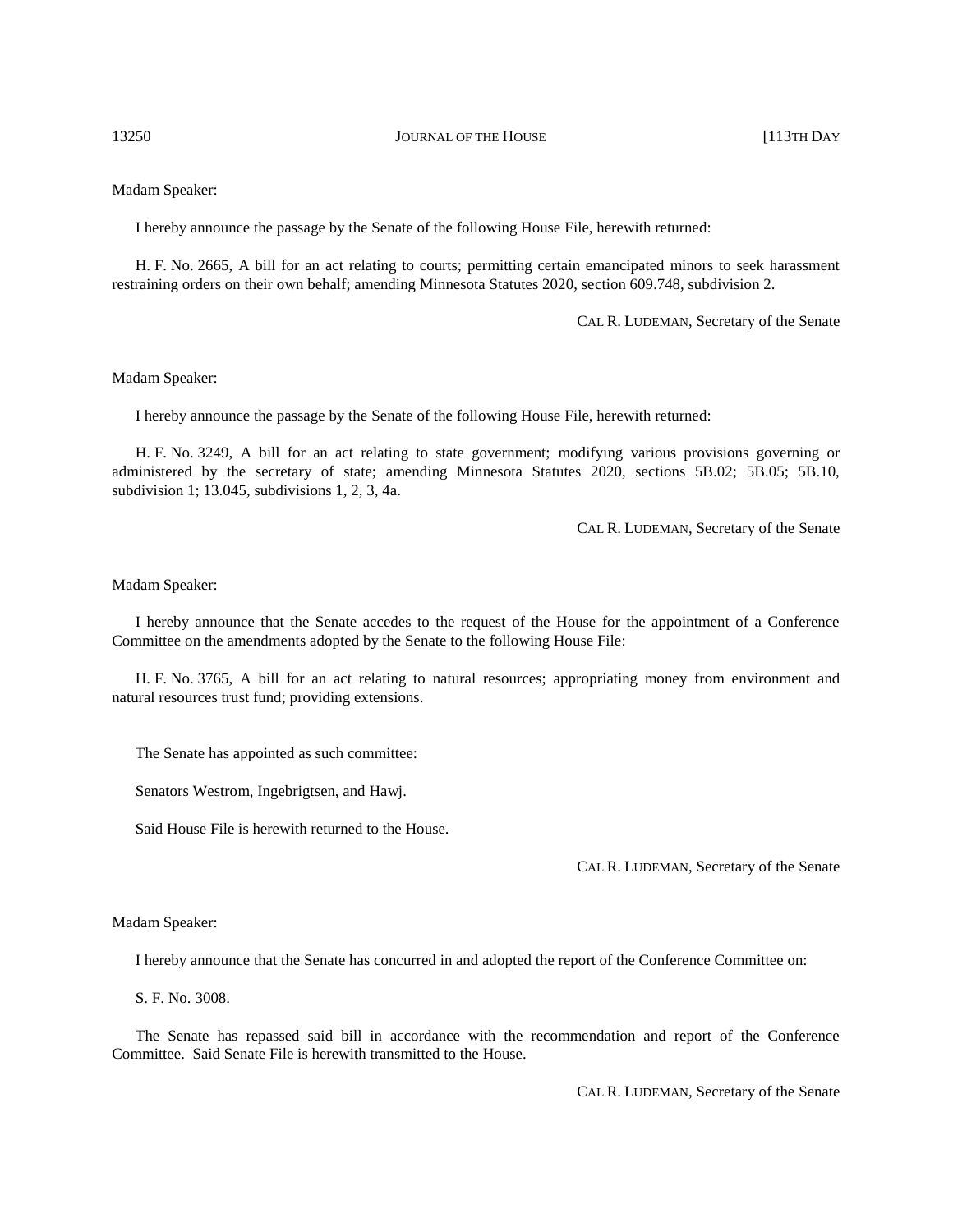Madam Speaker:

I hereby announce the passage by the Senate of the following House File, herewith returned:

H. F. No. 2665, A bill for an act relating to courts; permitting certain emancipated minors to seek harassment restraining orders on their own behalf; amending Minnesota Statutes 2020, section 609.748, subdivision 2.

CAL R. LUDEMAN, Secretary of the Senate

Madam Speaker:

I hereby announce the passage by the Senate of the following House File, herewith returned:

H. F. No. 3249, A bill for an act relating to state government; modifying various provisions governing or administered by the secretary of state; amending Minnesota Statutes 2020, sections 5B.02; 5B.05; 5B.10, subdivision 1; 13.045, subdivisions 1, 2, 3, 4a.

CAL R. LUDEMAN, Secretary of the Senate

Madam Speaker:

I hereby announce that the Senate accedes to the request of the House for the appointment of a Conference Committee on the amendments adopted by the Senate to the following House File:

H. F. No. 3765, A bill for an act relating to natural resources; appropriating money from environment and natural resources trust fund; providing extensions.

The Senate has appointed as such committee:

Senators Westrom, Ingebrigtsen, and Hawj.

Said House File is herewith returned to the House.

CAL R. LUDEMAN, Secretary of the Senate

Madam Speaker:

I hereby announce that the Senate has concurred in and adopted the report of the Conference Committee on:

S. F. No. 3008.

The Senate has repassed said bill in accordance with the recommendation and report of the Conference Committee. Said Senate File is herewith transmitted to the House.

CAL R. LUDEMAN, Secretary of the Senate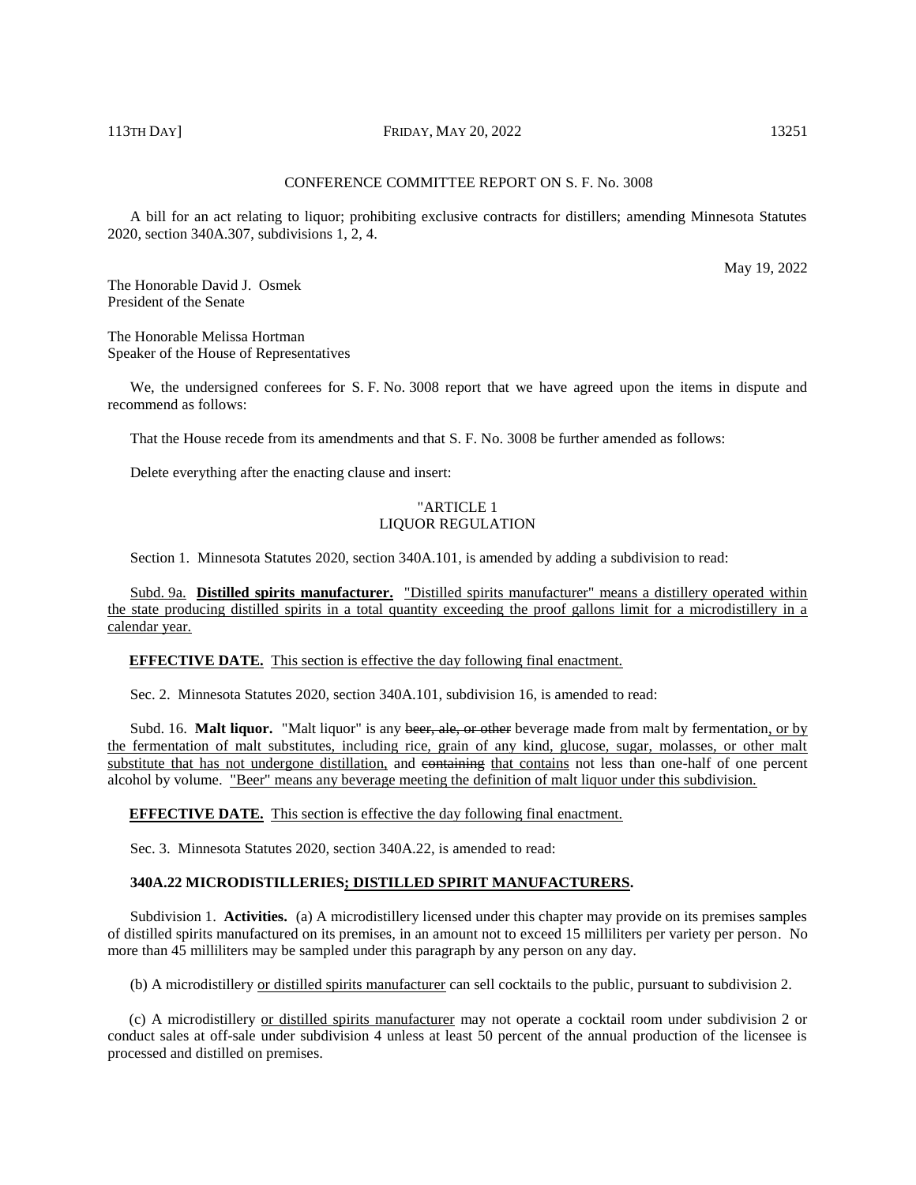CONFERENCE COMMITTEE REPORT ON S. F. No. 3008

A bill for an act relating to liquor; prohibiting exclusive contracts for distillers; amending Minnesota Statutes 2020, section 340A.307, subdivisions 1, 2, 4.

May 19, 2022

The Honorable David J. Osmek
President of the Senate

The Honorable Melissa Hortman
Speaker of the House of Representatives

We, the undersigned conferees for S. F. No. 3008 report that we have agreed upon the items in dispute and recommend as follows:

That the House recede from its amendments and that S. F. No. 3008 be further amended as follows:

Delete everything after the enacting clause and insert:

"ARTICLE 1
LIQUOR REGULATION

Section 1. Minnesota Statutes 2020, section 340A.101, is amended by adding a subdivision to read:

Subd. 9a. **Distilled spirits manufacturer.** "Distilled spirits manufacturer" means a distillery operated within the state producing distilled spirits in a total quantity exceeding the proof gallons limit for a microdistillery in a calendar year.

**EFFECTIVE DATE.** This section is effective the day following final enactment.

Sec. 2. Minnesota Statutes 2020, section 340A.101, subdivision 16, is amended to read:

Subd. 16. **Malt liquor.** "Malt liquor" is any ~~beer, ale, or other~~ beverage made from malt by fermentation, or by the fermentation of malt substitutes, including rice, grain of any kind, glucose, sugar, molasses, or other malt substitute that has not undergone distillation, and ~~containing~~ that contains not less than one-half of one percent alcohol by volume. "Beer" means any beverage meeting the definition of malt liquor under this subdivision.

**EFFECTIVE DATE.** This section is effective the day following final enactment.

Sec. 3. Minnesota Statutes 2020, section 340A.22, is amended to read:

**340A.22 MICRODISTILLERIES; DISTILLED SPIRIT MANUFACTURERS.**

Subdivision 1. **Activities.** (a) A microdistillery licensed under this chapter may provide on its premises samples of distilled spirits manufactured on its premises, in an amount not to exceed 15 milliliters per variety per person. No more than 45 milliliters may be sampled under this paragraph by any person on any day.

(b) A microdistillery or distilled spirits manufacturer can sell cocktails to the public, pursuant to subdivision 2.

(c) A microdistillery or distilled spirits manufacturer may not operate a cocktail room under subdivision 2 or conduct sales at off-sale under subdivision 4 unless at least 50 percent of the annual production of the licensee is processed and distilled on premises.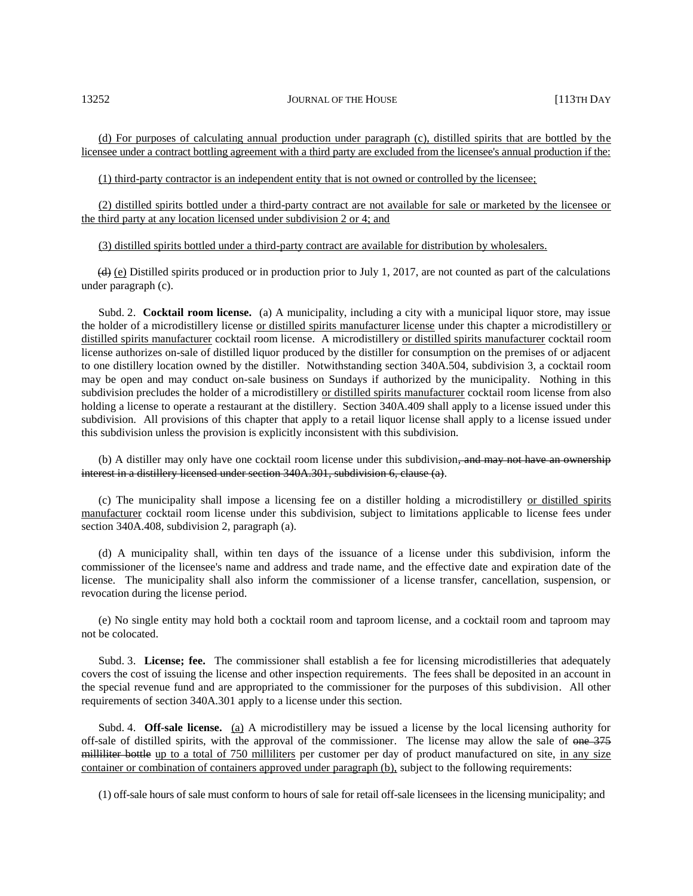(d) For purposes of calculating annual production under paragraph (c), distilled spirits that are bottled by the licensee under a contract bottling agreement with a third party are excluded from the licensee's annual production if the:

(1) third-party contractor is an independent entity that is not owned or controlled by the licensee;

(2) distilled spirits bottled under a third-party contract are not available for sale or marketed by the licensee or the third party at any location licensed under subdivision 2 or 4; and

(3) distilled spirits bottled under a third-party contract are available for distribution by wholesalers.

~~(d)~~ (e) Distilled spirits produced or in production prior to July 1, 2017, are not counted as part of the calculations under paragraph (c).

Subd. 2. **Cocktail room license.** (a) A municipality, including a city with a municipal liquor store, may issue the holder of a microdistillery license or distilled spirits manufacturer license under this chapter a microdistillery or distilled spirits manufacturer cocktail room license. A microdistillery or distilled spirits manufacturer cocktail room license authorizes on-sale of distilled liquor produced by the distiller for consumption on the premises of or adjacent to one distillery location owned by the distiller. Notwithstanding section 340A.504, subdivision 3, a cocktail room may be open and may conduct on-sale business on Sundays if authorized by the municipality. Nothing in this subdivision precludes the holder of a microdistillery or distilled spirits manufacturer cocktail room license from also holding a license to operate a restaurant at the distillery. Section 340A.409 shall apply to a license issued under this subdivision. All provisions of this chapter that apply to a retail liquor license shall apply to a license issued under this subdivision unless the provision is explicitly inconsistent with this subdivision.

(b) A distiller may only have one cocktail room license under this subdivision~~, and may not have an ownership interest in a distillery licensed under section 340A.301, subdivision 6, clause (a)~~.

(c) The municipality shall impose a licensing fee on a distiller holding a microdistillery or distilled spirits manufacturer cocktail room license under this subdivision, subject to limitations applicable to license fees under section 340A.408, subdivision 2, paragraph (a).

(d) A municipality shall, within ten days of the issuance of a license under this subdivision, inform the commissioner of the licensee's name and address and trade name, and the effective date and expiration date of the license. The municipality shall also inform the commissioner of a license transfer, cancellation, suspension, or revocation during the license period.

(e) No single entity may hold both a cocktail room and taproom license, and a cocktail room and taproom may not be colocated.

Subd. 3. **License; fee.** The commissioner shall establish a fee for licensing microdistilleries that adequately covers the cost of issuing the license and other inspection requirements. The fees shall be deposited in an account in the special revenue fund and are appropriated to the commissioner for the purposes of this subdivision. All other requirements of section 340A.301 apply to a license under this section.

Subd. 4. **Off-sale license.** (a) A microdistillery may be issued a license by the local licensing authority for off-sale of distilled spirits, with the approval of the commissioner. The license may allow the sale of ~~one 375 milliliter bottle~~ up to a total of 750 milliliters per customer per day of product manufactured on site, in any size container or combination of containers approved under paragraph (b), subject to the following requirements:

(1) off-sale hours of sale must conform to hours of sale for retail off-sale licensees in the licensing municipality; and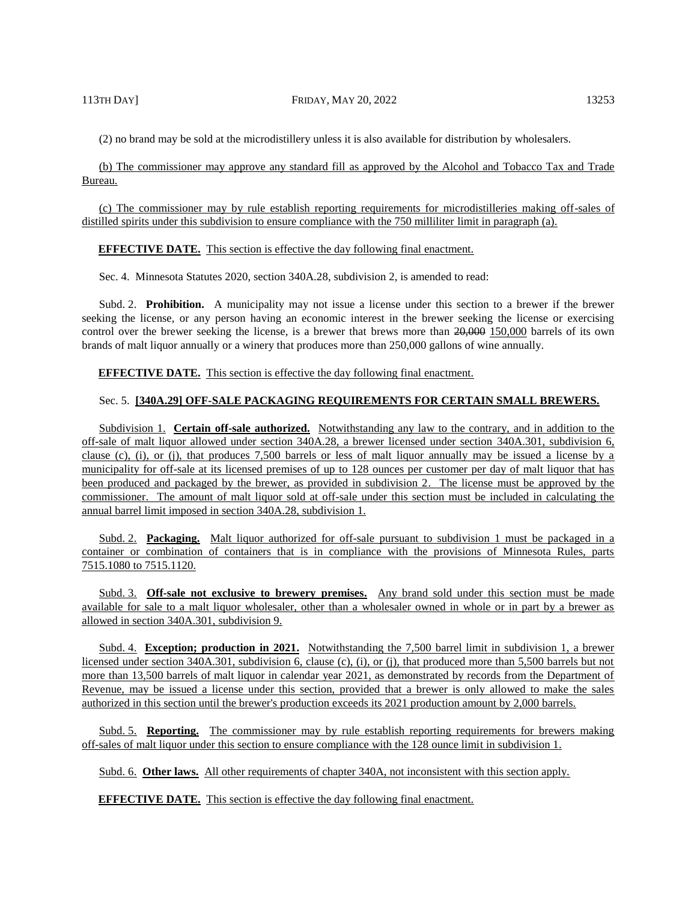(2) no brand may be sold at the microdistillery unless it is also available for distribution by wholesalers.

(b) The commissioner may approve any standard fill as approved by the Alcohol and Tobacco Tax and Trade Bureau.

(c) The commissioner may by rule establish reporting requirements for microdistilleries making off-sales of distilled spirits under this subdivision to ensure compliance with the 750 milliliter limit in paragraph (a).

**EFFECTIVE DATE.** This section is effective the day following final enactment.

Sec. 4. Minnesota Statutes 2020, section 340A.28, subdivision 2, is amended to read:

Subd. 2. **Prohibition.** A municipality may not issue a license under this section to a brewer if the brewer seeking the license, or any person having an economic interest in the brewer seeking the license or exercising control over the brewer seeking the license, is a brewer that brews more than ~~20,000~~ 150,000 barrels of its own brands of malt liquor annually or a winery that produces more than 250,000 gallons of wine annually.

**EFFECTIVE DATE.** This section is effective the day following final enactment.

Sec. 5. **[340A.29] OFF-SALE PACKAGING REQUIREMENTS FOR CERTAIN SMALL BREWERS.**

Subdivision 1. **Certain off-sale authorized.** Notwithstanding any law to the contrary, and in addition to the off-sale of malt liquor allowed under section 340A.28, a brewer licensed under section 340A.301, subdivision 6, clause (c), (i), or (j), that produces 7,500 barrels or less of malt liquor annually may be issued a license by a municipality for off-sale at its licensed premises of up to 128 ounces per customer per day of malt liquor that has been produced and packaged by the brewer, as provided in subdivision 2. The license must be approved by the commissioner. The amount of malt liquor sold at off-sale under this section must be included in calculating the annual barrel limit imposed in section 340A.28, subdivision 1.

Subd. 2. **Packaging.** Malt liquor authorized for off-sale pursuant to subdivision 1 must be packaged in a container or combination of containers that is in compliance with the provisions of Minnesota Rules, parts 7515.1080 to 7515.1120.

Subd. 3. **Off-sale not exclusive to brewery premises.** Any brand sold under this section must be made available for sale to a malt liquor wholesaler, other than a wholesaler owned in whole or in part by a brewer as allowed in section 340A.301, subdivision 9.

Subd. 4. **Exception; production in 2021.** Notwithstanding the 7,500 barrel limit in subdivision 1, a brewer licensed under section 340A.301, subdivision 6, clause (c), (i), or (j), that produced more than 5,500 barrels but not more than 13,500 barrels of malt liquor in calendar year 2021, as demonstrated by records from the Department of Revenue, may be issued a license under this section, provided that a brewer is only allowed to make the sales authorized in this section until the brewer's production exceeds its 2021 production amount by 2,000 barrels.

Subd. 5. **Reporting.** The commissioner may by rule establish reporting requirements for brewers making off-sales of malt liquor under this section to ensure compliance with the 128 ounce limit in subdivision 1.

Subd. 6. **Other laws.** All other requirements of chapter 340A, not inconsistent with this section apply.

**EFFECTIVE DATE.** This section is effective the day following final enactment.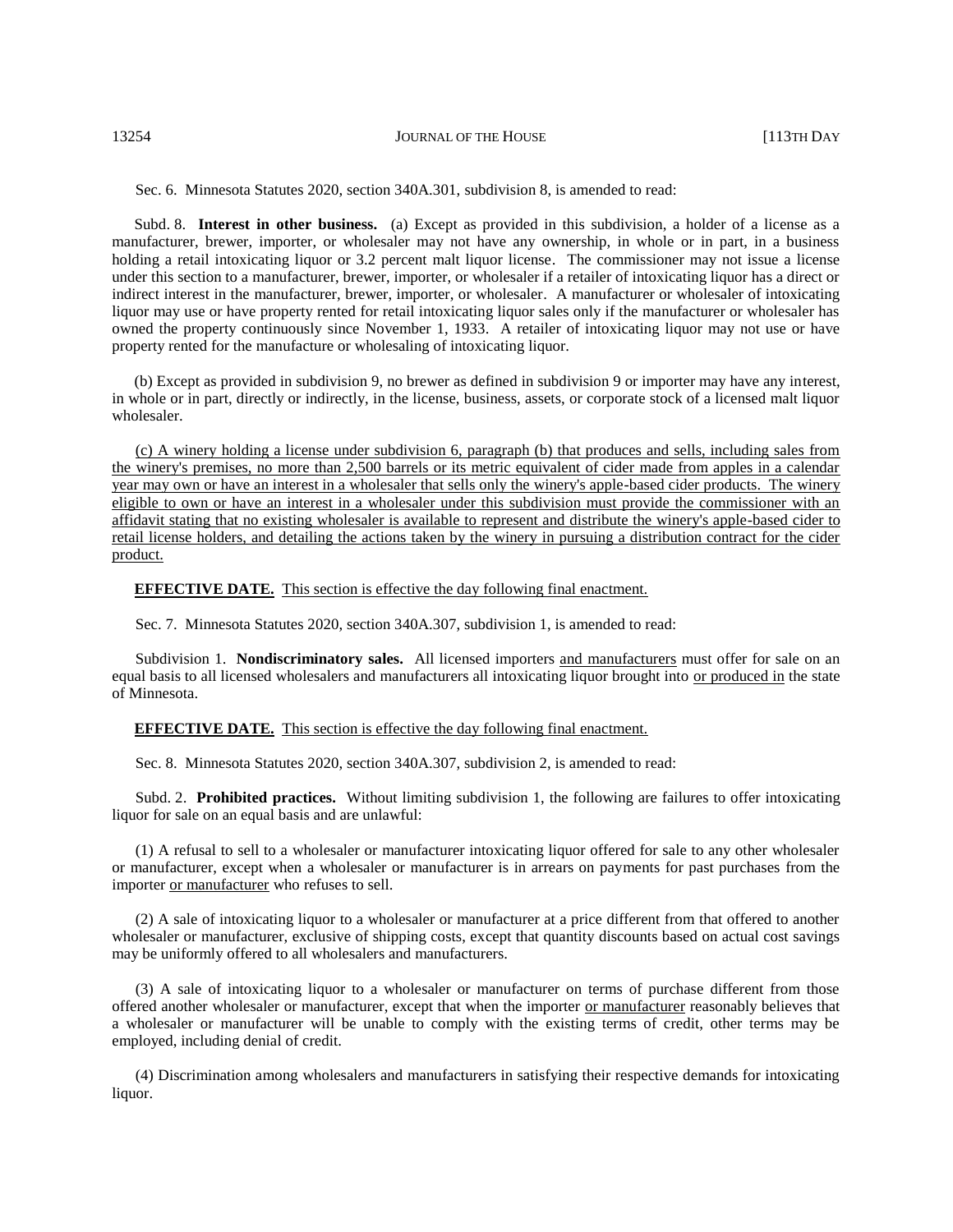Sec. 6. Minnesota Statutes 2020, section 340A.301, subdivision 8, is amended to read:

Subd. 8. **Interest in other business.** (a) Except as provided in this subdivision, a holder of a license as a manufacturer, brewer, importer, or wholesaler may not have any ownership, in whole or in part, in a business holding a retail intoxicating liquor or 3.2 percent malt liquor license. The commissioner may not issue a license under this section to a manufacturer, brewer, importer, or wholesaler if a retailer of intoxicating liquor has a direct or indirect interest in the manufacturer, brewer, importer, or wholesaler. A manufacturer or wholesaler of intoxicating liquor may use or have property rented for retail intoxicating liquor sales only if the manufacturer or wholesaler has owned the property continuously since November 1, 1933. A retailer of intoxicating liquor may not use or have property rented for the manufacture or wholesaling of intoxicating liquor.

(b) Except as provided in subdivision 9, no brewer as defined in subdivision 9 or importer may have any interest, in whole or in part, directly or indirectly, in the license, business, assets, or corporate stock of a licensed malt liquor wholesaler.

<u>(c) A winery holding a license under subdivision 6, paragraph (b) that produces and sells, including sales from the winery's premises, no more than 2,500 barrels or its metric equivalent of cider made from apples in a calendar year may own or have an interest in a wholesaler that sells only the winery's apple-based cider products. The winery eligible to own or have an interest in a wholesaler under this subdivision must provide the commissioner with an affidavit stating that no existing wholesaler is available to represent and distribute the winery's apple-based cider to retail license holders, and detailing the actions taken by the winery in pursuing a distribution contract for the cider product.</u>

<u>**EFFECTIVE DATE.** This section is effective the day following final enactment.</u>

Sec. 7. Minnesota Statutes 2020, section 340A.307, subdivision 1, is amended to read:

Subdivision 1. **Nondiscriminatory sales.** All licensed importers <u>and manufacturers</u> must offer for sale on an equal basis to all licensed wholesalers and manufacturers all intoxicating liquor brought into <u>or produced in</u> the state of Minnesota.

<u>**EFFECTIVE DATE.** This section is effective the day following final enactment.</u>

Sec. 8. Minnesota Statutes 2020, section 340A.307, subdivision 2, is amended to read:

Subd. 2. **Prohibited practices.** Without limiting subdivision 1, the following are failures to offer intoxicating liquor for sale on an equal basis and are unlawful:

(1) A refusal to sell to a wholesaler or manufacturer intoxicating liquor offered for sale to any other wholesaler or manufacturer, except when a wholesaler or manufacturer is in arrears on payments for past purchases from the importer <u>or manufacturer</u> who refuses to sell.

(2) A sale of intoxicating liquor to a wholesaler or manufacturer at a price different from that offered to another wholesaler or manufacturer, exclusive of shipping costs, except that quantity discounts based on actual cost savings may be uniformly offered to all wholesalers and manufacturers.

(3) A sale of intoxicating liquor to a wholesaler or manufacturer on terms of purchase different from those offered another wholesaler or manufacturer, except that when the importer <u>or manufacturer</u> reasonably believes that a wholesaler or manufacturer will be unable to comply with the existing terms of credit, other terms may be employed, including denial of credit.

(4) Discrimination among wholesalers and manufacturers in satisfying their respective demands for intoxicating liquor.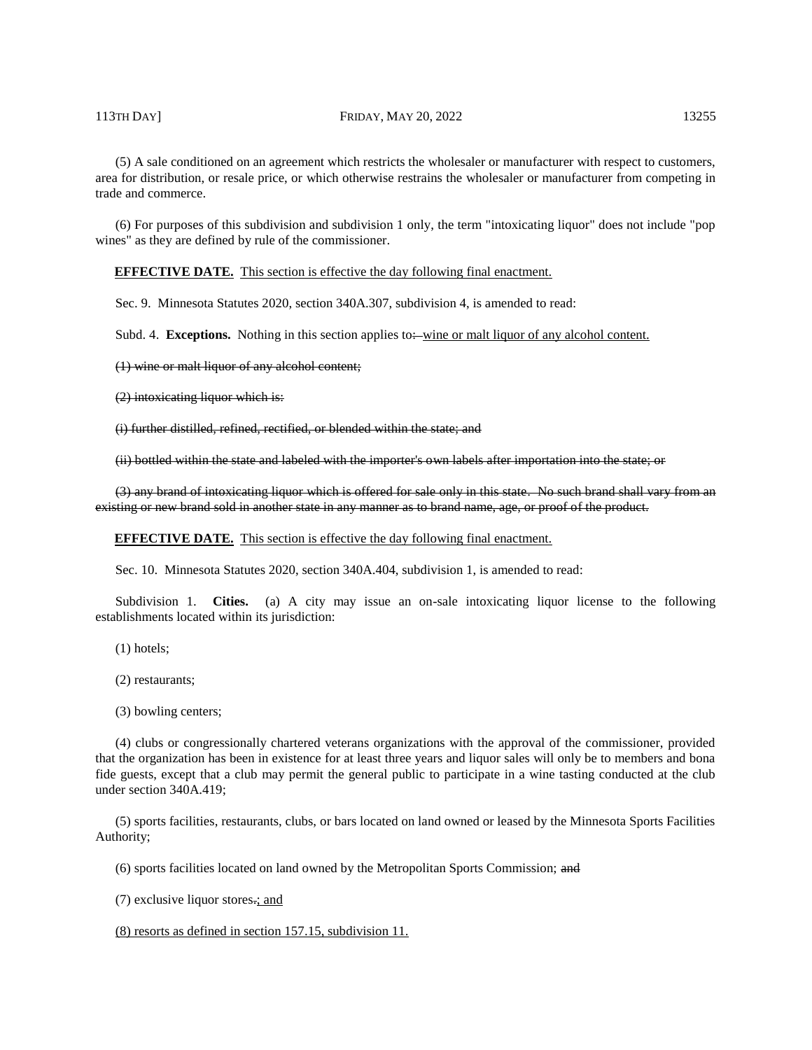(5) A sale conditioned on an agreement which restricts the wholesaler or manufacturer with respect to customers, area for distribution, or resale price, or which otherwise restrains the wholesaler or manufacturer from competing in trade and commerce.

(6) For purposes of this subdivision and subdivision 1 only, the term "intoxicating liquor" does not include "pop wines" as they are defined by rule of the commissioner.

**EFFECTIVE DATE.** This section is effective the day following final enactment.

Sec. 9. Minnesota Statutes 2020, section 340A.307, subdivision 4, is amended to read:

Subd. 4. **Exceptions.** Nothing in this section applies to: ~~:~~ wine or malt liquor of any alcohol content.

~~(1) wine or malt liquor of any alcohol content;~~

~~(2) intoxicating liquor which is:~~

~~(i) further distilled, refined, rectified, or blended within the state; and~~

~~(ii) bottled within the state and labeled with the importer's own labels after importation into the state; or~~

~~(3) any brand of intoxicating liquor which is offered for sale only in this state. No such brand shall vary from an existing or new brand sold in another state in any manner as to brand name, age, or proof of the product.~~

**EFFECTIVE DATE.** This section is effective the day following final enactment.

Sec. 10. Minnesota Statutes 2020, section 340A.404, subdivision 1, is amended to read:

Subdivision 1. **Cities.** (a) A city may issue an on-sale intoxicating liquor license to the following establishments located within its jurisdiction:

(1) hotels;

(2) restaurants;

(3) bowling centers;

(4) clubs or congressionally chartered veterans organizations with the approval of the commissioner, provided that the organization has been in existence for at least three years and liquor sales will only be to members and bona fide guests, except that a club may permit the general public to participate in a wine tasting conducted at the club under section 340A.419;

(5) sports facilities, restaurants, clubs, or bars located on land owned or leased by the Minnesota Sports Facilities Authority;

(6) sports facilities located on land owned by the Metropolitan Sports Commission; ~~and~~

(7) exclusive liquor stores~~.~~; and

(8) resorts as defined in section 157.15, subdivision 11.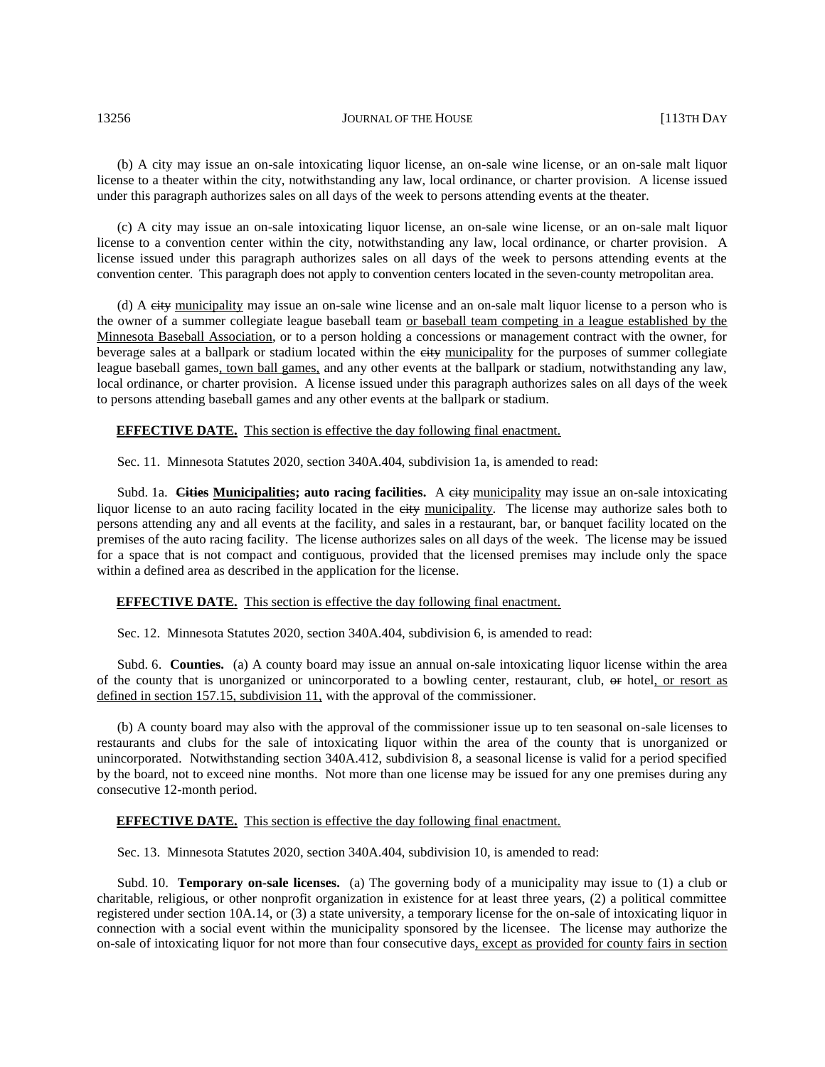(b) A city may issue an on-sale intoxicating liquor license, an on-sale wine license, or an on-sale malt liquor license to a theater within the city, notwithstanding any law, local ordinance, or charter provision. A license issued under this paragraph authorizes sales on all days of the week to persons attending events at the theater.

(c) A city may issue an on-sale intoxicating liquor license, an on-sale wine license, or an on-sale malt liquor license to a convention center within the city, notwithstanding any law, local ordinance, or charter provision. A license issued under this paragraph authorizes sales on all days of the week to persons attending events at the convention center. This paragraph does not apply to convention centers located in the seven-county metropolitan area.

(d) A ~~city~~ municipality may issue an on-sale wine license and an on-sale malt liquor license to a person who is the owner of a summer collegiate league baseball team or baseball team competing in a league established by the Minnesota Baseball Association, or to a person holding a concessions or management contract with the owner, for beverage sales at a ballpark or stadium located within the ~~city~~ municipality for the purposes of summer collegiate league baseball games, town ball games, and any other events at the ballpark or stadium, notwithstanding any law, local ordinance, or charter provision. A license issued under this paragraph authorizes sales on all days of the week to persons attending baseball games and any other events at the ballpark or stadium.

**EFFECTIVE DATE.** This section is effective the day following final enactment.

Sec. 11. Minnesota Statutes 2020, section 340A.404, subdivision 1a, is amended to read:

Subd. 1a. **~~Cities~~ Municipalities; auto racing facilities.** A ~~city~~ municipality may issue an on-sale intoxicating liquor license to an auto racing facility located in the ~~city~~ municipality. The license may authorize sales both to persons attending any and all events at the facility, and sales in a restaurant, bar, or banquet facility located on the premises of the auto racing facility. The license authorizes sales on all days of the week. The license may be issued for a space that is not compact and contiguous, provided that the licensed premises may include only the space within a defined area as described in the application for the license.

**EFFECTIVE DATE.** This section is effective the day following final enactment.

Sec. 12. Minnesota Statutes 2020, section 340A.404, subdivision 6, is amended to read:

Subd. 6. **Counties.** (a) A county board may issue an annual on-sale intoxicating liquor license within the area of the county that is unorganized or unincorporated to a bowling center, restaurant, club, ~~or~~ hotel, or resort as defined in section 157.15, subdivision 11, with the approval of the commissioner.

(b) A county board may also with the approval of the commissioner issue up to ten seasonal on-sale licenses to restaurants and clubs for the sale of intoxicating liquor within the area of the county that is unorganized or unincorporated. Notwithstanding section 340A.412, subdivision 8, a seasonal license is valid for a period specified by the board, not to exceed nine months. Not more than one license may be issued for any one premises during any consecutive 12-month period.

**EFFECTIVE DATE.** This section is effective the day following final enactment.

Sec. 13. Minnesota Statutes 2020, section 340A.404, subdivision 10, is amended to read:

Subd. 10. **Temporary on-sale licenses.** (a) The governing body of a municipality may issue to (1) a club or charitable, religious, or other nonprofit organization in existence for at least three years, (2) a political committee registered under section 10A.14, or (3) a state university, a temporary license for the on-sale of intoxicating liquor in connection with a social event within the municipality sponsored by the licensee. The license may authorize the on-sale of intoxicating liquor for not more than four consecutive days, except as provided for county fairs in section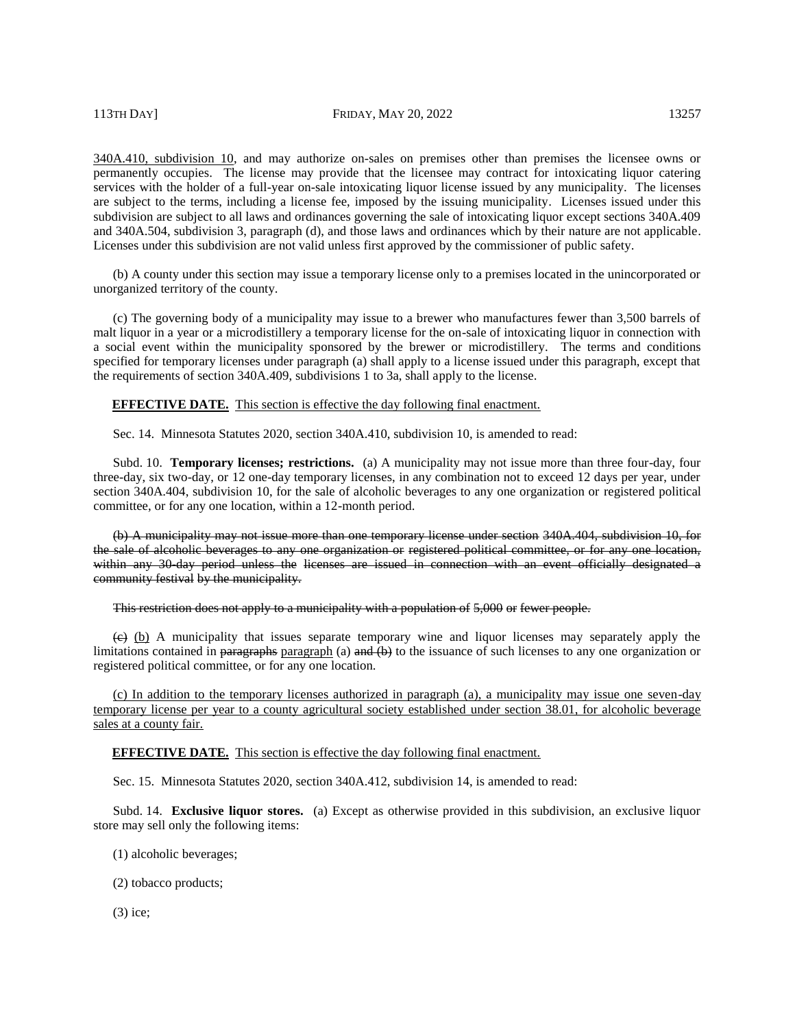340A.410, subdivision 10, and may authorize on-sales on premises other than premises the licensee owns or permanently occupies. The license may provide that the licensee may contract for intoxicating liquor catering services with the holder of a full-year on-sale intoxicating liquor license issued by any municipality. The licenses are subject to the terms, including a license fee, imposed by the issuing municipality. Licenses issued under this subdivision are subject to all laws and ordinances governing the sale of intoxicating liquor except sections 340A.409 and 340A.504, subdivision 3, paragraph (d), and those laws and ordinances which by their nature are not applicable. Licenses under this subdivision are not valid unless first approved by the commissioner of public safety.

(b) A county under this section may issue a temporary license only to a premises located in the unincorporated or unorganized territory of the county.

(c) The governing body of a municipality may issue to a brewer who manufactures fewer than 3,500 barrels of malt liquor in a year or a microdistillery a temporary license for the on-sale of intoxicating liquor in connection with a social event within the municipality sponsored by the brewer or microdistillery. The terms and conditions specified for temporary licenses under paragraph (a) shall apply to a license issued under this paragraph, except that the requirements of section 340A.409, subdivisions 1 to 3a, shall apply to the license.

**EFFECTIVE DATE.** This section is effective the day following final enactment.

Sec. 14. Minnesota Statutes 2020, section 340A.410, subdivision 10, is amended to read:

Subd. 10. **Temporary licenses; restrictions.** (a) A municipality may not issue more than three four-day, four three-day, six two-day, or 12 one-day temporary licenses, in any combination not to exceed 12 days per year, under section 340A.404, subdivision 10, for the sale of alcoholic beverages to any one organization or registered political committee, or for any one location, within a 12-month period.

~~(b) A municipality may not issue more than one temporary license under section 340A.404, subdivision 10, for the sale of alcoholic beverages to any one organization or registered political committee, or for any one location, within any 30-day period unless the licenses are issued in connection with an event officially designated a community festival by the municipality.~~

~~This restriction does not apply to a municipality with a population of 5,000 or fewer people.~~

~~(c)~~ (b) A municipality that issues separate temporary wine and liquor licenses may separately apply the limitations contained in ~~paragraphs~~ paragraph (a) ~~and (b)~~ to the issuance of such licenses to any one organization or registered political committee, or for any one location.

(c) In addition to the temporary licenses authorized in paragraph (a), a municipality may issue one seven-day temporary license per year to a county agricultural society established under section 38.01, for alcoholic beverage sales at a county fair.

**EFFECTIVE DATE.** This section is effective the day following final enactment.

Sec. 15. Minnesota Statutes 2020, section 340A.412, subdivision 14, is amended to read:

Subd. 14. **Exclusive liquor stores.** (a) Except as otherwise provided in this subdivision, an exclusive liquor store may sell only the following items:

(1) alcoholic beverages;

(2) tobacco products;

(3) ice;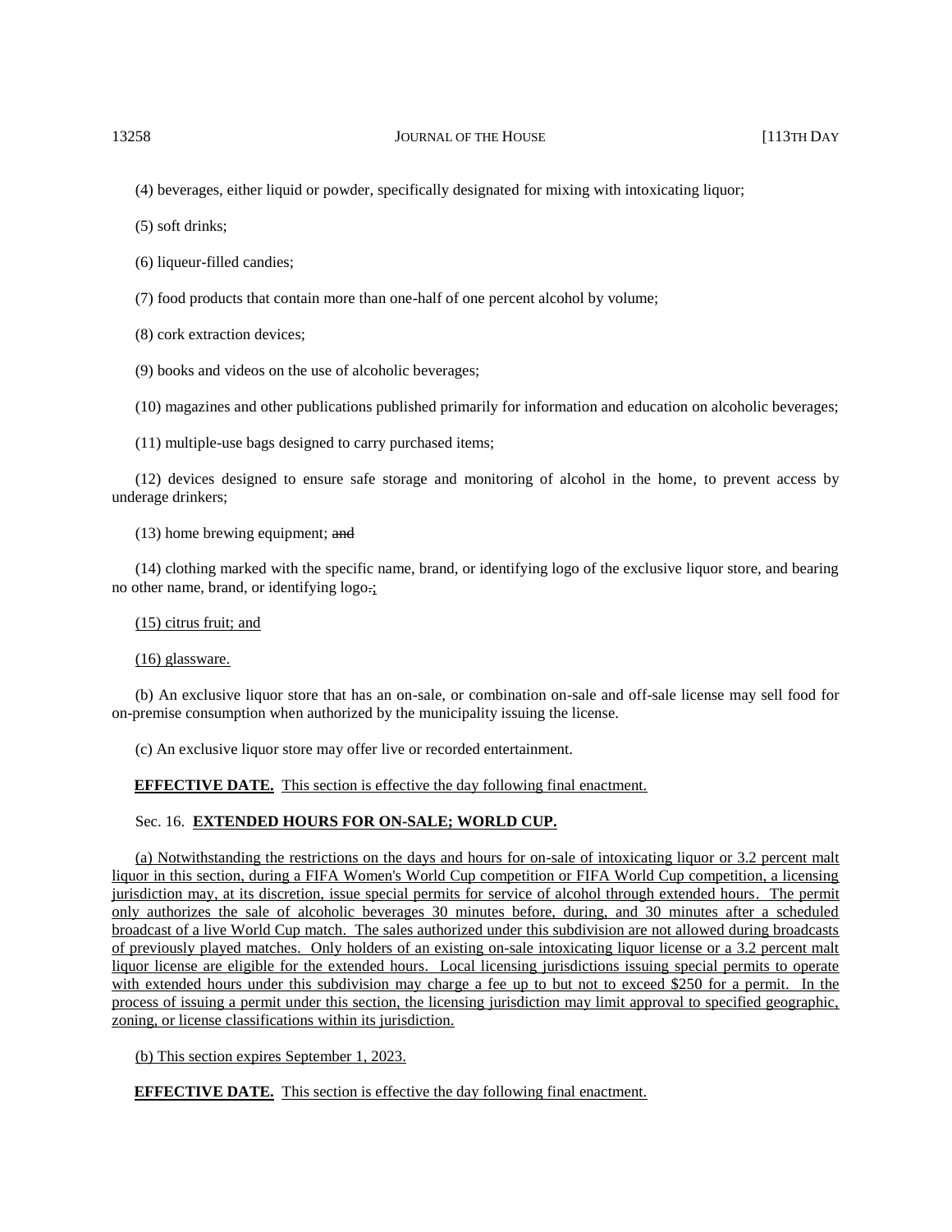(4) beverages, either liquid or powder, specifically designated for mixing with intoxicating liquor;

(5) soft drinks;

(6) liqueur-filled candies;

(7) food products that contain more than one-half of one percent alcohol by volume;

(8) cork extraction devices;

(9) books and videos on the use of alcoholic beverages;

(10) magazines and other publications published primarily for information and education on alcoholic beverages;

(11) multiple-use bags designed to carry purchased items;

(12) devices designed to ensure safe storage and monitoring of alcohol in the home, to prevent access by underage drinkers;

(13) home brewing equipment; ~~and~~

(14) clothing marked with the specific name, brand, or identifying logo of the exclusive liquor store, and bearing no other name, brand, or identifying logo~~.~~;

(15) citrus fruit; and

(16) glassware.

(b) An exclusive liquor store that has an on-sale, or combination on-sale and off-sale license may sell food for on-premise consumption when authorized by the municipality issuing the license.

(c) An exclusive liquor store may offer live or recorded entertainment.

**EFFECTIVE DATE.** This section is effective the day following final enactment.

Sec. 16. **EXTENDED HOURS FOR ON-SALE; WORLD CUP.**

(a) Notwithstanding the restrictions on the days and hours for on-sale of intoxicating liquor or 3.2 percent malt liquor in this section, during a FIFA Women's World Cup competition or FIFA World Cup competition, a licensing jurisdiction may, at its discretion, issue special permits for service of alcohol through extended hours. The permit only authorizes the sale of alcoholic beverages 30 minutes before, during, and 30 minutes after a scheduled broadcast of a live World Cup match. The sales authorized under this subdivision are not allowed during broadcasts of previously played matches. Only holders of an existing on-sale intoxicating liquor license or a 3.2 percent malt liquor license are eligible for the extended hours. Local licensing jurisdictions issuing special permits to operate with extended hours under this subdivision may charge a fee up to but not to exceed $250 for a permit. In the process of issuing a permit under this section, the licensing jurisdiction may limit approval to specified geographic, zoning, or license classifications within its jurisdiction.

(b) This section expires September 1, 2023.

**EFFECTIVE DATE.** This section is effective the day following final enactment.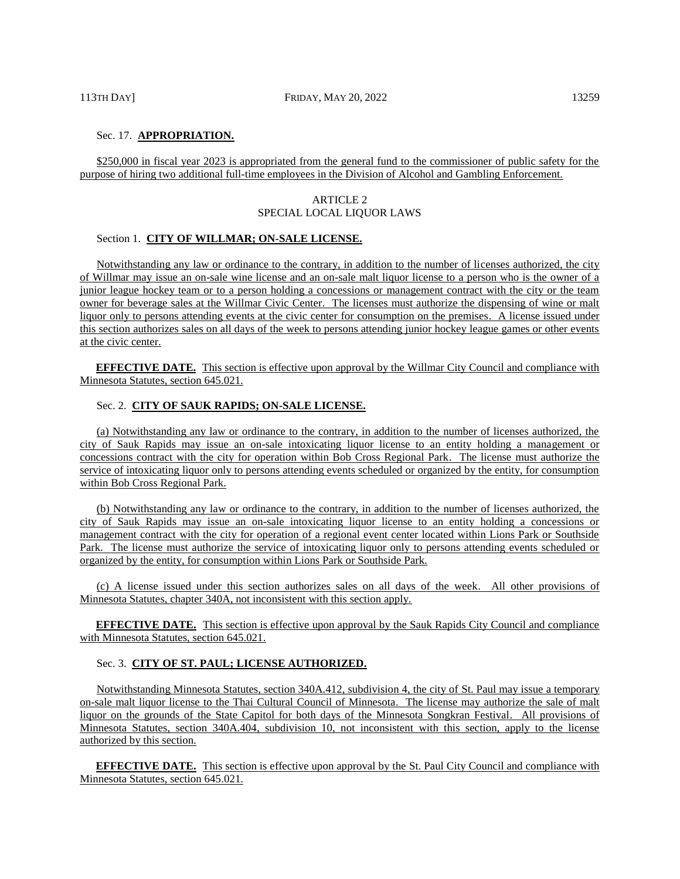Sec. 17. **APPROPRIATION.**

$250,000 in fiscal year 2023 is appropriated from the general fund to the commissioner of public safety for the purpose of hiring two additional full-time employees in the Division of Alcohol and Gambling Enforcement.

ARTICLE 2
SPECIAL LOCAL LIQUOR LAWS

Section 1. **CITY OF WILLMAR; ON-SALE LICENSE.**

Notwithstanding any law or ordinance to the contrary, in addition to the number of licenses authorized, the city of Willmar may issue an on-sale wine license and an on-sale malt liquor license to a person who is the owner of a junior league hockey team or to a person holding a concessions or management contract with the city or the team owner for beverage sales at the Willmar Civic Center. The licenses must authorize the dispensing of wine or malt liquor only to persons attending events at the civic center for consumption on the premises. A license issued under this section authorizes sales on all days of the week to persons attending junior hockey league games or other events at the civic center.

**EFFECTIVE DATE.** This section is effective upon approval by the Willmar City Council and compliance with Minnesota Statutes, section 645.021.

Sec. 2. **CITY OF SAUK RAPIDS; ON-SALE LICENSE.**

(a) Notwithstanding any law or ordinance to the contrary, in addition to the number of licenses authorized, the city of Sauk Rapids may issue an on-sale intoxicating liquor license to an entity holding a management or concessions contract with the city for operation within Bob Cross Regional Park. The license must authorize the service of intoxicating liquor only to persons attending events scheduled or organized by the entity, for consumption within Bob Cross Regional Park.

(b) Notwithstanding any law or ordinance to the contrary, in addition to the number of licenses authorized, the city of Sauk Rapids may issue an on-sale intoxicating liquor license to an entity holding a concessions or management contract with the city for operation of a regional event center located within Lions Park or Southside Park. The license must authorize the service of intoxicating liquor only to persons attending events scheduled or organized by the entity, for consumption within Lions Park or Southside Park.

(c) A license issued under this section authorizes sales on all days of the week. All other provisions of Minnesota Statutes, chapter 340A, not inconsistent with this section apply.

**EFFECTIVE DATE.** This section is effective upon approval by the Sauk Rapids City Council and compliance with Minnesota Statutes, section 645.021.

Sec. 3. **CITY OF ST. PAUL; LICENSE AUTHORIZED.**

Notwithstanding Minnesota Statutes, section 340A.412, subdivision 4, the city of St. Paul may issue a temporary on-sale malt liquor license to the Thai Cultural Council of Minnesota. The license may authorize the sale of malt liquor on the grounds of the State Capitol for both days of the Minnesota Songkran Festival. All provisions of Minnesota Statutes, section 340A.404, subdivision 10, not inconsistent with this section, apply to the license authorized by this section.

**EFFECTIVE DATE.** This section is effective upon approval by the St. Paul City Council and compliance with Minnesota Statutes, section 645.021.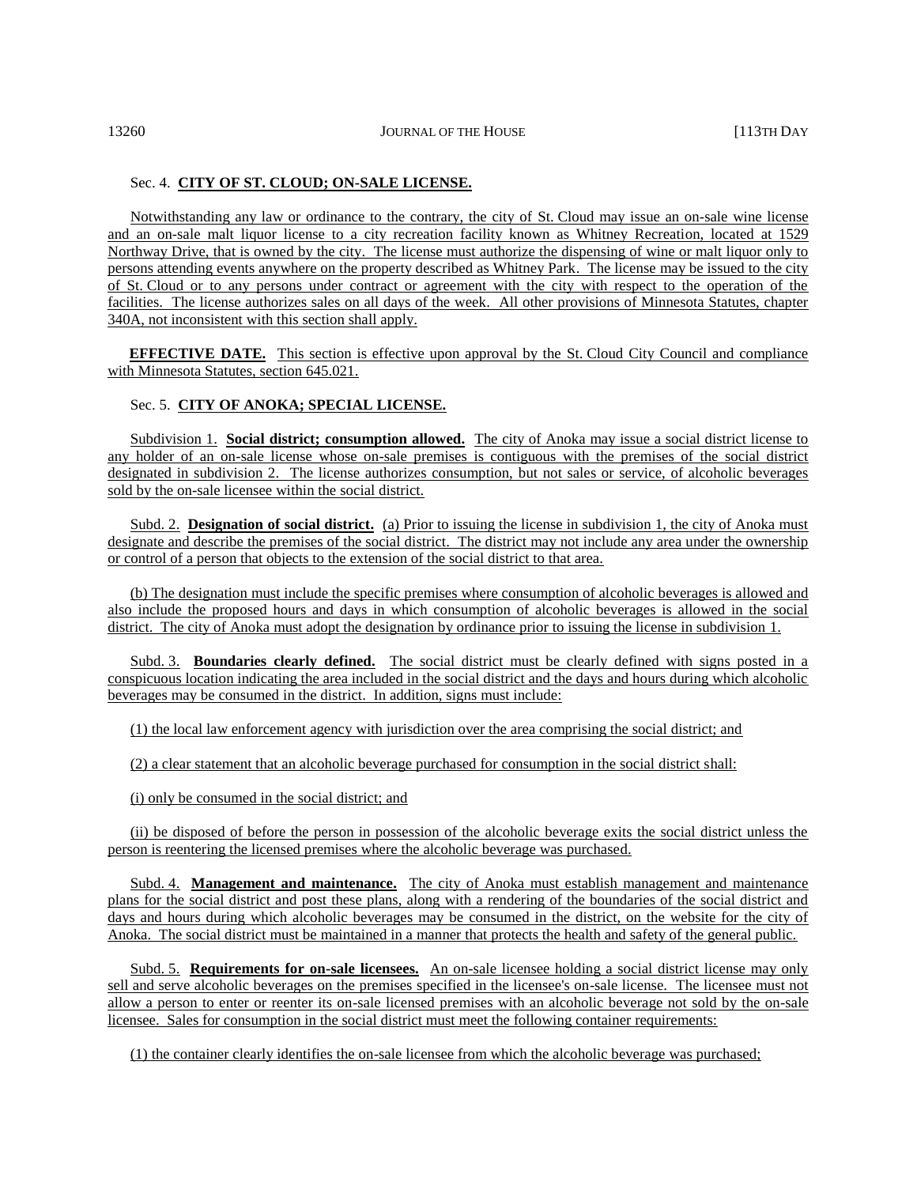Sec. 4. **CITY OF ST. CLOUD; ON-SALE LICENSE.**

Notwithstanding any law or ordinance to the contrary, the city of St. Cloud may issue an on-sale wine license and an on-sale malt liquor license to a city recreation facility known as Whitney Recreation, located at 1529 Northway Drive, that is owned by the city. The license must authorize the dispensing of wine or malt liquor only to persons attending events anywhere on the property described as Whitney Park. The license may be issued to the city of St. Cloud or to any persons under contract or agreement with the city with respect to the operation of the facilities. The license authorizes sales on all days of the week. All other provisions of Minnesota Statutes, chapter 340A, not inconsistent with this section shall apply.

**EFFECTIVE DATE.** This section is effective upon approval by the St. Cloud City Council and compliance with Minnesota Statutes, section 645.021.

Sec. 5. **CITY OF ANOKA; SPECIAL LICENSE.**

Subdivision 1. **Social district; consumption allowed.** The city of Anoka may issue a social district license to any holder of an on-sale license whose on-sale premises is contiguous with the premises of the social district designated in subdivision 2. The license authorizes consumption, but not sales or service, of alcoholic beverages sold by the on-sale licensee within the social district.

Subd. 2. **Designation of social district.** (a) Prior to issuing the license in subdivision 1, the city of Anoka must designate and describe the premises of the social district. The district may not include any area under the ownership or control of a person that objects to the extension of the social district to that area.

(b) The designation must include the specific premises where consumption of alcoholic beverages is allowed and also include the proposed hours and days in which consumption of alcoholic beverages is allowed in the social district. The city of Anoka must adopt the designation by ordinance prior to issuing the license in subdivision 1.

Subd. 3. **Boundaries clearly defined.** The social district must be clearly defined with signs posted in a conspicuous location indicating the area included in the social district and the days and hours during which alcoholic beverages may be consumed in the district. In addition, signs must include:

(1) the local law enforcement agency with jurisdiction over the area comprising the social district; and

(2) a clear statement that an alcoholic beverage purchased for consumption in the social district shall:

(i) only be consumed in the social district; and

(ii) be disposed of before the person in possession of the alcoholic beverage exits the social district unless the person is reentering the licensed premises where the alcoholic beverage was purchased.

Subd. 4. **Management and maintenance.** The city of Anoka must establish management and maintenance plans for the social district and post these plans, along with a rendering of the boundaries of the social district and days and hours during which alcoholic beverages may be consumed in the district, on the website for the city of Anoka. The social district must be maintained in a manner that protects the health and safety of the general public.

Subd. 5. **Requirements for on-sale licensees.** An on-sale licensee holding a social district license may only sell and serve alcoholic beverages on the premises specified in the licensee's on-sale license. The licensee must not allow a person to enter or reenter its on-sale licensed premises with an alcoholic beverage not sold by the on-sale licensee. Sales for consumption in the social district must meet the following container requirements:

(1) the container clearly identifies the on-sale licensee from which the alcoholic beverage was purchased;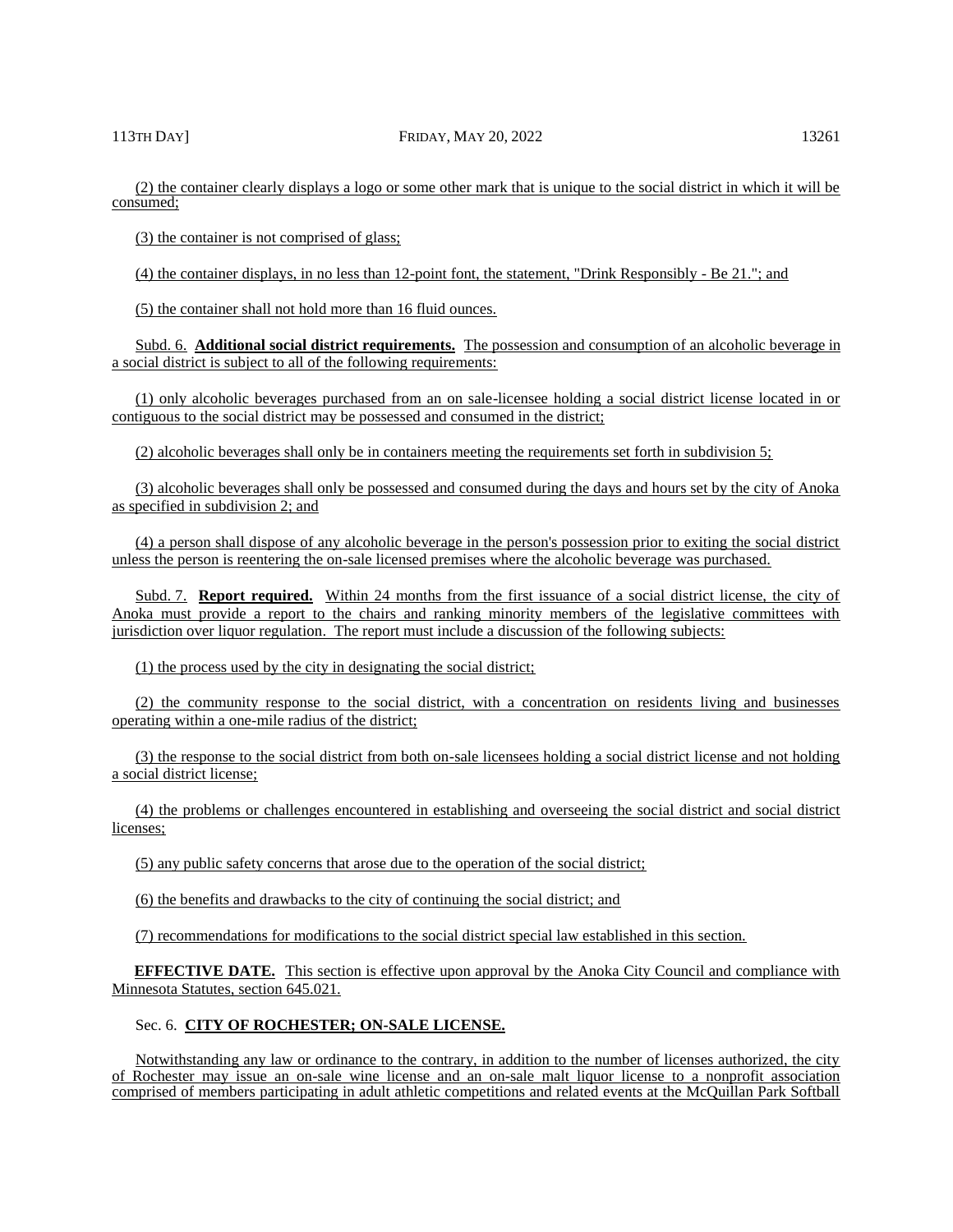(2) the container clearly displays a logo or some other mark that is unique to the social district in which it will be consumed;

(3) the container is not comprised of glass;

(4) the container displays, in no less than 12-point font, the statement, "Drink Responsibly - Be 21."; and

(5) the container shall not hold more than 16 fluid ounces.

Subd. 6. **Additional social district requirements.** The possession and consumption of an alcoholic beverage in a social district is subject to all of the following requirements:

(1) only alcoholic beverages purchased from an on sale-licensee holding a social district license located in or contiguous to the social district may be possessed and consumed in the district;

(2) alcoholic beverages shall only be in containers meeting the requirements set forth in subdivision 5;

(3) alcoholic beverages shall only be possessed and consumed during the days and hours set by the city of Anoka as specified in subdivision 2; and

(4) a person shall dispose of any alcoholic beverage in the person's possession prior to exiting the social district unless the person is reentering the on-sale licensed premises where the alcoholic beverage was purchased.

Subd. 7. **Report required.** Within 24 months from the first issuance of a social district license, the city of Anoka must provide a report to the chairs and ranking minority members of the legislative committees with jurisdiction over liquor regulation. The report must include a discussion of the following subjects:

(1) the process used by the city in designating the social district;

(2) the community response to the social district, with a concentration on residents living and businesses operating within a one-mile radius of the district;

(3) the response to the social district from both on-sale licensees holding a social district license and not holding a social district license;

(4) the problems or challenges encountered in establishing and overseeing the social district and social district licenses;

(5) any public safety concerns that arose due to the operation of the social district;

(6) the benefits and drawbacks to the city of continuing the social district; and

(7) recommendations for modifications to the social district special law established in this section.

**EFFECTIVE DATE.** This section is effective upon approval by the Anoka City Council and compliance with Minnesota Statutes, section 645.021.

Sec. 6. **CITY OF ROCHESTER; ON-SALE LICENSE.**

Notwithstanding any law or ordinance to the contrary, in addition to the number of licenses authorized, the city of Rochester may issue an on-sale wine license and an on-sale malt liquor license to a nonprofit association comprised of members participating in adult athletic competitions and related events at the McQuillan Park Softball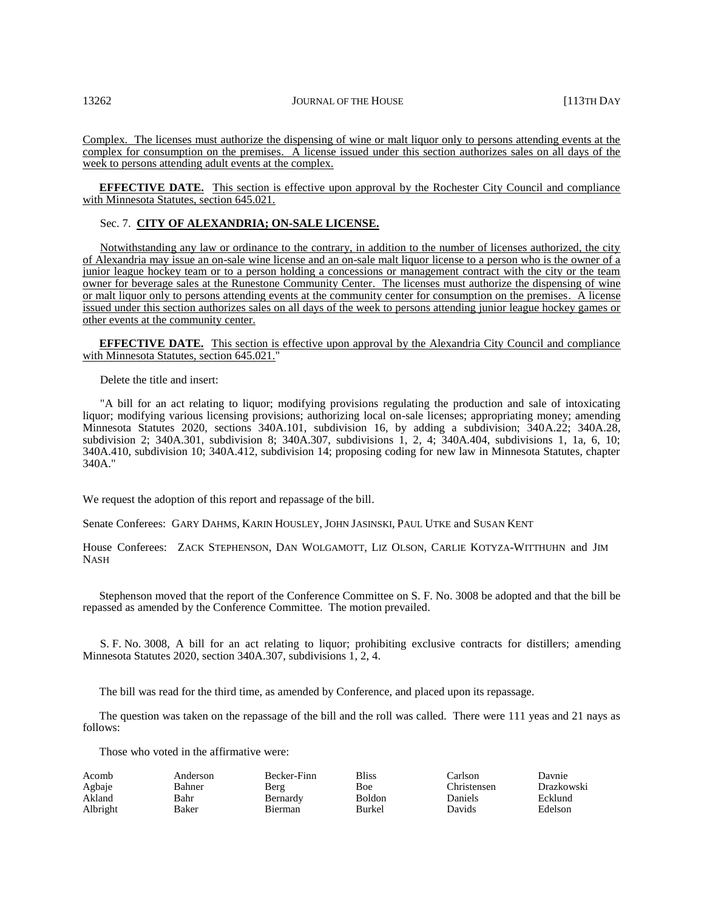Complex. The licenses must authorize the dispensing of wine or malt liquor only to persons attending events at the complex for consumption on the premises. A license issued under this section authorizes sales on all days of the week to persons attending adult events at the complex.

**EFFECTIVE DATE.** This section is effective upon approval by the Rochester City Council and compliance with Minnesota Statutes, section 645.021.

Sec. 7. **CITY OF ALEXANDRIA; ON-SALE LICENSE.**

Notwithstanding any law or ordinance to the contrary, in addition to the number of licenses authorized, the city of Alexandria may issue an on-sale wine license and an on-sale malt liquor license to a person who is the owner of a junior league hockey team or to a person holding a concessions or management contract with the city or the team owner for beverage sales at the Runestone Community Center. The licenses must authorize the dispensing of wine or malt liquor only to persons attending events at the community center for consumption on the premises. A license issued under this section authorizes sales on all days of the week to persons attending junior league hockey games or other events at the community center.

**EFFECTIVE DATE.** This section is effective upon approval by the Alexandria City Council and compliance with Minnesota Statutes, section 645.021."

Delete the title and insert:

"A bill for an act relating to liquor; modifying provisions regulating the production and sale of intoxicating liquor; modifying various licensing provisions; authorizing local on-sale licenses; appropriating money; amending Minnesota Statutes 2020, sections 340A.101, subdivision 16, by adding a subdivision; 340A.22; 340A.28, subdivision 2; 340A.301, subdivision 8; 340A.307, subdivisions 1, 2, 4; 340A.404, subdivisions 1, 1a, 6, 10; 340A.410, subdivision 10; 340A.412, subdivision 14; proposing coding for new law in Minnesota Statutes, chapter 340A."

We request the adoption of this report and repassage of the bill.

Senate Conferees: GARY DAHMS, KARIN HOUSLEY, JOHN JASINSKI, PAUL UTKE and SUSAN KENT

House Conferees: ZACK STEPHENSON, DAN WOLGAMOTT, LIZ OLSON, CARLIE KOTYZA-WITTHUHN and JIM NASH

Stephenson moved that the report of the Conference Committee on S. F. No. 3008 be adopted and that the bill be repassed as amended by the Conference Committee. The motion prevailed.

S. F. No. 3008, A bill for an act relating to liquor; prohibiting exclusive contracts for distillers; amending Minnesota Statutes 2020, section 340A.307, subdivisions 1, 2, 4.

The bill was read for the third time, as amended by Conference, and placed upon its repassage.

The question was taken on the repassage of the bill and the roll was called. There were 111 yeas and 21 nays as follows:

Those who voted in the affirmative were:

| | | | | | |
|---|---|---|---|---|---|
| Acomb | Anderson | Becker-Finn | Bliss | Carlson | Davnie |
| Agbaje | Bahner | Berg | Boe | Christensen | Drazkowski |
| Akland | Bahr | Bernardy | Boldon | Daniels | Ecklund |
| Albright | Baker | Bierman | Burkel | Davids | Edelson |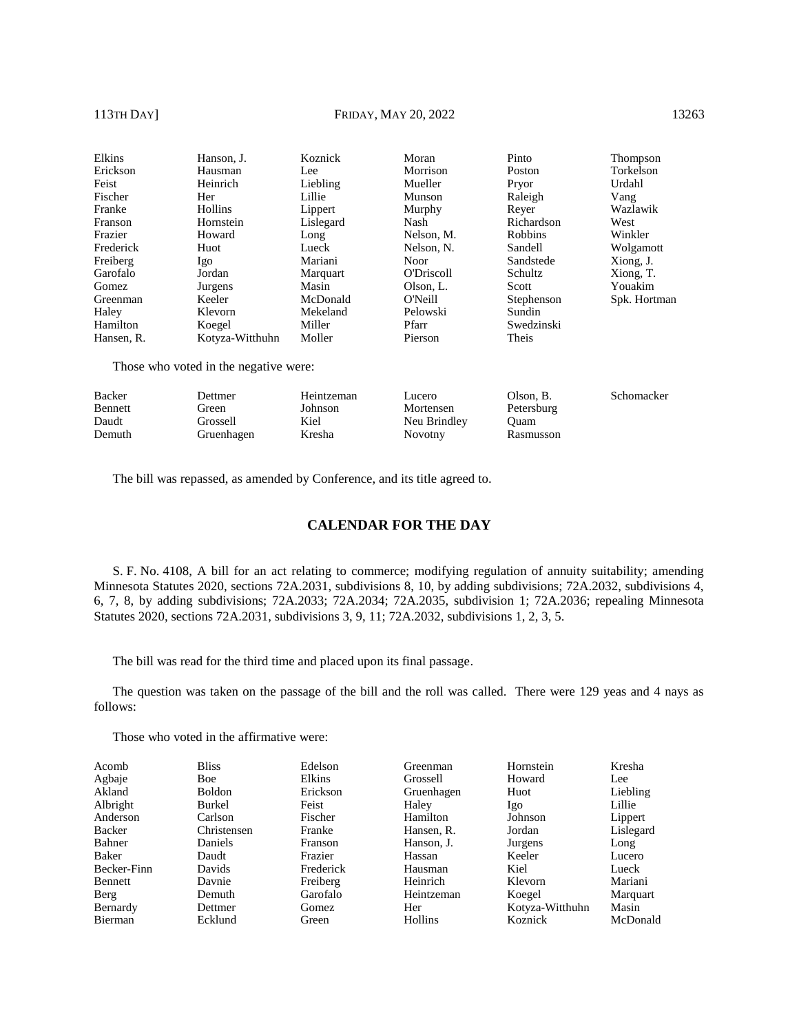| | | | | | |
|---|---|---|---|---|---|
| Elkins | Hanson, J. | Koznick | Moran | Pinto | Thompson |
| Erickson | Hausman | Lee | Morrison | Poston | Torkelson |
| Feist | Heinrich | Liebling | Mueller | Pryor | Urdahl |
| Fischer | Her | Lillie | Munson | Raleigh | Vang |
| Franke | Hollins | Lippert | Murphy | Reyer | Wazlawik |
| Franson | Hornstein | Lislegard | Nash | Richardson | West |
| Frazier | Howard | Long | Nelson, M. | Robbins | Winkler |
| Frederick | Huot | Lueck | Nelson, N. | Sandell | Wolgamott |
| Freiberg | Igo | Mariani | Noor | Sandstede | Xiong, J. |
| Garofalo | Jordan | Marquart | O'Driscoll | Schultz | Xiong, T. |
| Gomez | Jurgens | Masin | Olson, L. | Scott | Youakim |
| Greenman | Keeler | McDonald | O'Neill | Stephenson | Spk. Hortman |
| Haley | Klevorn | Mekeland | Pelowski | Sundin | |
| Hamilton | Koegel | Miller | Pfarr | Swedzinski | |
| Hansen, R. | Kotyza-Witthuhn | Moller | Pierson | Theis | |

Those who voted in the negative were:

| | | | | | |
|---|---|---|---|---|---|
| Backer | Dettmer | Heintzeman | Lucero | Olson, B. | Schomacker |
| Bennett | Green | Johnson | Mortensen | Petersburg | |
| Daudt | Grossell | Kiel | Neu Brindley | Quam | |
| Demuth | Gruenhagen | Kresha | Novotny | Rasmusson | |

The bill was repassed, as amended by Conference, and its title agreed to.

## CALENDAR FOR THE DAY

S. F. No. 4108, A bill for an act relating to commerce; modifying regulation of annuity suitability; amending Minnesota Statutes 2020, sections 72A.2031, subdivisions 8, 10, by adding subdivisions; 72A.2032, subdivisions 4, 6, 7, 8, by adding subdivisions; 72A.2033; 72A.2034; 72A.2035, subdivision 1; 72A.2036; repealing Minnesota Statutes 2020, sections 72A.2031, subdivisions 3, 9, 11; 72A.2032, subdivisions 1, 2, 3, 5.

The bill was read for the third time and placed upon its final passage.

The question was taken on the passage of the bill and the roll was called. There were 129 yeas and 4 nays as follows:

Those who voted in the affirmative were:

| | | | | | |
|---|---|---|---|---|---|
| Acomb | Bliss | Edelson | Greenman | Hornstein | Kresha |
| Agbaje | Boe | Elkins | Grossell | Howard | Lee |
| Akland | Boldon | Erickson | Gruenhagen | Huot | Liebling |
| Albright | Burkel | Feist | Haley | Igo | Lillie |
| Anderson | Carlson | Fischer | Hamilton | Johnson | Lippert |
| Backer | Christensen | Franke | Hansen, R. | Jordan | Lislegard |
| Bahner | Daniels | Franson | Hanson, J. | Jurgens | Long |
| Baker | Daudt | Frazier | Hassan | Keeler | Lucero |
| Becker-Finn | Davids | Frederick | Hausman | Kiel | Lueck |
| Bennett | Davnie | Freiberg | Heinrich | Klevorn | Mariani |
| Berg | Demuth | Garofalo | Heintzeman | Koegel | Marquart |
| Bernardy | Dettmer | Gomez | Her | Kotyza-Witthuhn | Masin |
| Bierman | Ecklund | Green | Hollins | Koznick | McDonald |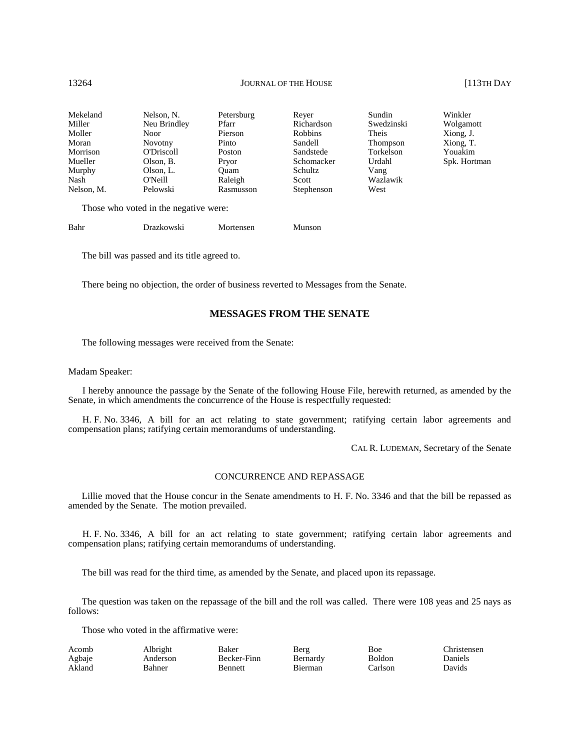| | | | | | |
|---|---|---|---|---|---|
| Mekeland | Nelson, N. | Petersburg | Reyer | Sundin | Winkler |
| Miller | Neu Brindley | Pfarr | Richardson | Swedzinski | Wolgamott |
| Moller | Noor | Pierson | Robbins | Theis | Xiong, J. |
| Moran | Novotny | Pinto | Sandell | Thompson | Xiong, T. |
| Morrison | O'Driscoll | Poston | Sandstede | Torkelson | Youakim |
| Mueller | Olson, B. | Pryor | Schomacker | Urdahl | Spk. Hortman |
| Murphy | Olson, L. | Quam | Schultz | Vang | |
| Nash | O'Neill | Raleigh | Scott | Wazlawik | |
| Nelson, M. | Pelowski | Rasmusson | Stephenson | West | |

Those who voted in the negative were:

| | | | |
|---|---|---|---|
| Bahr | Drazkowski | Mortensen | Munson |

The bill was passed and its title agreed to.

There being no objection, the order of business reverted to Messages from the Senate.

## MESSAGES FROM THE SENATE

The following messages were received from the Senate:

Madam Speaker:

I hereby announce the passage by the Senate of the following House File, herewith returned, as amended by the Senate, in which amendments the concurrence of the House is respectfully requested:

H. F. No. 3346, A bill for an act relating to state government; ratifying certain labor agreements and compensation plans; ratifying certain memorandums of understanding.

CAL R. LUDEMAN, Secretary of the Senate

### CONCURRENCE AND REPASSAGE

Lillie moved that the House concur in the Senate amendments to H. F. No. 3346 and that the bill be repassed as amended by the Senate. The motion prevailed.

H. F. No. 3346, A bill for an act relating to state government; ratifying certain labor agreements and compensation plans; ratifying certain memorandums of understanding.

The bill was read for the third time, as amended by the Senate, and placed upon its repassage.

The question was taken on the repassage of the bill and the roll was called. There were 108 yeas and 25 nays as follows:

Those who voted in the affirmative were:

| | | | | | |
|---|---|---|---|---|---|
| Acomb | Albright | Baker | Berg | Boe | Christensen |
| Agbaje | Anderson | Becker-Finn | Bernardy | Boldon | Daniels |
| Akland | Bahner | Bennett | Bierman | Carlson | Davids |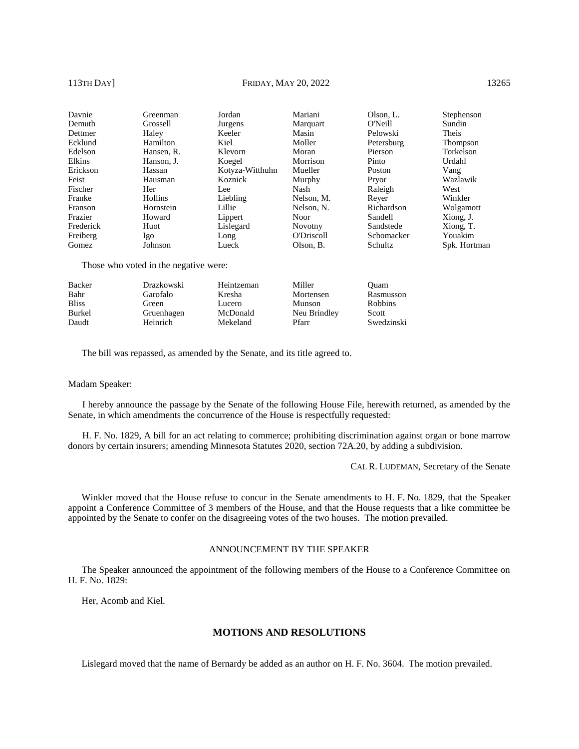| | | | | | |
|---|---|---|---|---|---|
| Davnie | Greenman | Jordan | Mariani | Olson, L. | Stephenson |
| Demuth | Grossell | Jurgens | Marquart | O'Neill | Sundin |
| Dettmer | Haley | Keeler | Masin | Pelowski | Theis |
| Ecklund | Hamilton | Kiel | Moller | Petersburg | Thompson |
| Edelson | Hansen, R. | Klevorn | Moran | Pierson | Torkelson |
| Elkins | Hanson, J. | Koegel | Morrison | Pinto | Urdahl |
| Erickson | Hassan | Kotyza-Witthuhn | Mueller | Poston | Vang |
| Feist | Hausman | Koznick | Murphy | Pryor | Wazlawik |
| Fischer | Her | Lee | Nash | Raleigh | West |
| Franke | Hollins | Liebling | Nelson, M. | Reyer | Winkler |
| Franson | Hornstein | Lillie | Nelson, N. | Richardson | Wolgamott |
| Frazier | Howard | Lippert | Noor | Sandell | Xiong, J. |
| Frederick | Huot | Lislegard | Novotny | Sandstede | Xiong, T. |
| Freiberg | Igo | Long | O'Driscoll | Schomacker | Youakim |
| Gomez | Johnson | Lueck | Olson, B. | Schultz | Spk. Hortman |

Those who voted in the negative were:

| | | | | |
|---|---|---|---|---|
| Backer | Drazkowski | Heintzeman | Miller | Quam |
| Bahr | Garofalo | Kresha | Mortensen | Rasmusson |
| Bliss | Green | Lucero | Munson | Robbins |
| Burkel | Gruenhagen | McDonald | Neu Brindley | Scott |
| Daudt | Heinrich | Mekeland | Pfarr | Swedzinski |

The bill was repassed, as amended by the Senate, and its title agreed to.

Madam Speaker:

I hereby announce the passage by the Senate of the following House File, herewith returned, as amended by the Senate, in which amendments the concurrence of the House is respectfully requested:

H. F. No. 1829, A bill for an act relating to commerce; prohibiting discrimination against organ or bone marrow donors by certain insurers; amending Minnesota Statutes 2020, section 72A.20, by adding a subdivision.

CAL R. LUDEMAN, Secretary of the Senate

Winkler moved that the House refuse to concur in the Senate amendments to H. F. No. 1829, that the Speaker appoint a Conference Committee of 3 members of the House, and that the House requests that a like committee be appointed by the Senate to confer on the disagreeing votes of the two houses. The motion prevailed.

ANNOUNCEMENT BY THE SPEAKER

The Speaker announced the appointment of the following members of the House to a Conference Committee on H. F. No. 1829:

Her, Acomb and Kiel.

## MOTIONS AND RESOLUTIONS

Lislegard moved that the name of Bernardy be added as an author on H. F. No. 3604. The motion prevailed.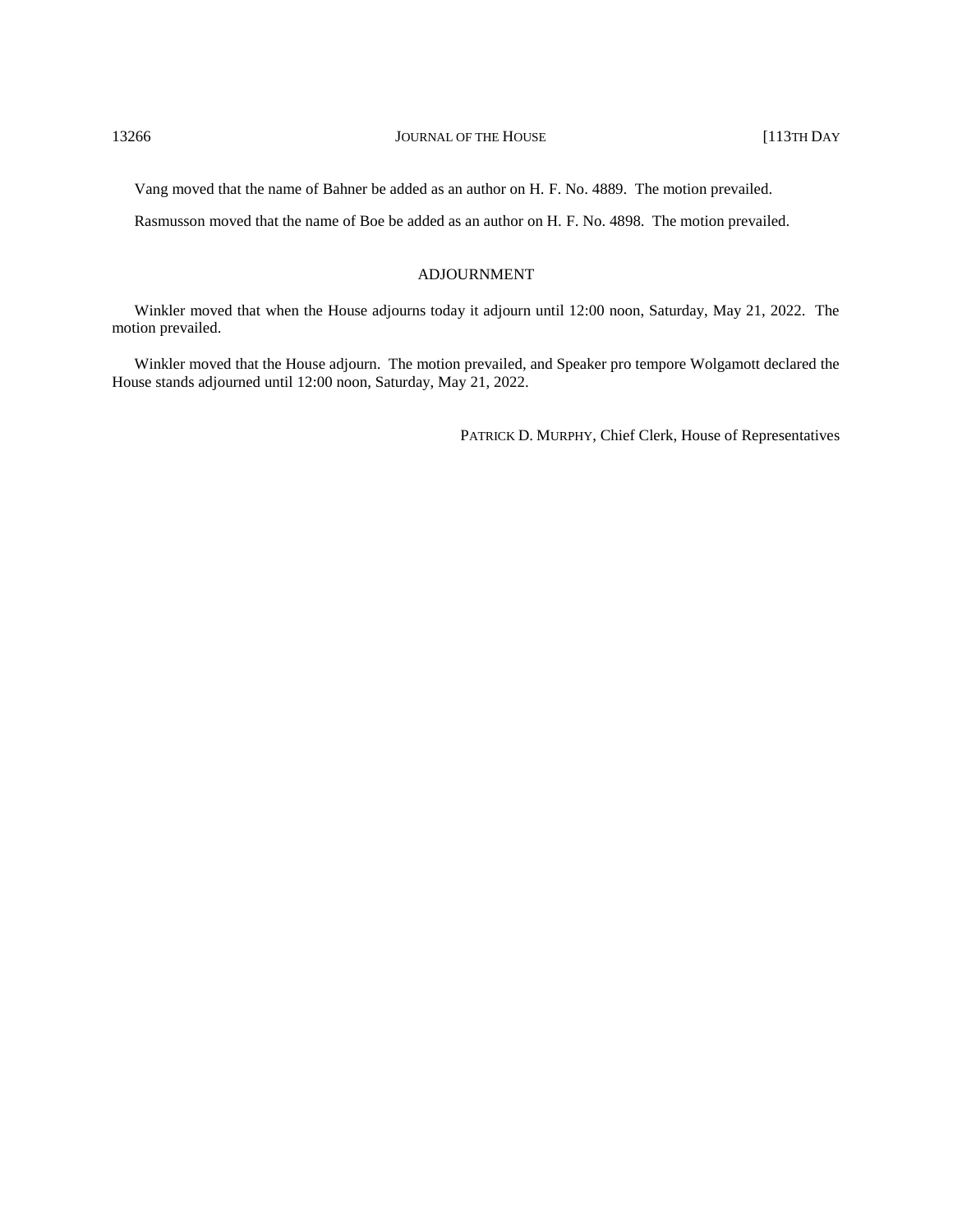Vang moved that the name of Bahner be added as an author on H. F. No. 4889. The motion prevailed.

Rasmusson moved that the name of Boe be added as an author on H. F. No. 4898. The motion prevailed.

## ADJOURNMENT

Winkler moved that when the House adjourns today it adjourn until 12:00 noon, Saturday, May 21, 2022. The motion prevailed.

Winkler moved that the House adjourn. The motion prevailed, and Speaker pro tempore Wolgamott declared the House stands adjourned until 12:00 noon, Saturday, May 21, 2022.

PATRICK D. MURPHY, Chief Clerk, House of Representatives